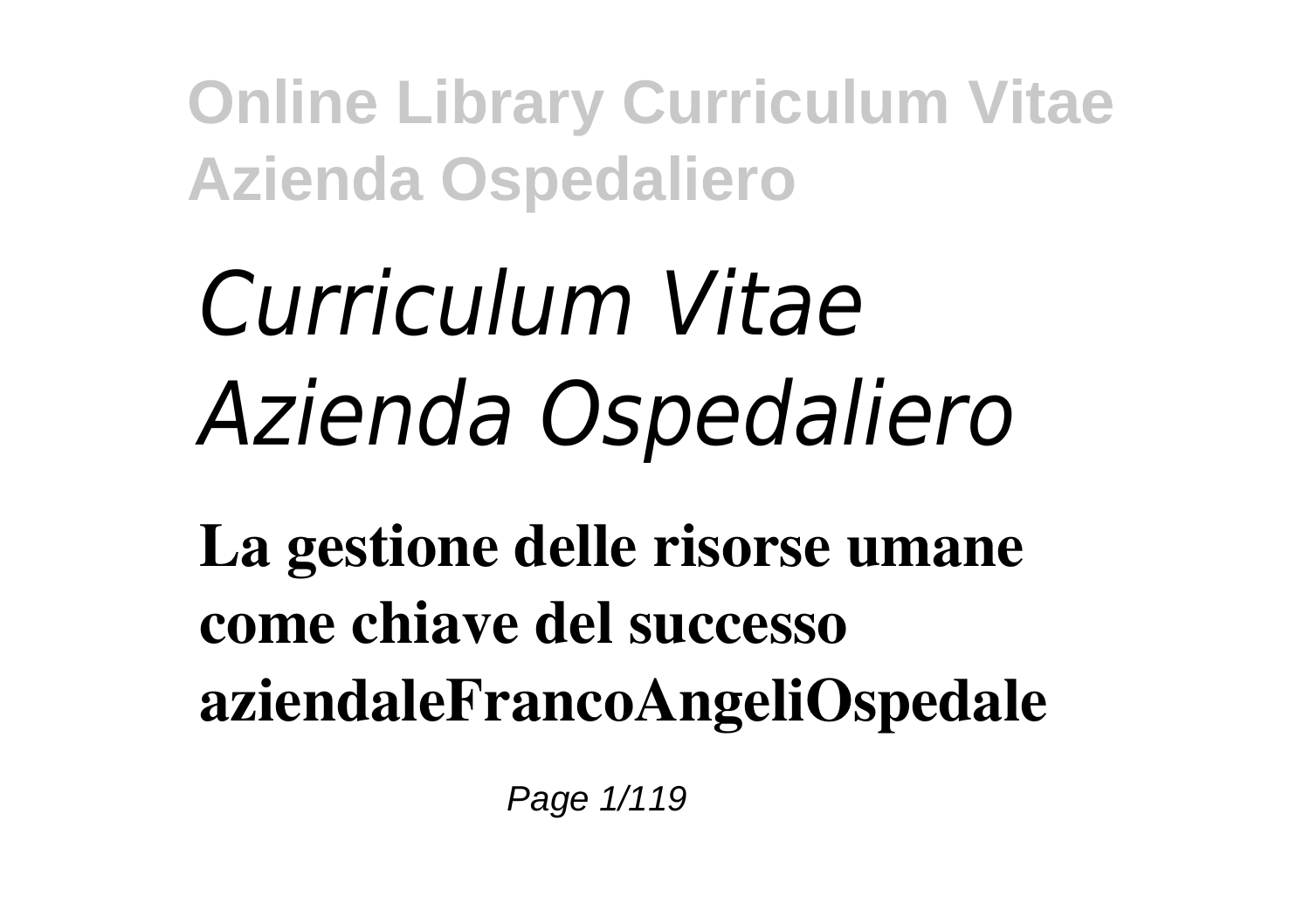# *Curriculum Vitae Azienda Ospedaliero*

**La gestione delle risorse umane come chiave del successo aziendaleFrancoAngeliOspedale**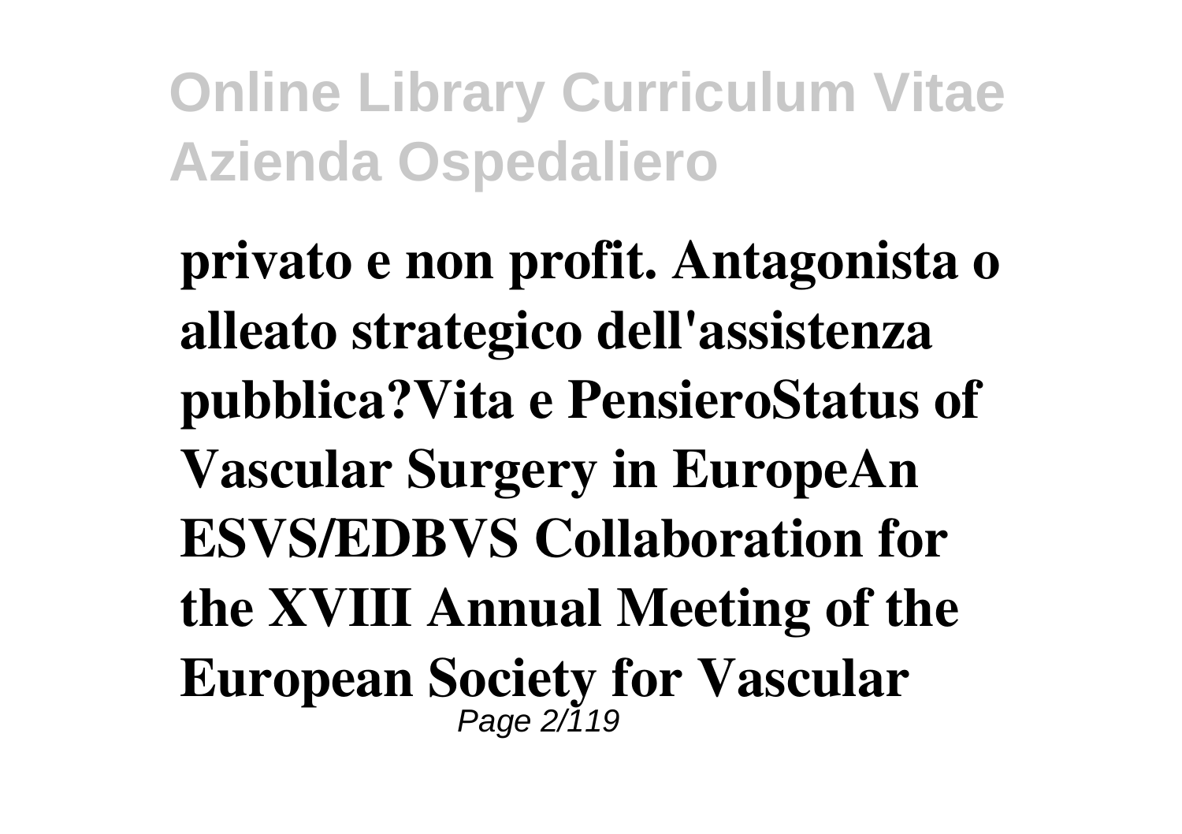**privato e non profit. Antagonista o alleato strategico dell'assistenza pubblica?Vita e PensieroStatus of Vascular Surgery in EuropeAn ESVS/EDBVS Collaboration for the XVIII Annual Meeting of the European Society for Vascular**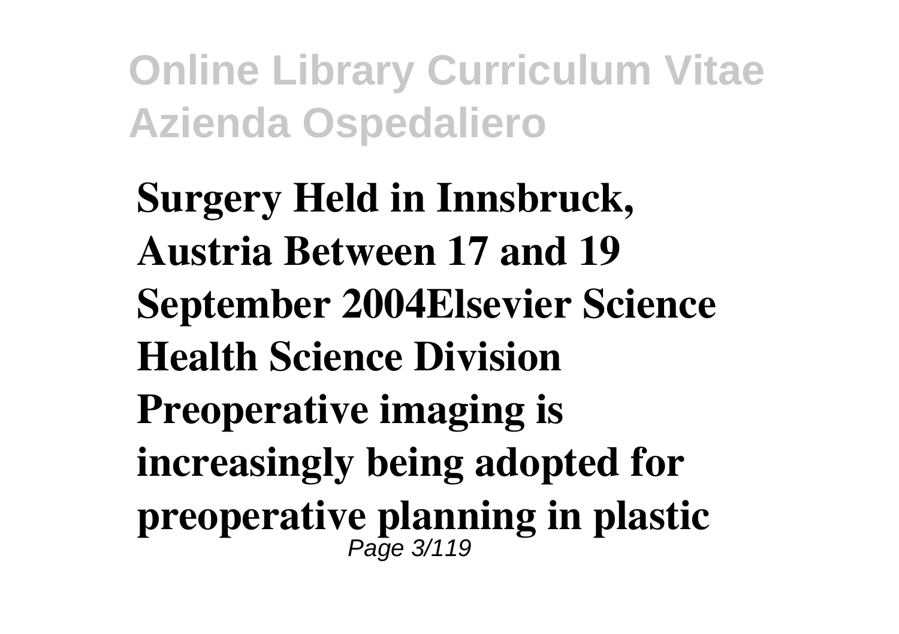**Surgery Held in Innsbruck, Austria Between 17 and 19 September 2004Elsevier Science Health Science Division Preoperative imaging is increasingly being adopted for preoperative planning in plastic**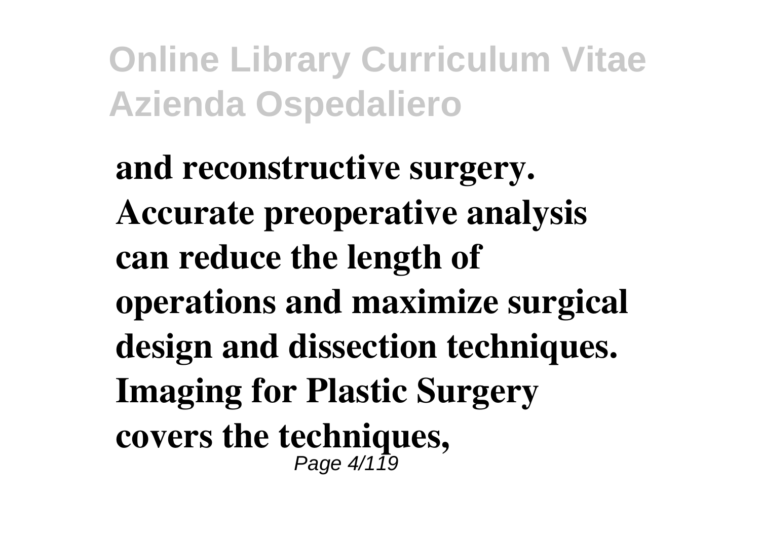**and reconstructive surgery. Accurate preoperative analysis can reduce the length of operations and maximize surgical design and dissection techniques. Imaging for Plastic Surgery covers the techniques,**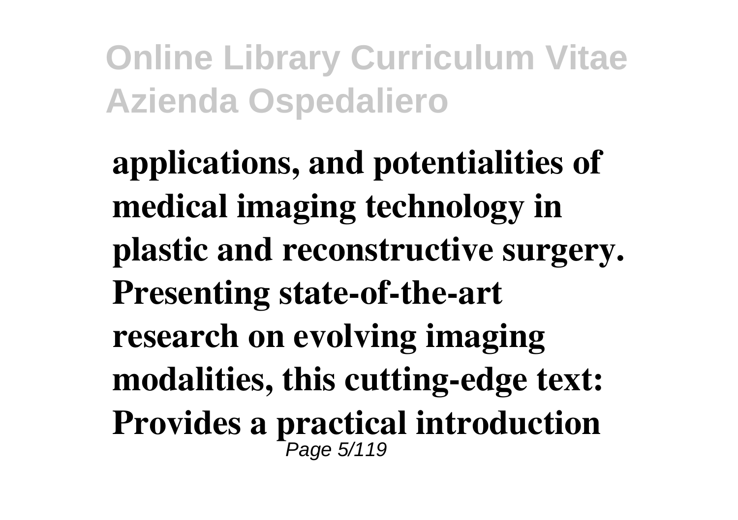**applications, and potentialities of medical imaging technology in plastic and reconstructive surgery. Presenting state-of-the-art research on evolving imaging modalities, this cutting-edge text: Provides a practical introduction**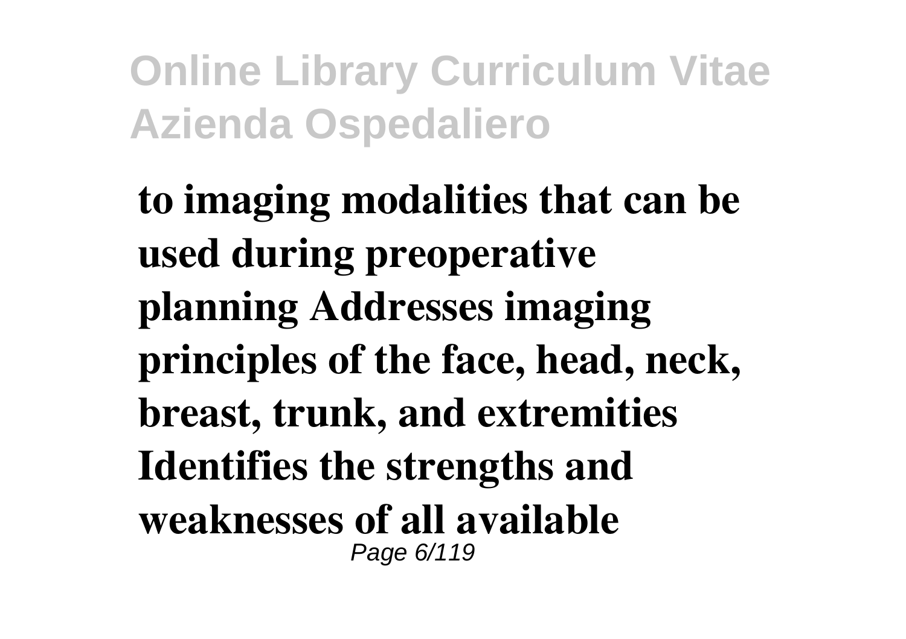**to imaging modalities that can be used during preoperative planning Addresses imaging principles of the face, head, neck, breast, trunk, and extremities Identifies the strengths and weaknesses of all available**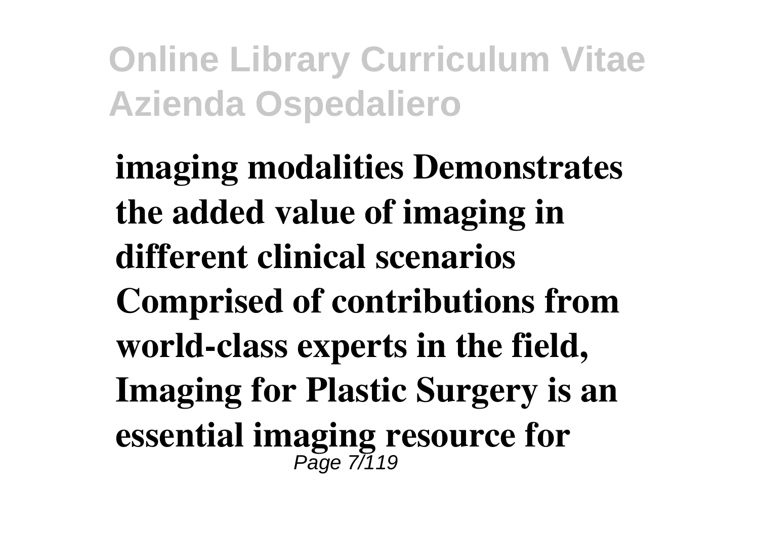**imaging modalities Demonstrates the added value of imaging in different clinical scenarios Comprised of contributions from world-class experts in the field, Imaging for Plastic Surgery is an essential imaging resource for**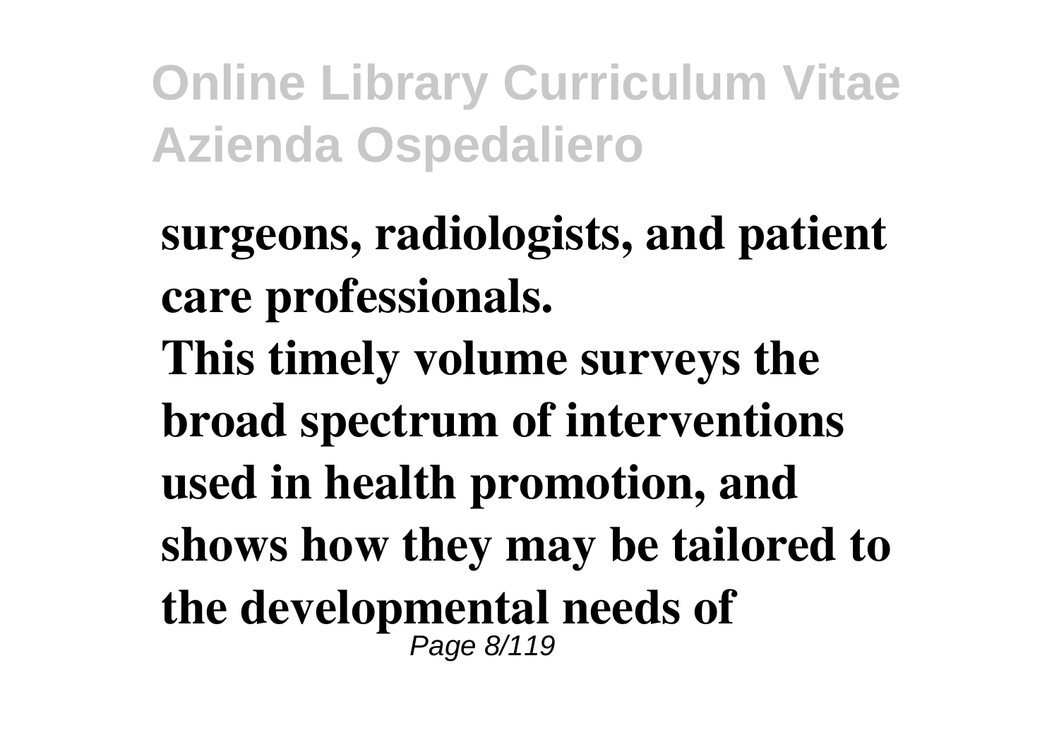**surgeons, radiologists, and patient care professionals.**

**This timely volume surveys the broad spectrum of interventions used in health promotion, and shows how they may be tailored to the developmental needs of**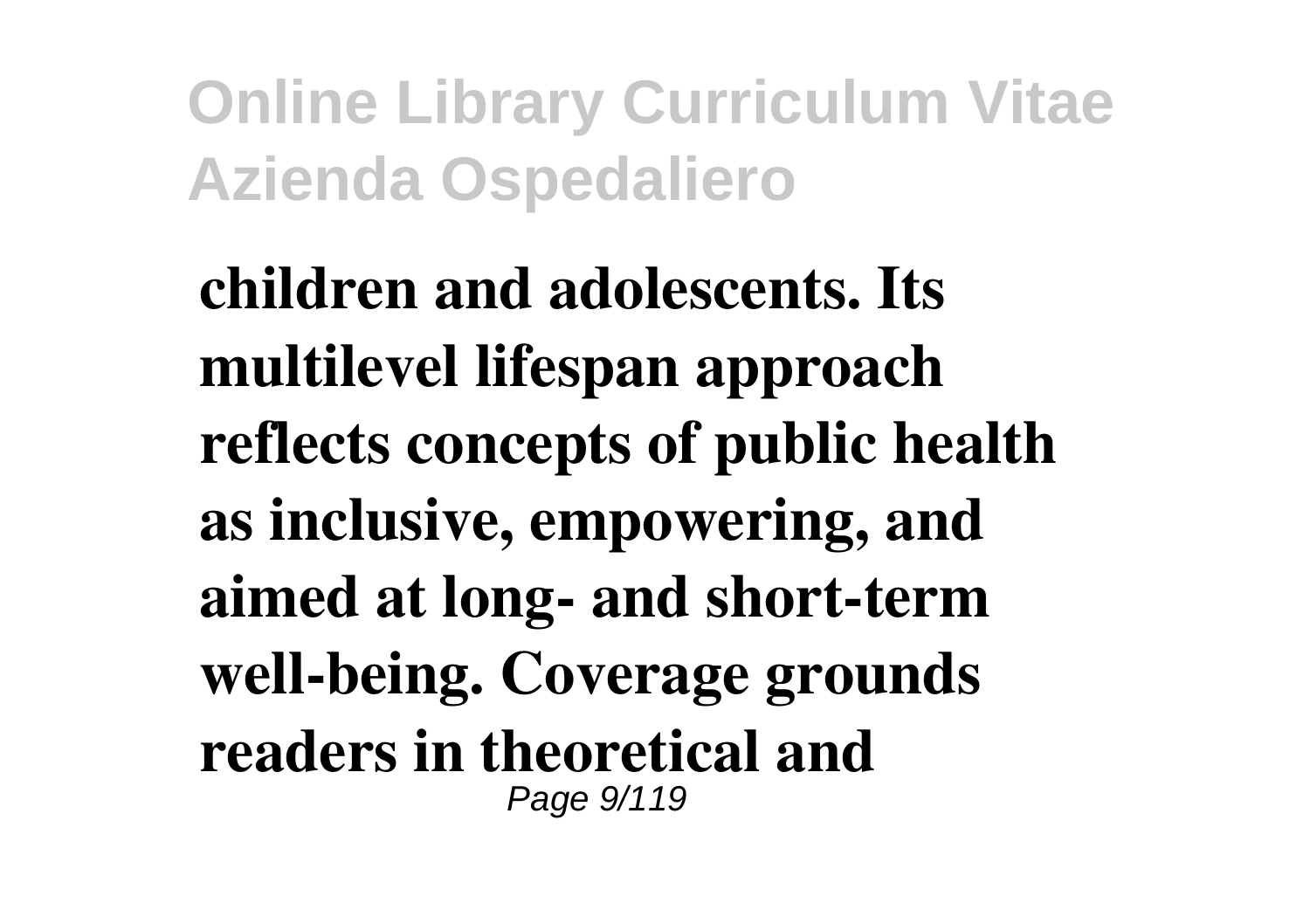**children and adolescents. Its multilevel lifespan approach reflects concepts of public health as inclusive, empowering, and aimed at long- and short-term well-being. Coverage grounds readers in theoretical and**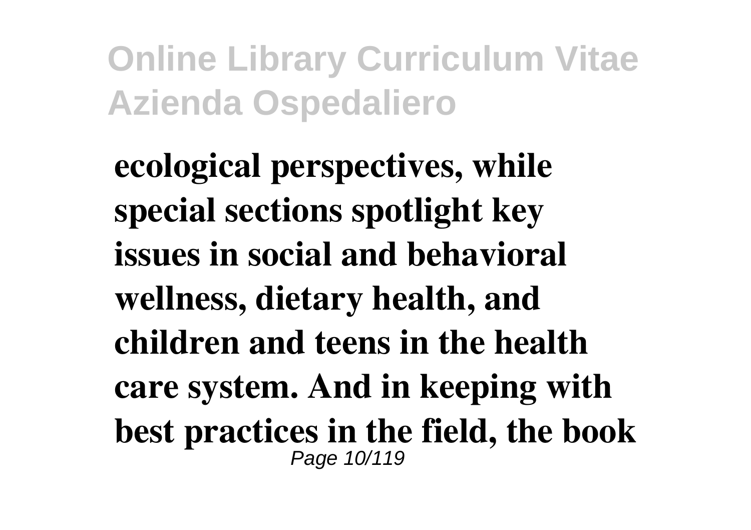**ecological perspectives, while special sections spotlight key issues in social and behavioral wellness, dietary health, and children and teens in the health care system. And in keeping with best practices in the field, the book**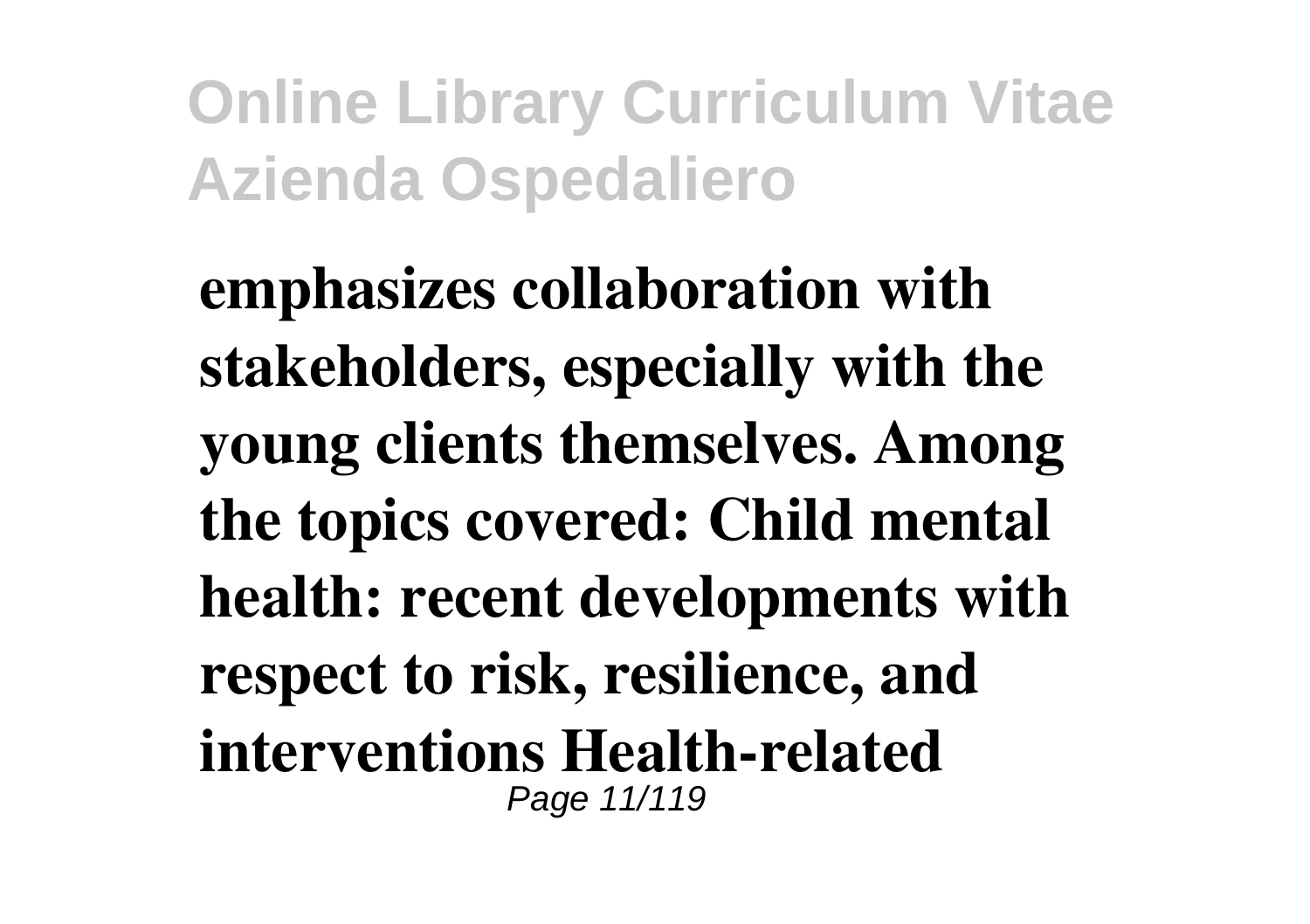**emphasizes collaboration with stakeholders, especially with the young clients themselves. Among the topics covered: Child mental health: recent developments with respect to risk, resilience, and interventions Health-related**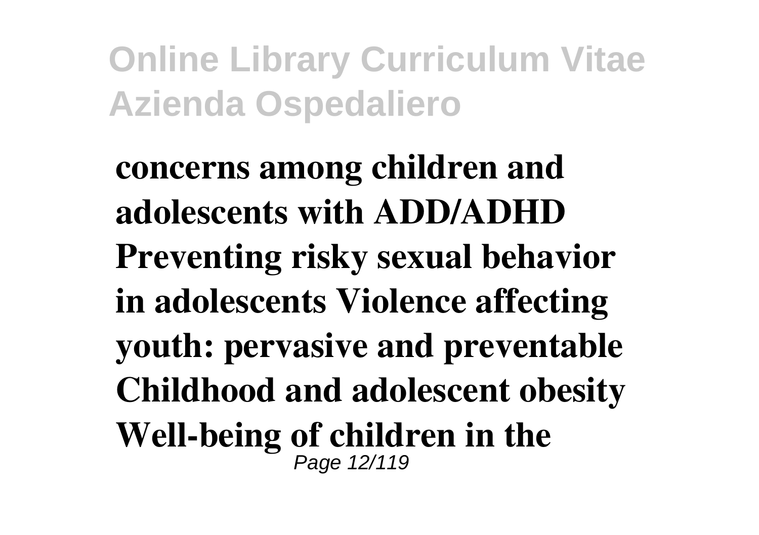**concerns among children and adolescents with ADD/ADHD Preventing risky sexual behavior in adolescents Violence affecting youth: pervasive and preventable Childhood and adolescent obesity Well-being of children in the**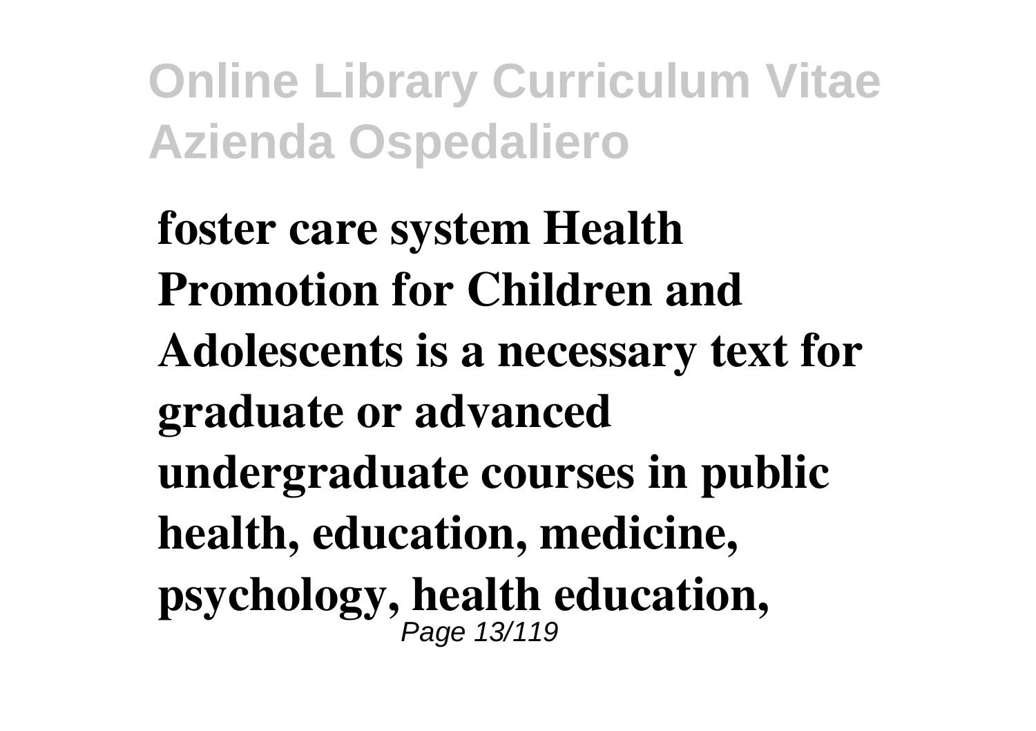**foster care system Health Promotion for Children and Adolescents is a necessary text for graduate or advanced undergraduate courses in public health, education, medicine, psychology, health education,**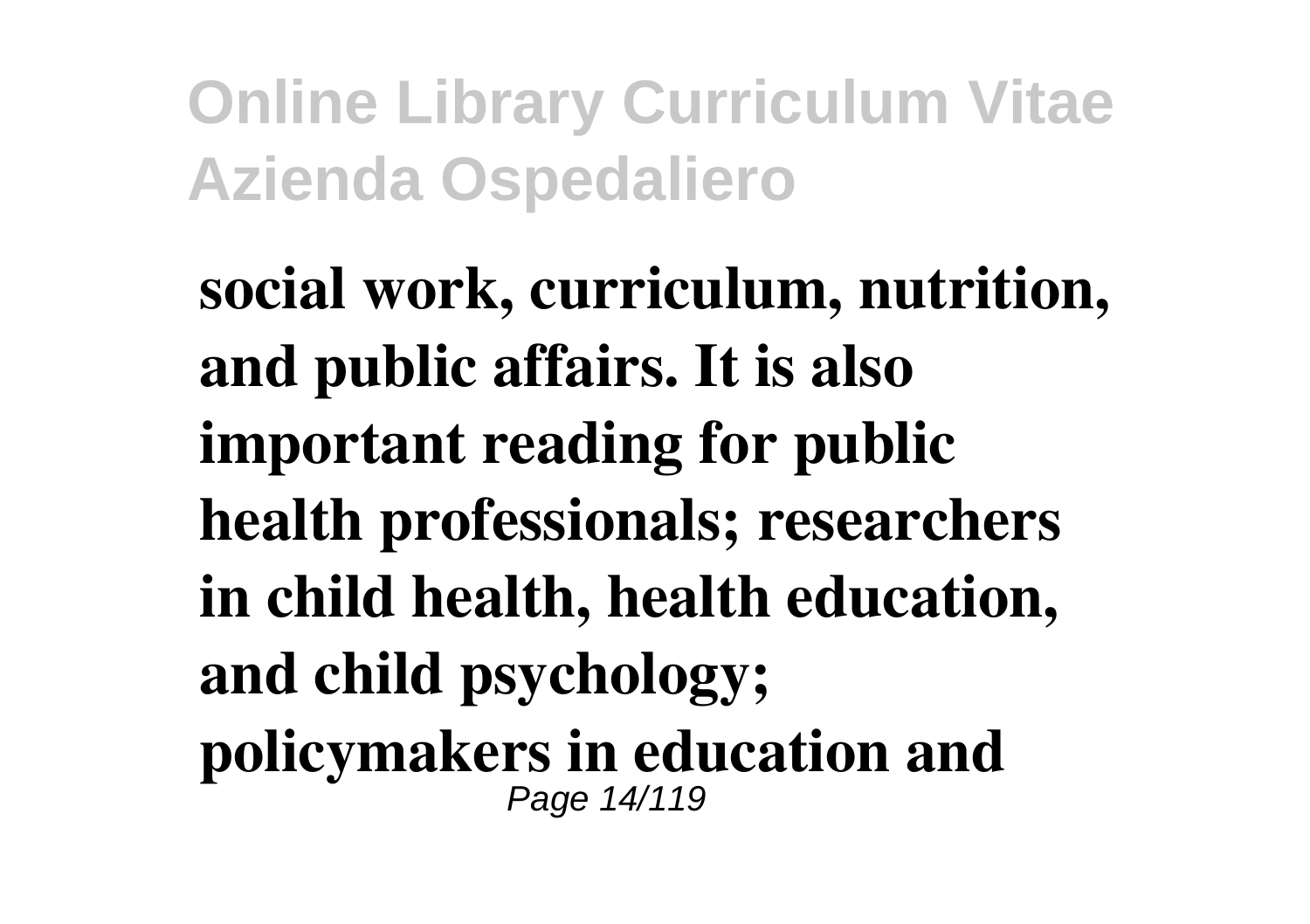**social work, curriculum, nutrition, and public affairs. It is also important reading for public health professionals; researchers in child health, health education, and child psychology; policymakers in education and**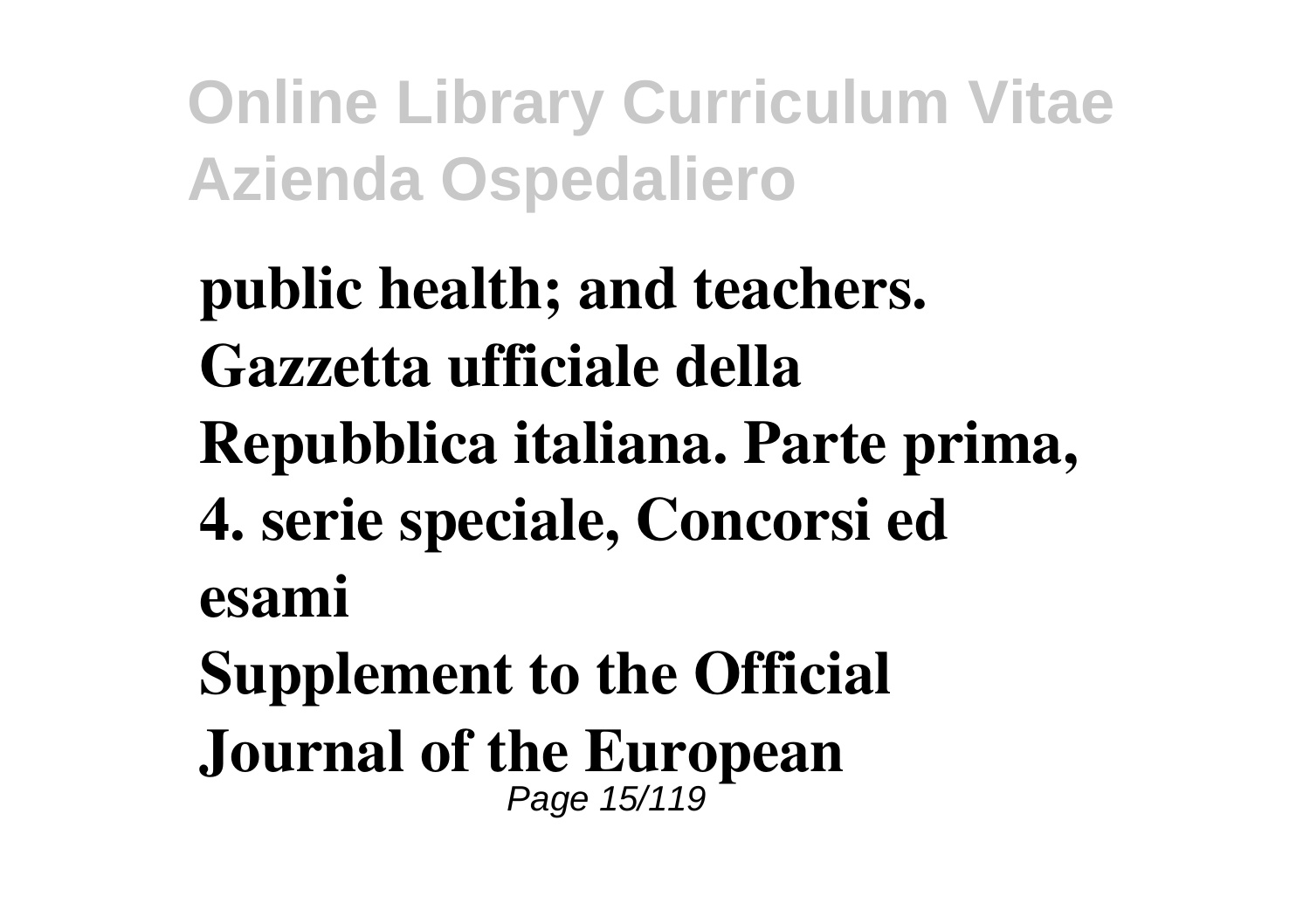**public health; and teachers.**
**Gazzetta ufficiale della Repubblica italiana. Parte prima, 4. serie speciale, Concorsi ed esami**
**Supplement to the Official Journal of the European**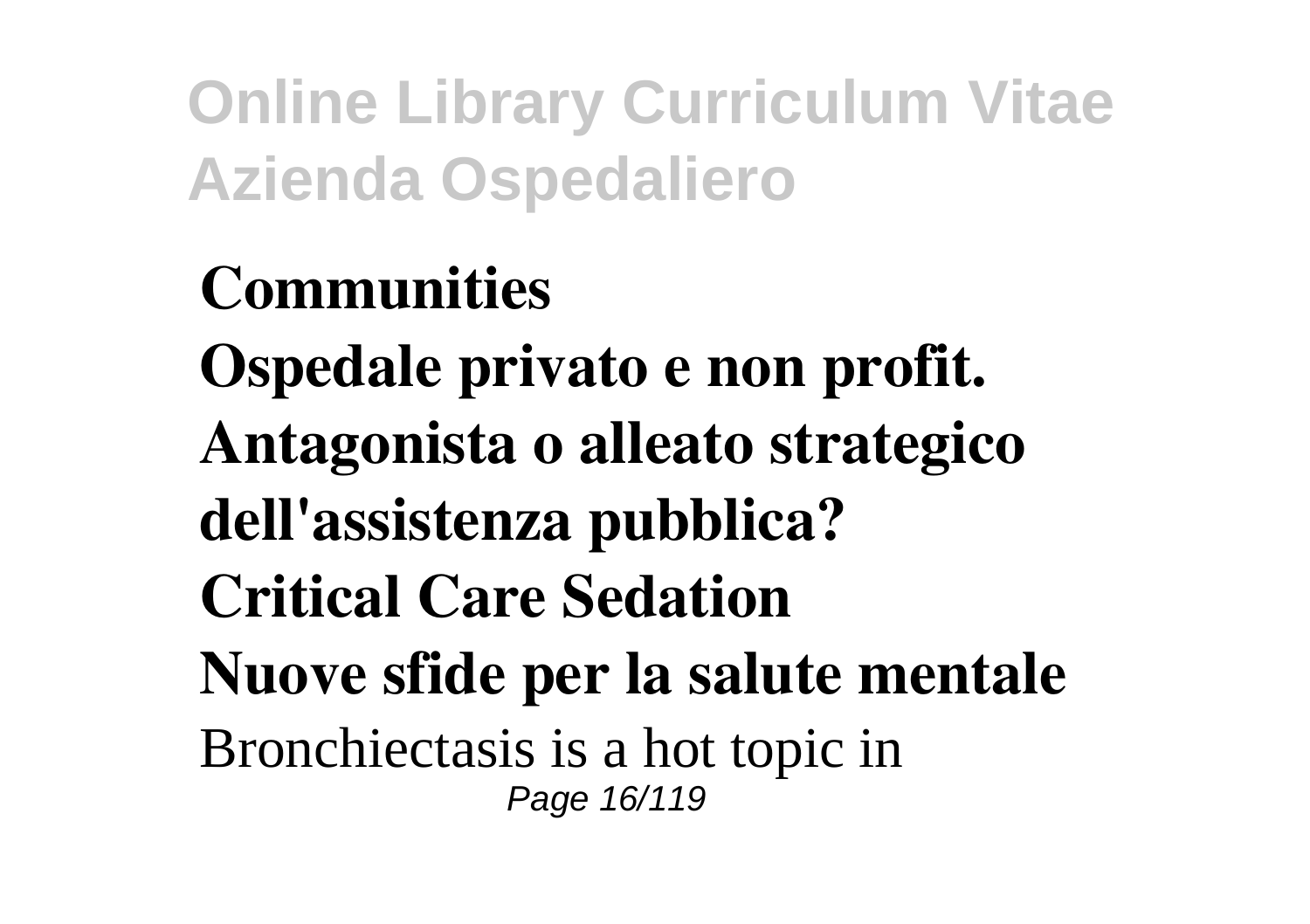**Communities**

**Ospedale privato e non profit. Antagonista o alleato strategico dell'assistenza pubblica?**

**Critical Care Sedation**

**Nuove sfide per la salute mentale**

Bronchiectasis is a hot topic in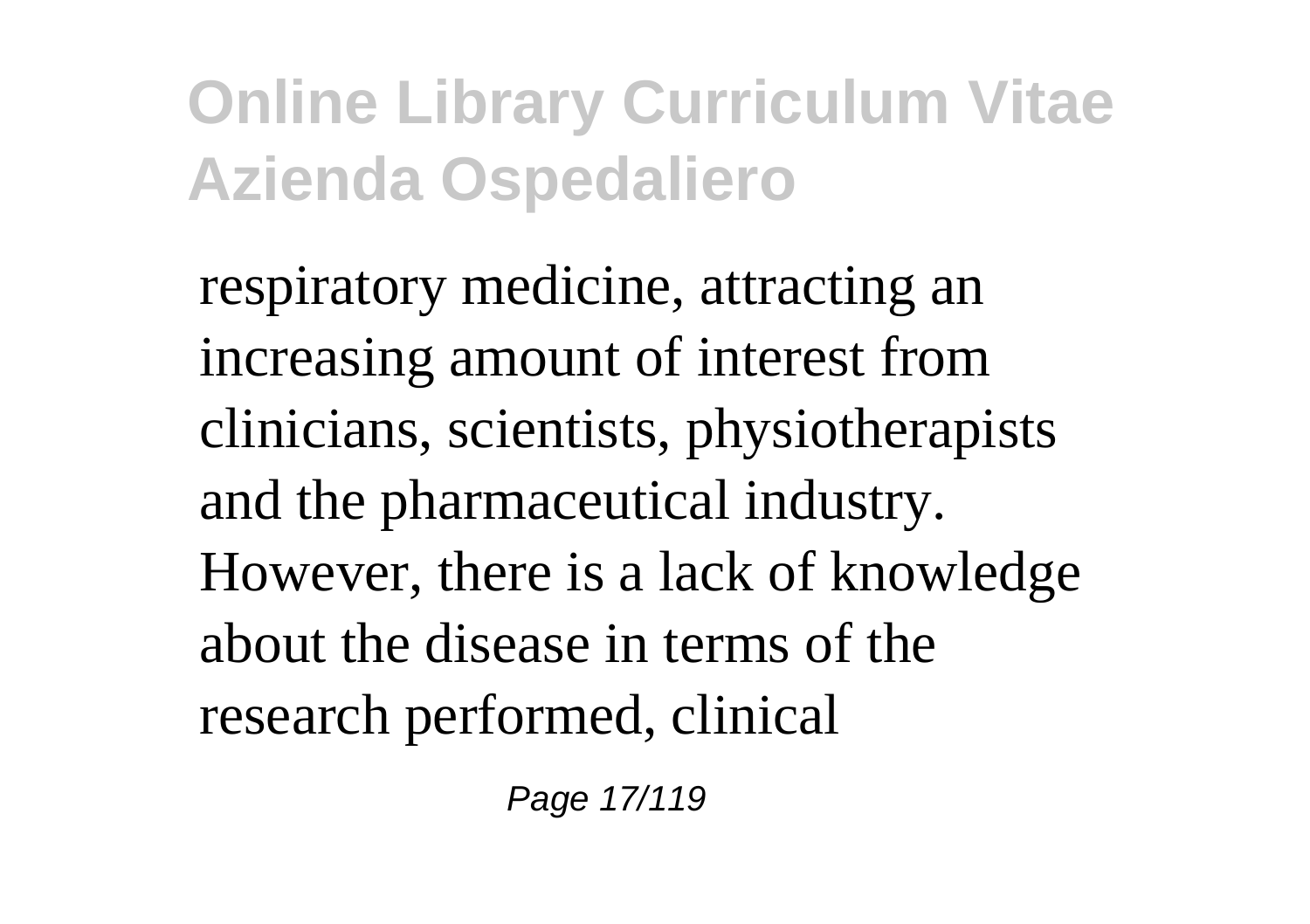respiratory medicine, attracting an increasing amount of interest from clinicians, scientists, physiotherapists and the pharmaceutical industry. However, there is a lack of knowledge about the disease in terms of the research performed, clinical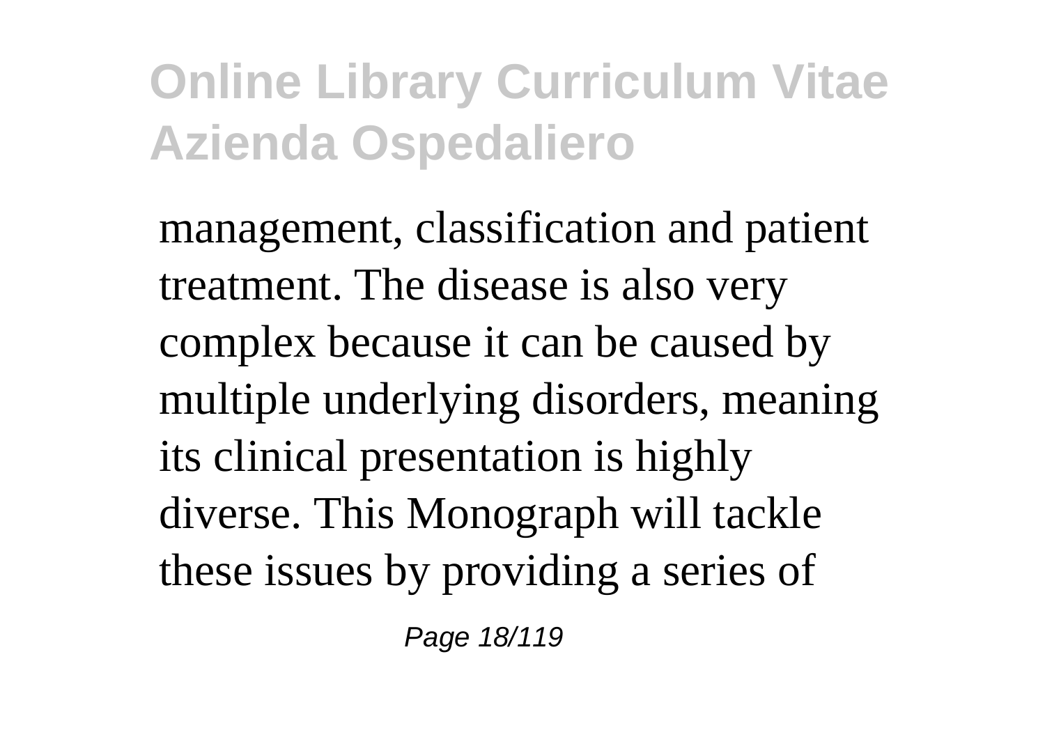management, classification and patient treatment. The disease is also very complex because it can be caused by multiple underlying disorders, meaning its clinical presentation is highly diverse. This Monograph will tackle these issues by providing a series of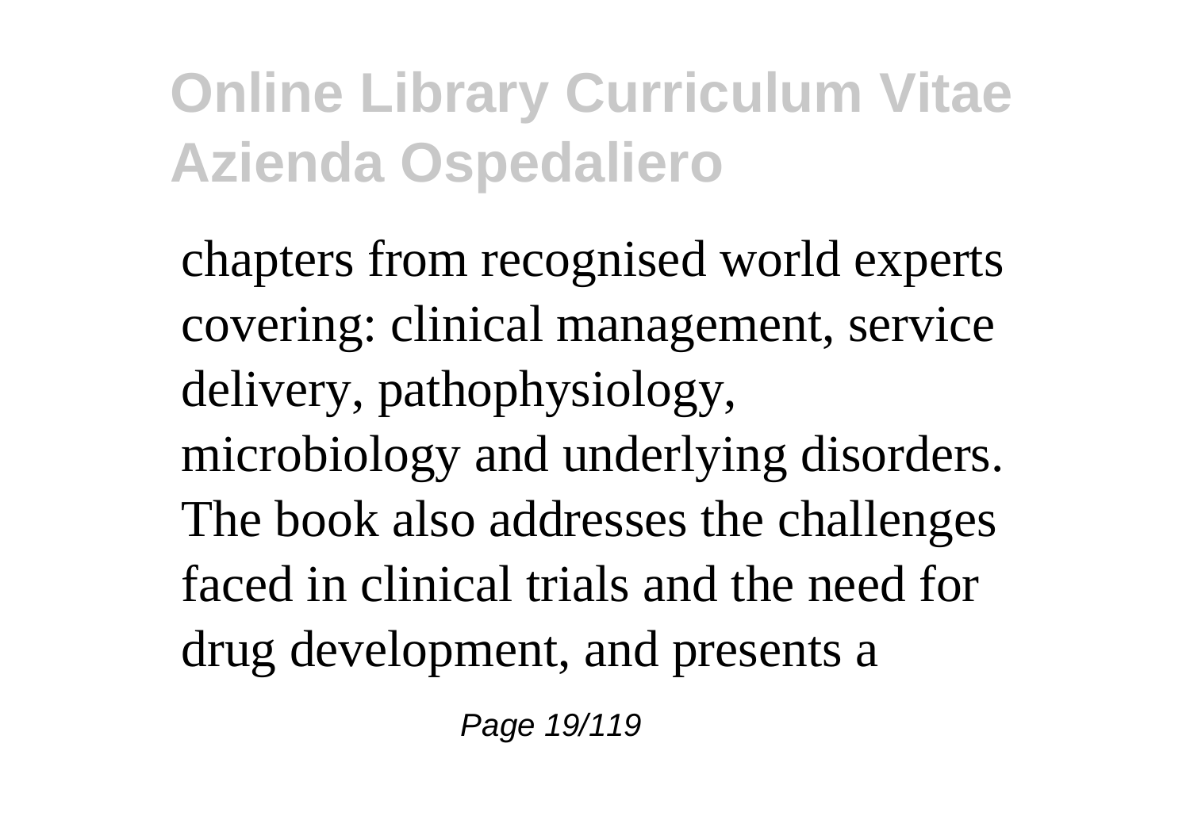chapters from recognised world experts covering: clinical management, service delivery, pathophysiology, microbiology and underlying disorders. The book also addresses the challenges faced in clinical trials and the need for drug development, and presents a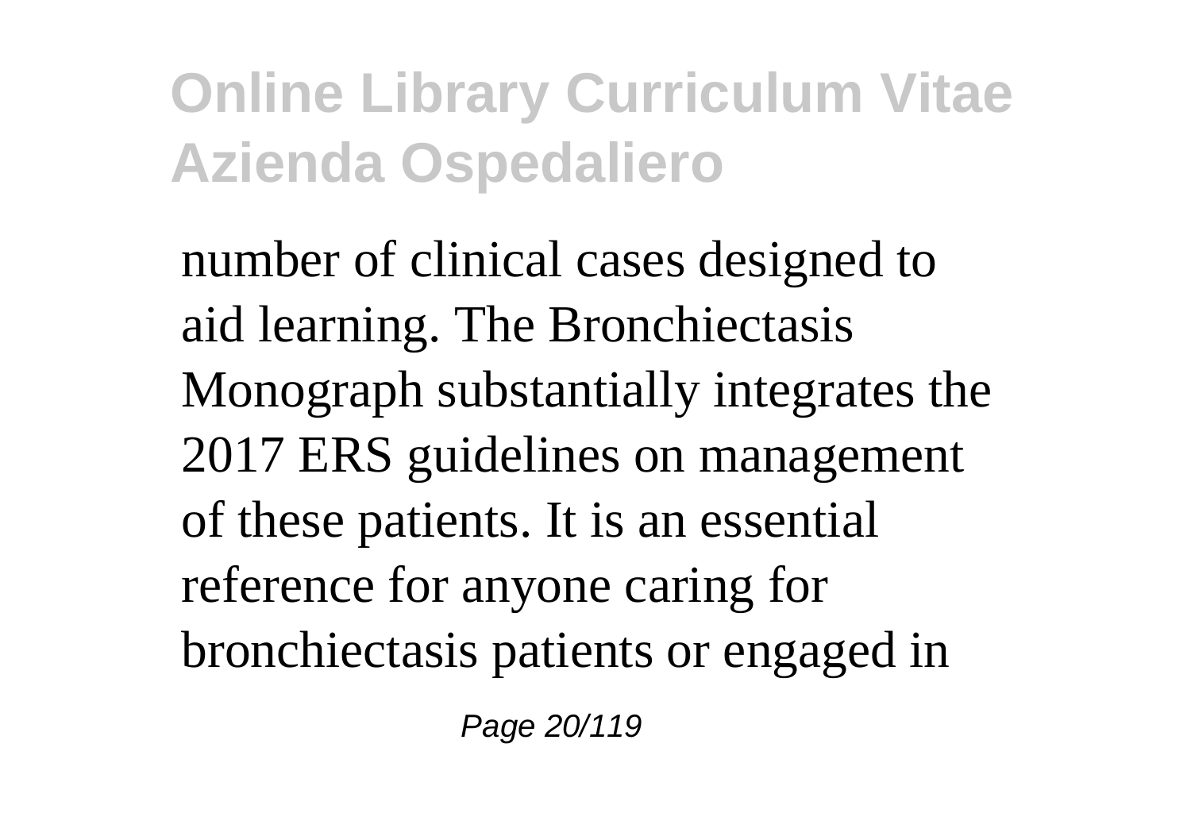number of clinical cases designed to aid learning. The Bronchiectasis Monograph substantially integrates the 2017 ERS guidelines on management of these patients. It is an essential reference for anyone caring for bronchiectasis patients or engaged in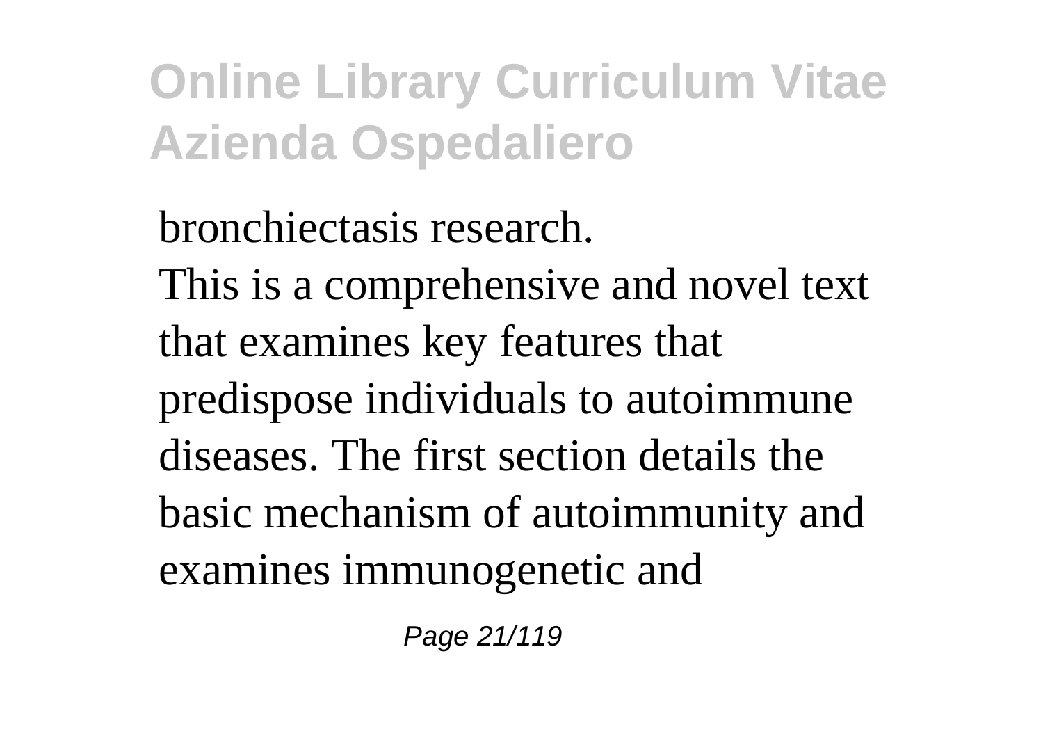bronchiectasis research.

This is a comprehensive and novel text that examines key features that predispose individuals to autoimmune diseases. The first section details the basic mechanism of autoimmunity and examines immunogenetic and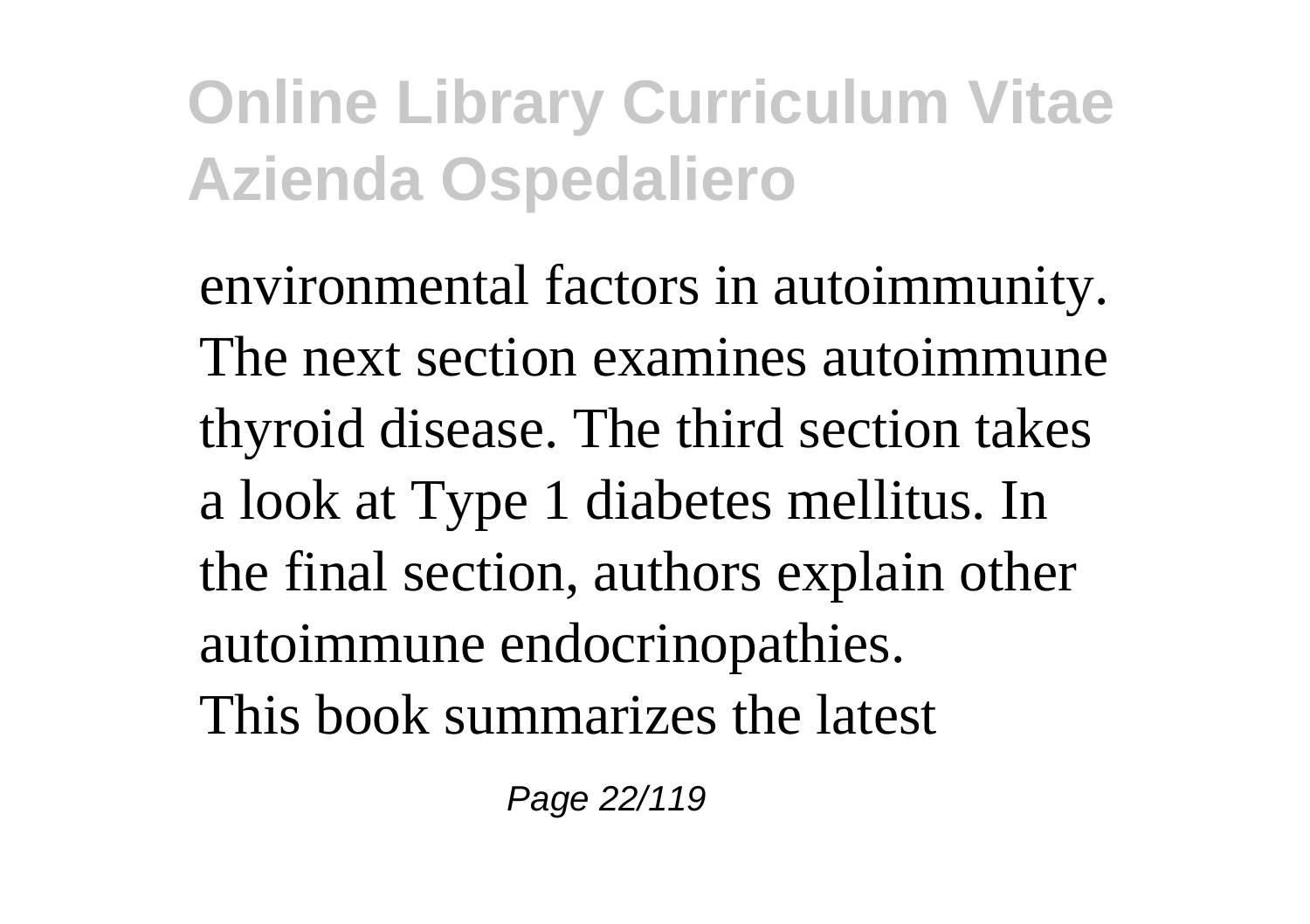environmental factors in autoimmunity. The next section examines autoimmune thyroid disease. The third section takes a look at Type 1 diabetes mellitus. In the final section, authors explain other autoimmune endocrinopathies.

This book summarizes the latest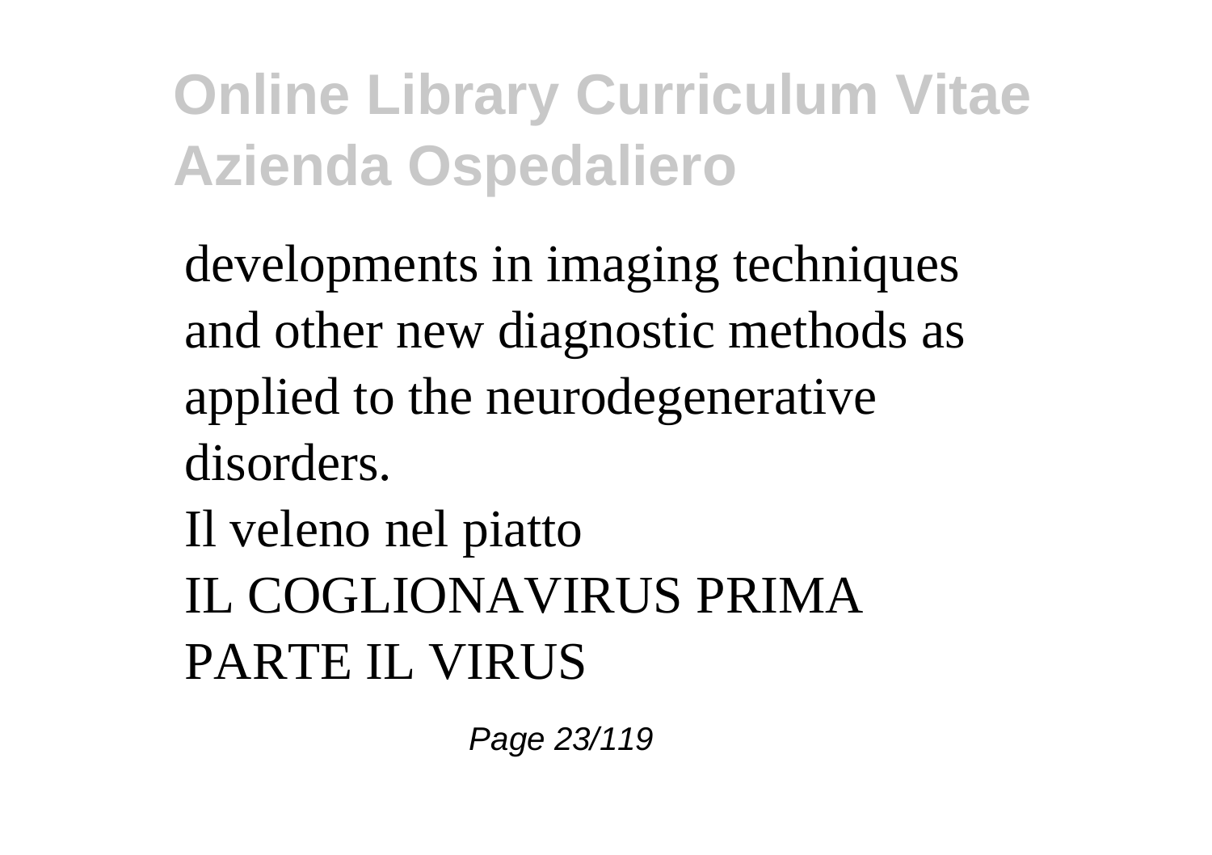developments in imaging techniques and other new diagnostic methods as applied to the neurodegenerative disorders.

Il veleno nel piatto

IL COGLIONAVIRUS PRIMA PARTE IL VIRUS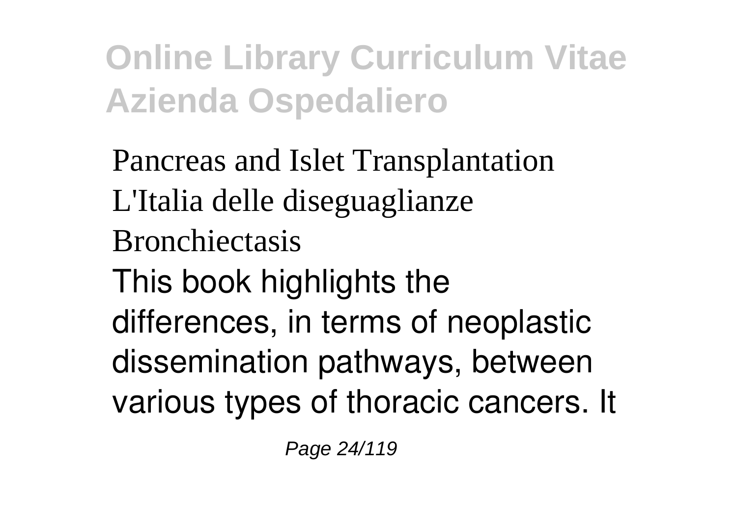Pancreas and Islet Transplantation
L'Italia delle diseguaglianze
Bronchiectasis

This book highlights the differences, in terms of neoplastic dissemination pathways, between various types of thoracic cancers. It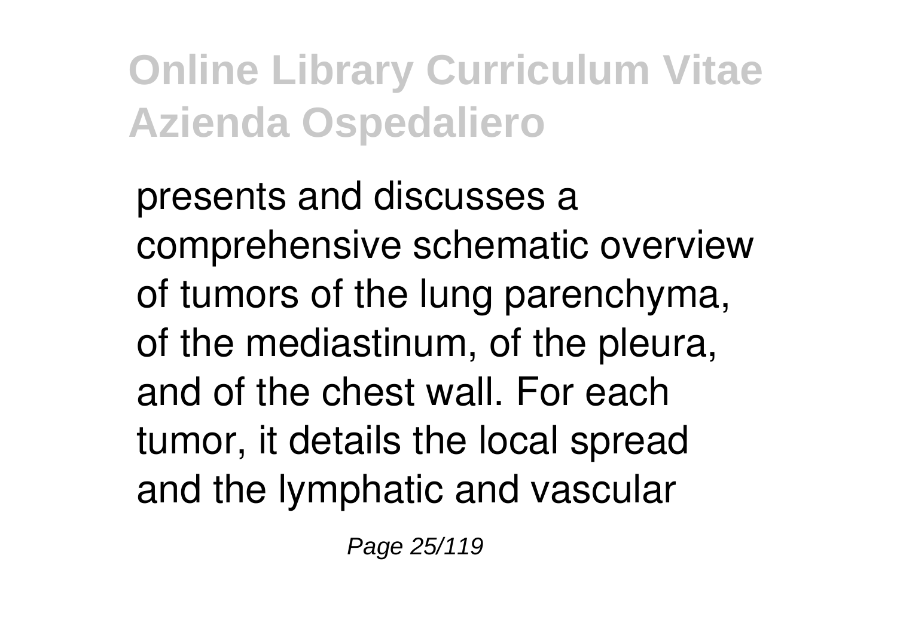presents and discusses a comprehensive schematic overview of tumors of the lung parenchyma, of the mediastinum, of the pleura, and of the chest wall. For each tumor, it details the local spread and the lymphatic and vascular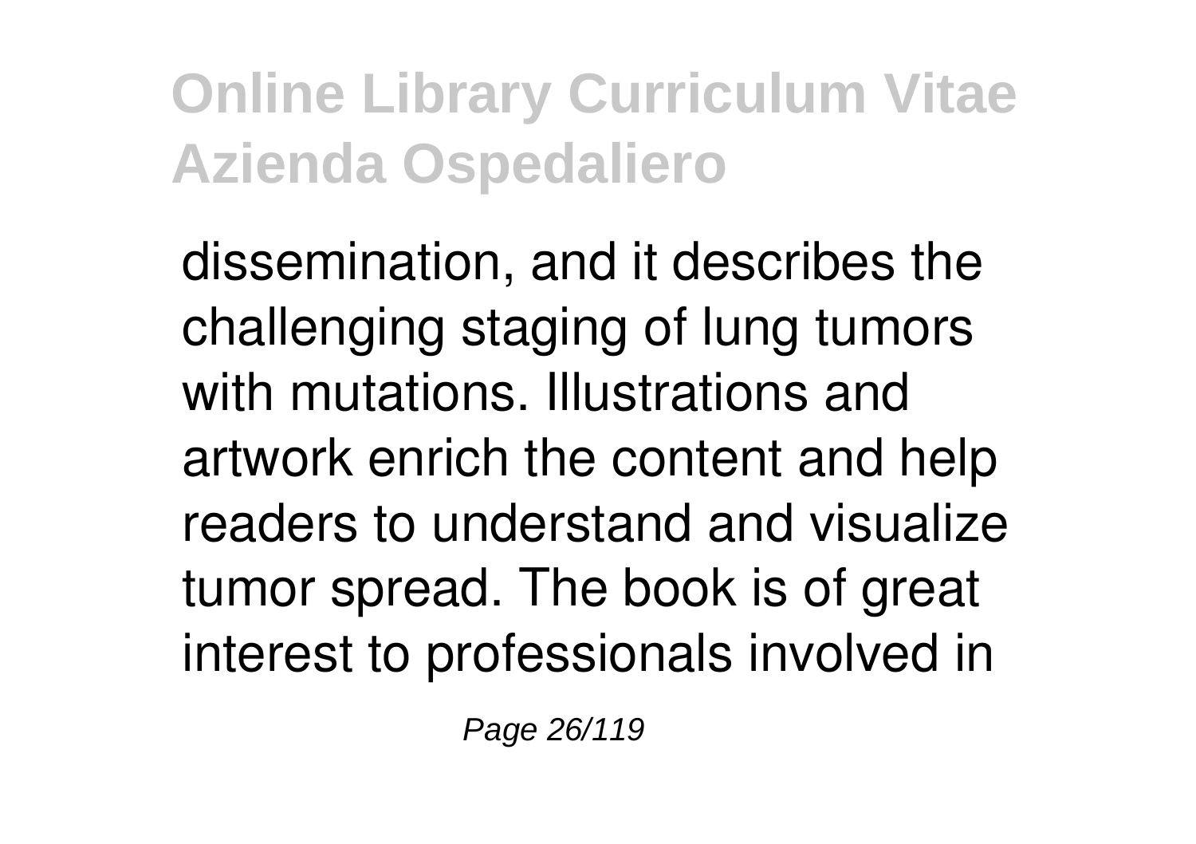dissemination, and it describes the challenging staging of lung tumors with mutations. Illustrations and artwork enrich the content and help readers to understand and visualize tumor spread. The book is of great interest to professionals involved in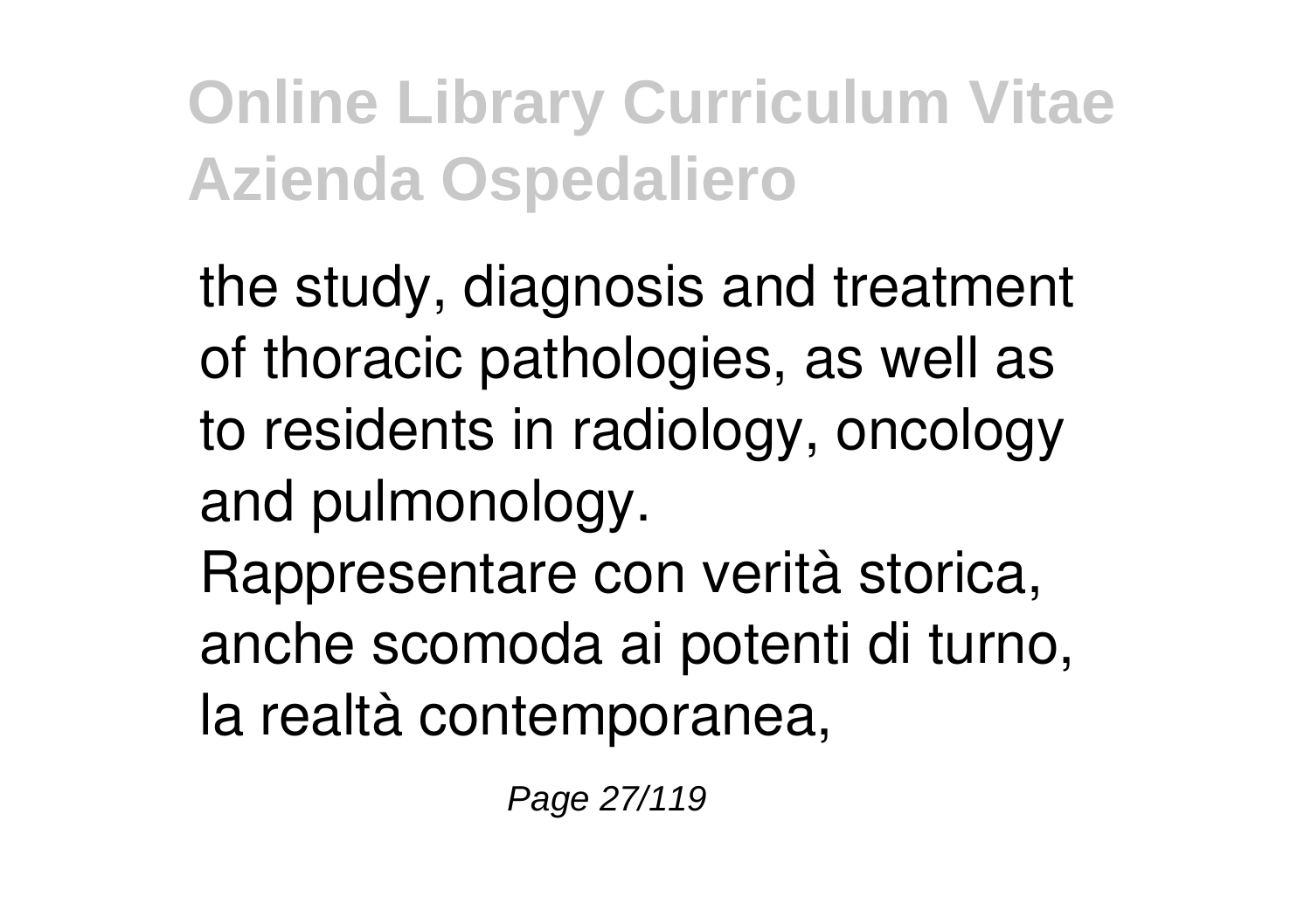the study, diagnosis and treatment of thoracic pathologies, as well as to residents in radiology, oncology and pulmonology.

Rappresentare con verità storica, anche scomoda ai potenti di turno, la realtà contemporanea,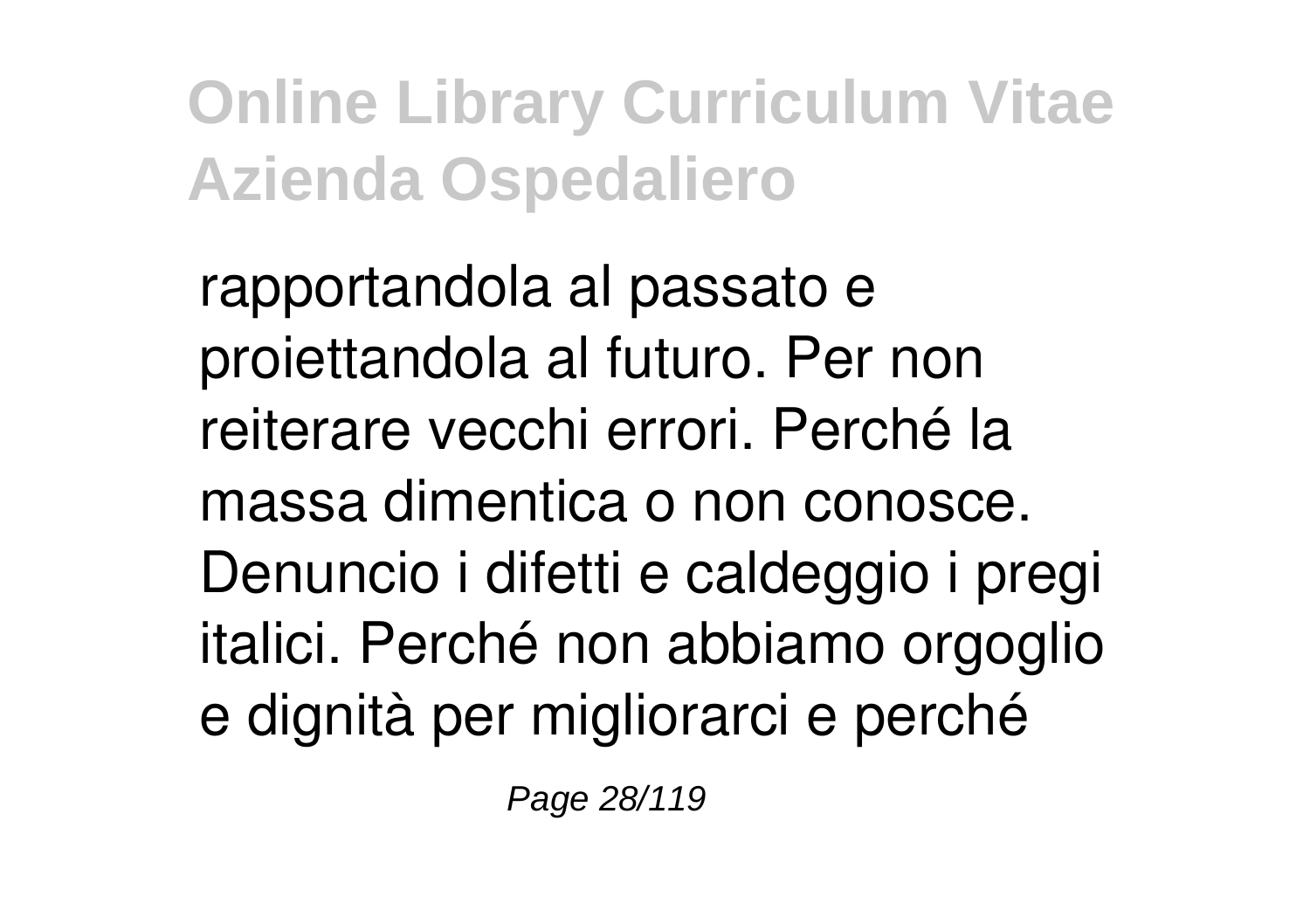rapportandola al passato e proiettandola al futuro. Per non reiterare vecchi errori. Perché la massa dimentica o non conosce. Denuncio i difetti e caldeggio i pregi italici. Perché non abbiamo orgoglio e dignità per migliorarci e perché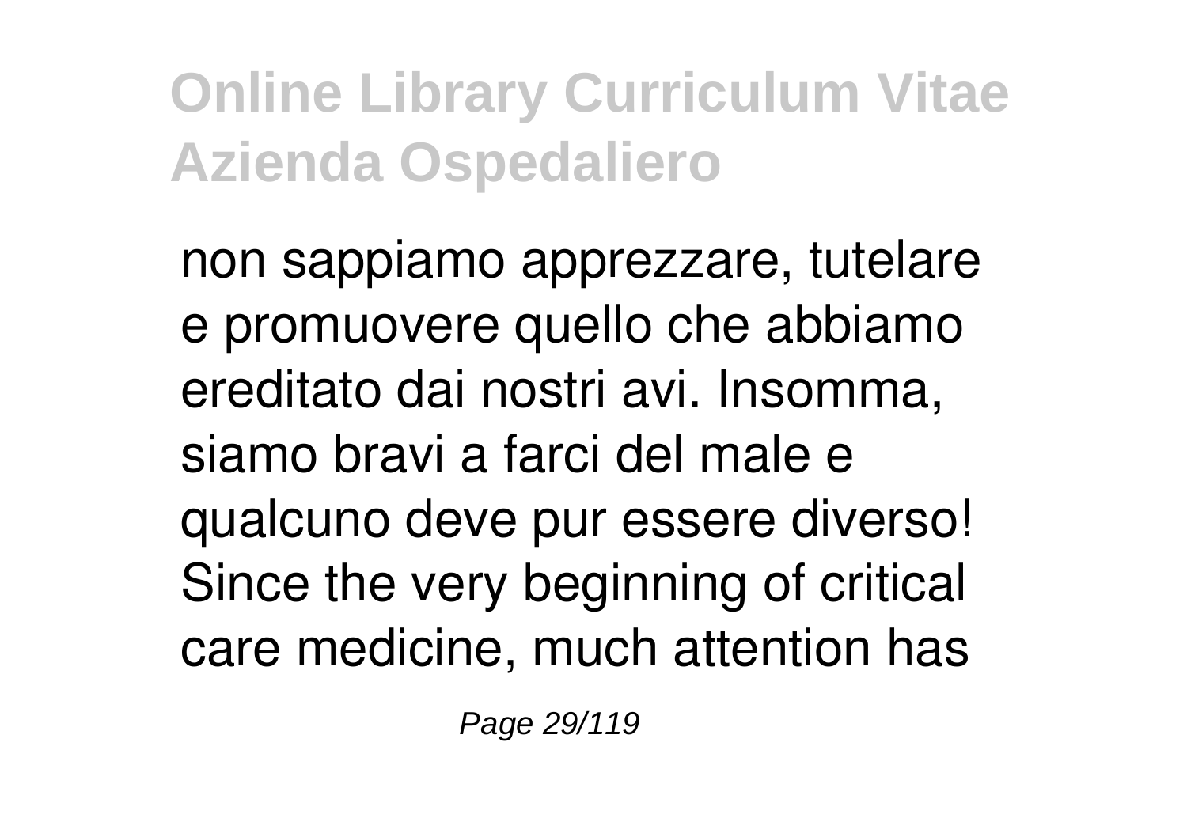non sappiamo apprezzare, tutelare e promuovere quello che abbiamo ereditato dai nostri avi. Insomma, siamo bravi a farci del male e qualcuno deve pur essere diverso! Since the very beginning of critical care medicine, much attention has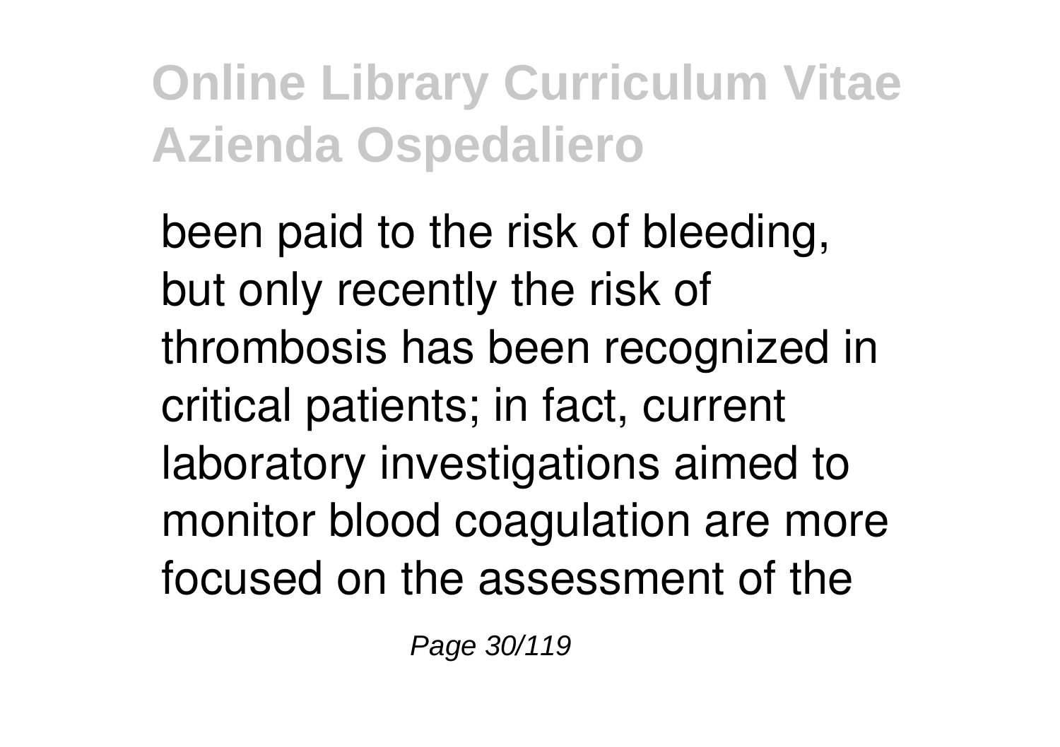been paid to the risk of bleeding, but only recently the risk of thrombosis has been recognized in critical patients; in fact, current laboratory investigations aimed to monitor blood coagulation are more focused on the assessment of the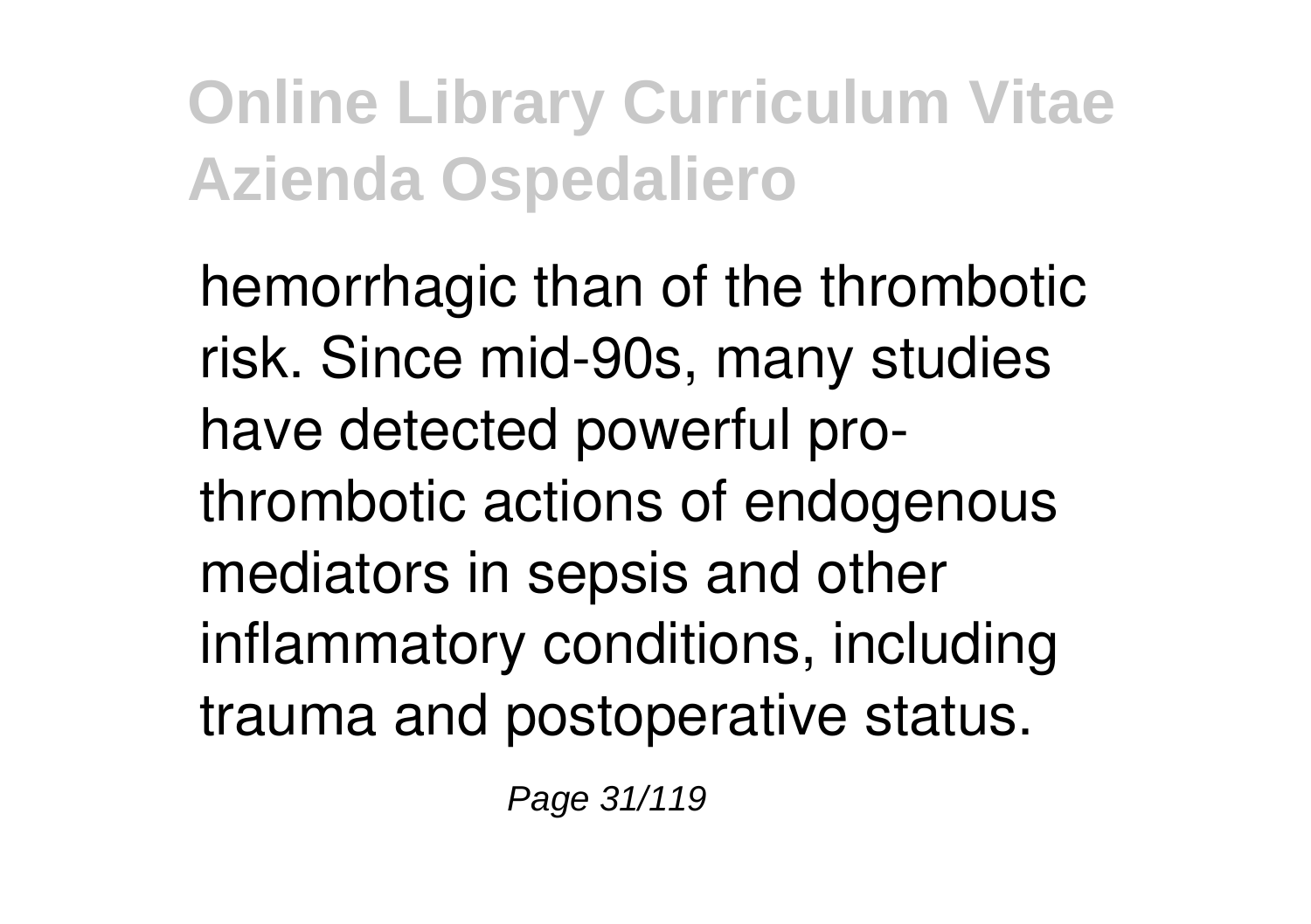hemorrhagic than of the thrombotic risk. Since mid-90s, many studies have detected powerful pro-thrombotic actions of endogenous mediators in sepsis and other inflammatory conditions, including trauma and postoperative status.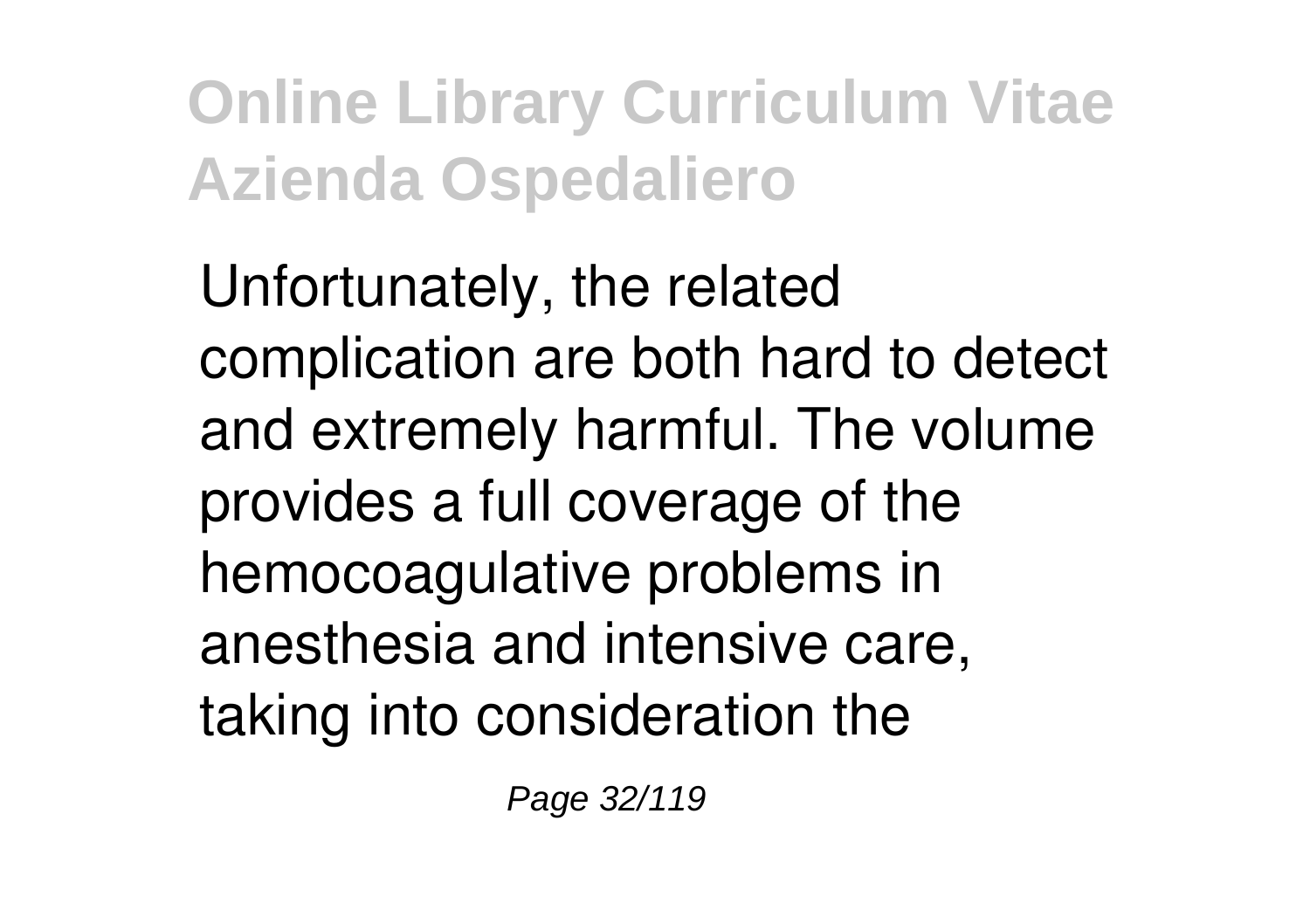Unfortunately, the related complication are both hard to detect and extremely harmful. The volume provides a full coverage of the hemocoagulative problems in anesthesia and intensive care, taking into consideration the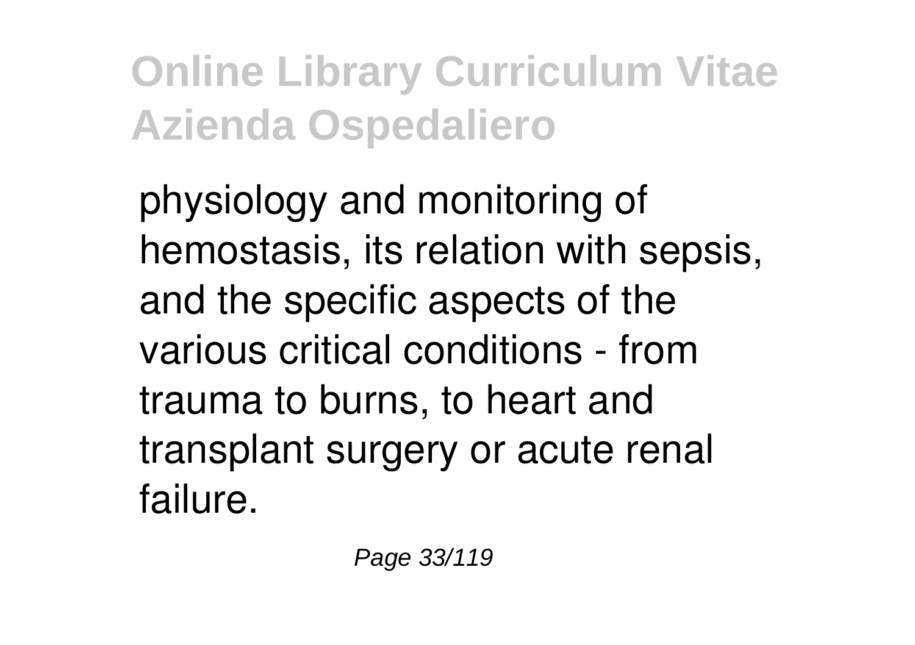physiology and monitoring of hemostasis, its relation with sepsis, and the specific aspects of the various critical conditions - from trauma to burns, to heart and transplant surgery or acute renal failure.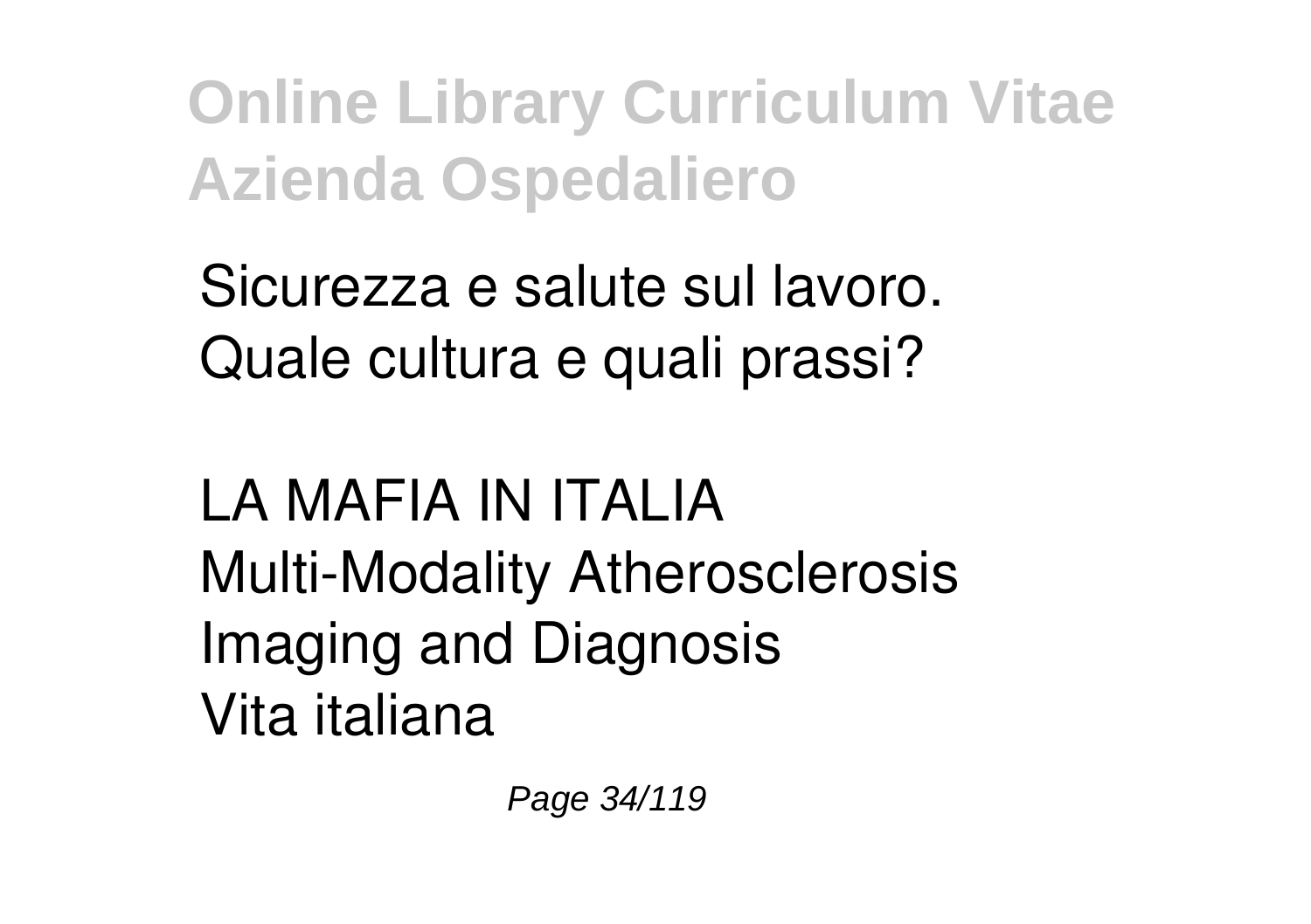Sicurezza e salute sul lavoro. Quale cultura e quali prassi?

LA MAFIA IN ITALIA
Multi-Modality Atherosclerosis Imaging and Diagnosis
Vita italiana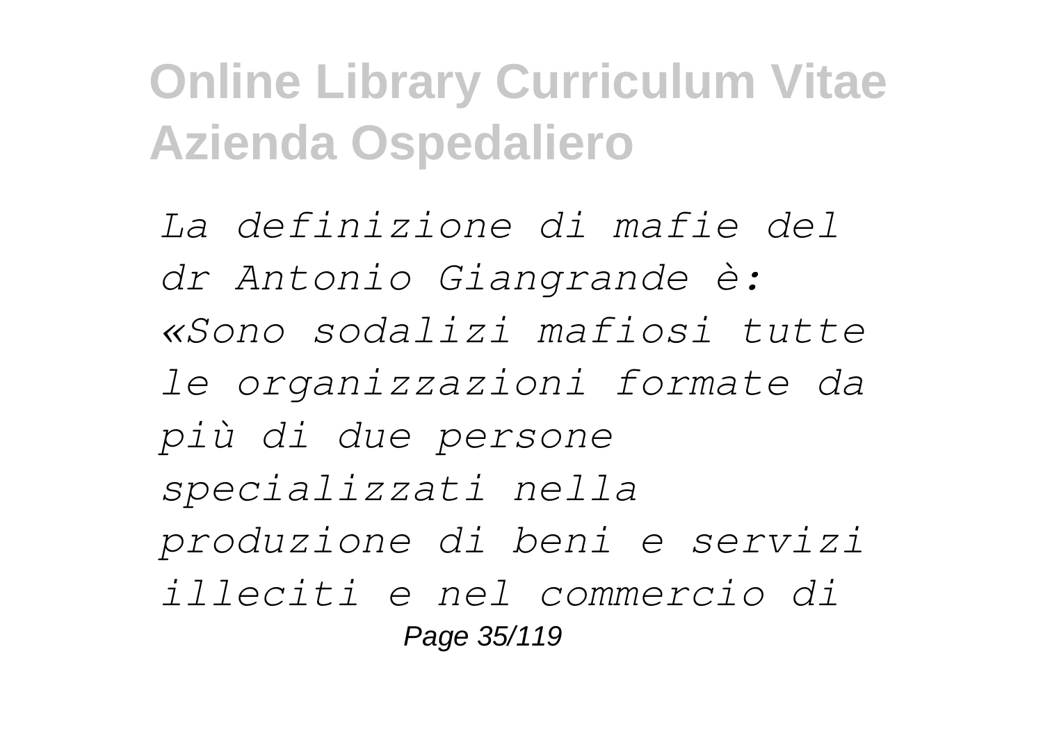*La definizione di mafie del dr Antonio Giangrande è: «Sono sodalizi mafiosi tutte le organizzazioni formate da più di due persone specializzati nella produzione di beni e servizi illeciti e nel commercio di*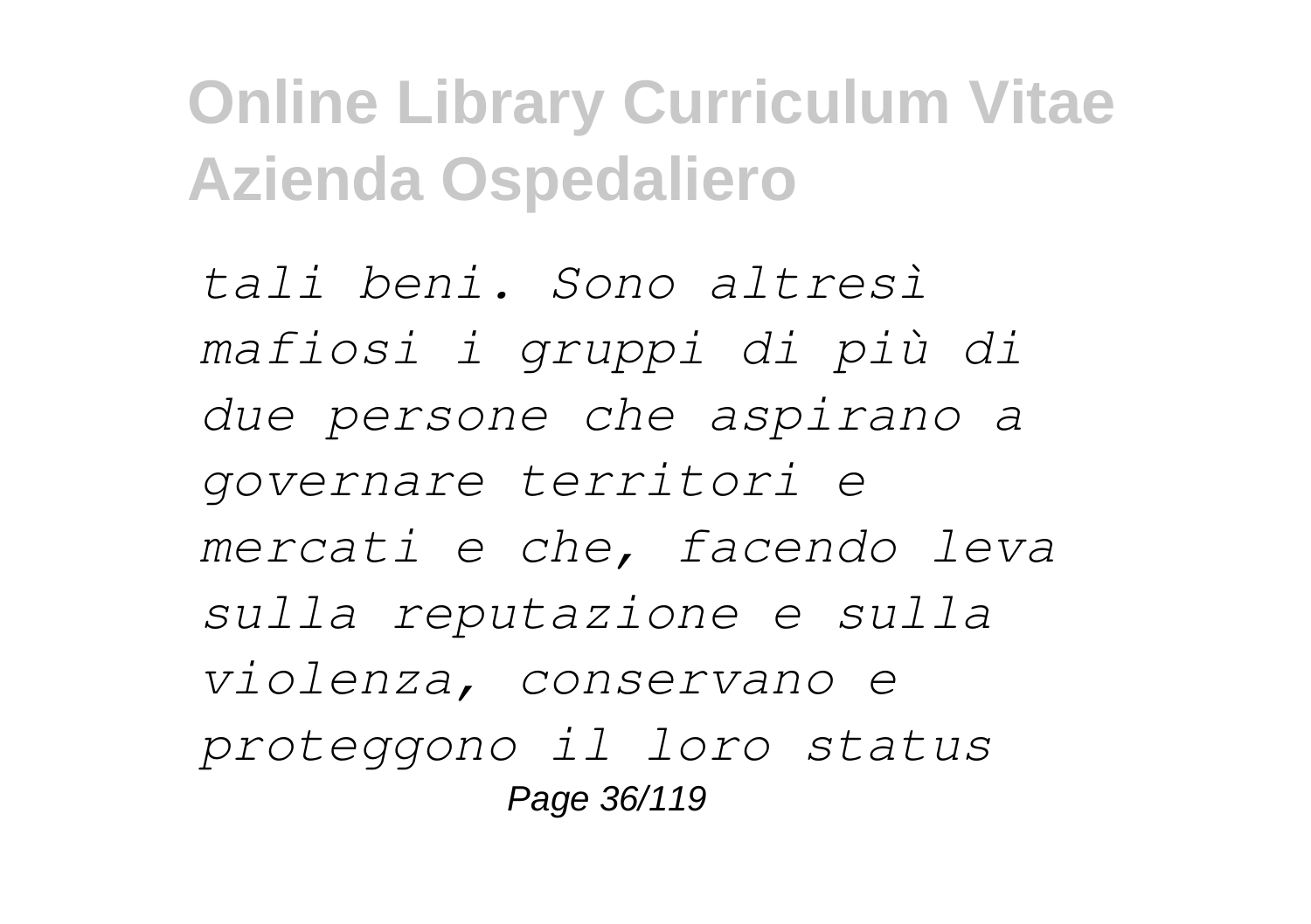*tali beni. Sono altresì mafiosi i gruppi di più di due persone che aspirano a governare territori e mercati e che, facendo leva sulla reputazione e sulla violenza, conservano e proteggono il loro status*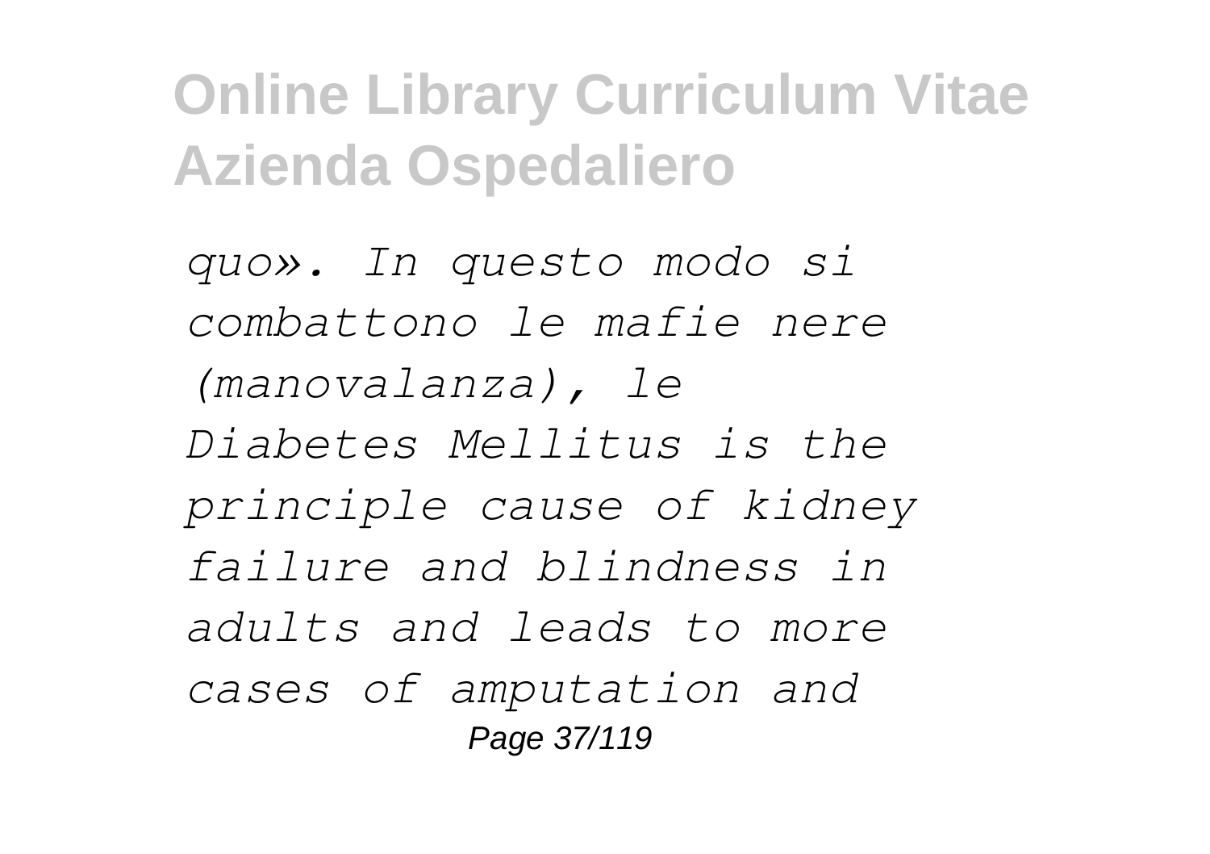*quo». In questo modo si combattono le mafie nere (manovalanza), le*

*Diabetes Mellitus is the principle cause of kidney failure and blindness in adults and leads to more cases of amputation and*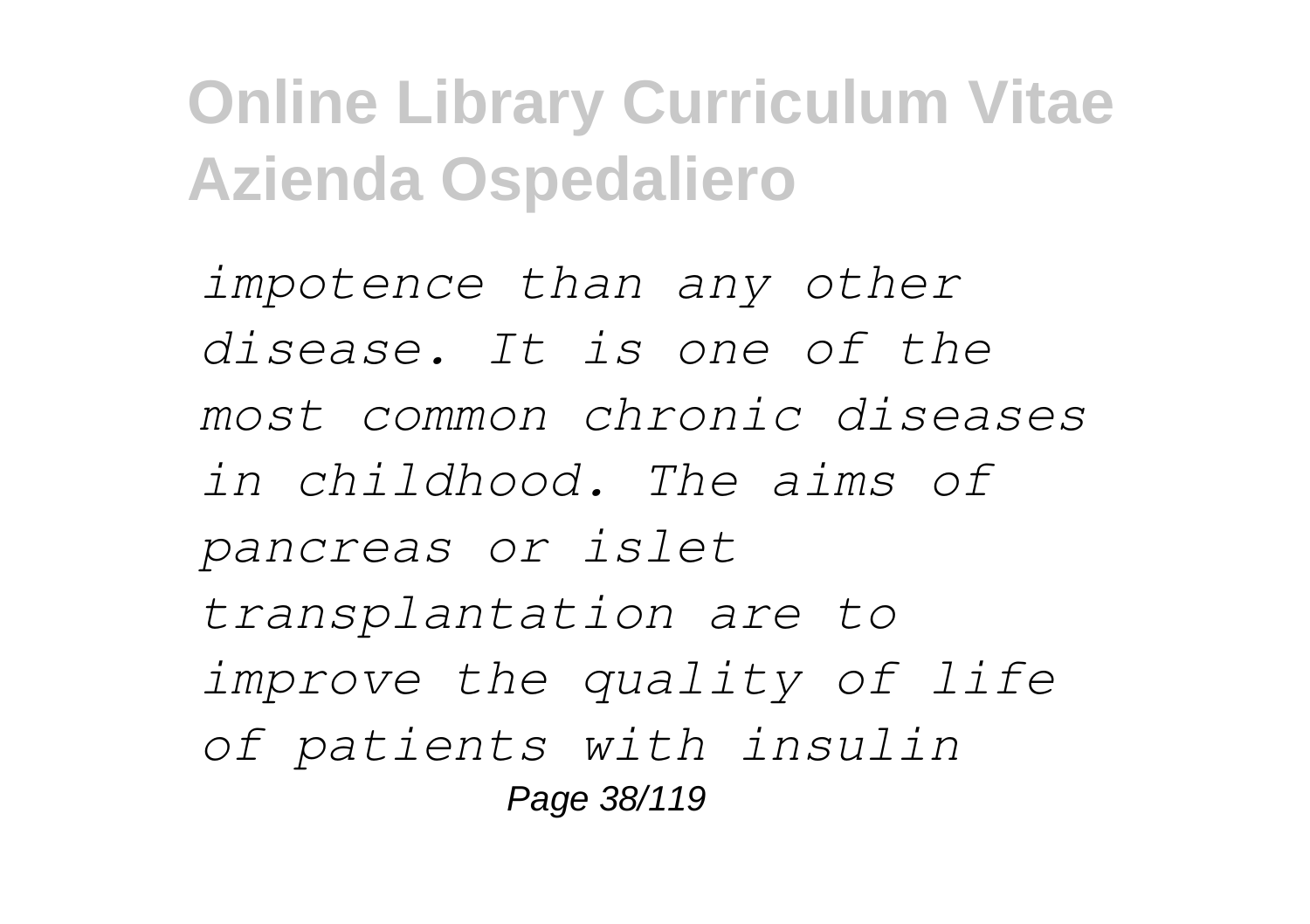*impotence than any other disease. It is one of the most common chronic diseases in childhood. The aims of pancreas or islet transplantation are to improve the quality of life of patients with insulin*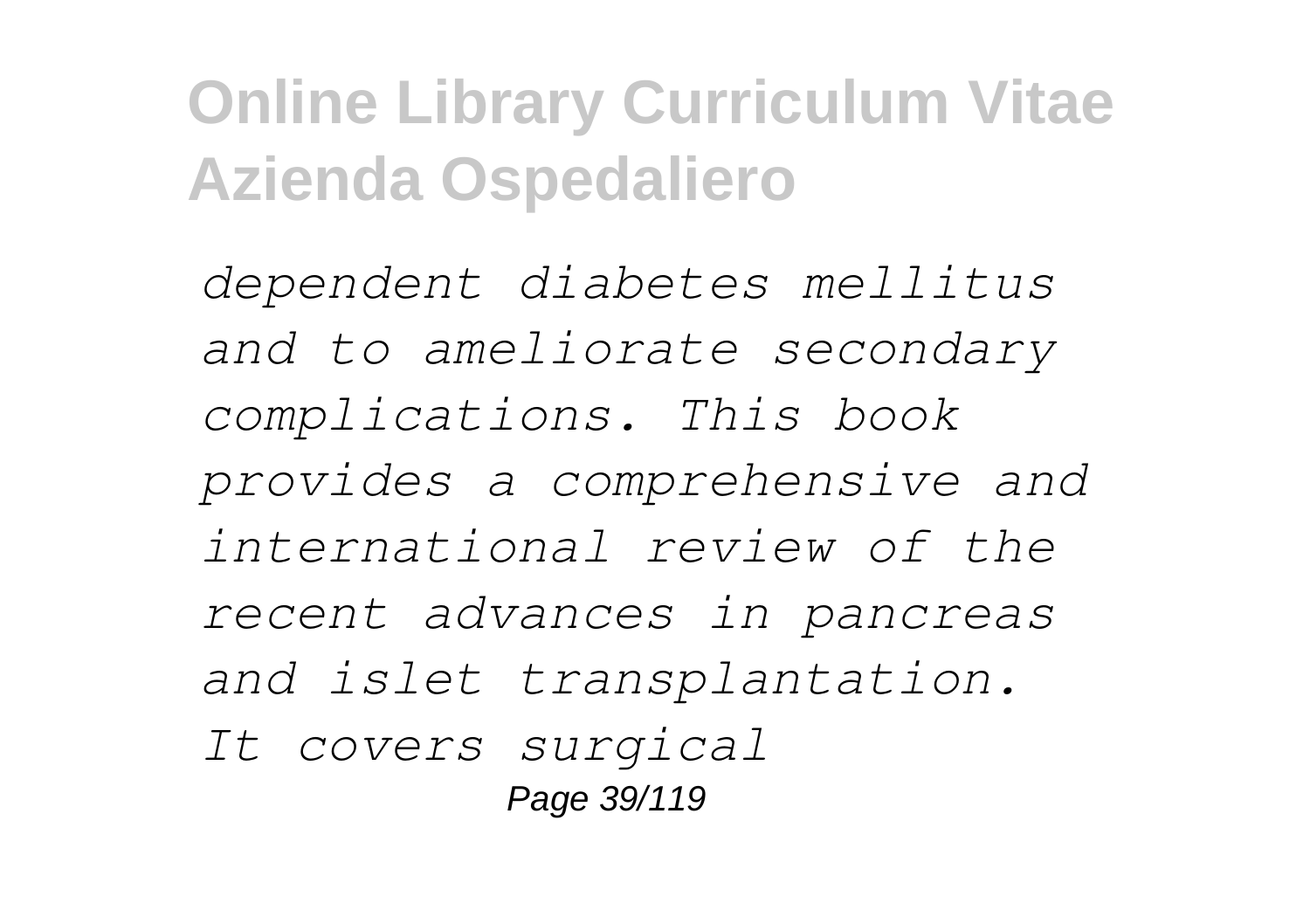*dependent diabetes mellitus and to ameliorate secondary complications. This book provides a comprehensive and international review of the recent advances in pancreas and islet transplantation. It covers surgical*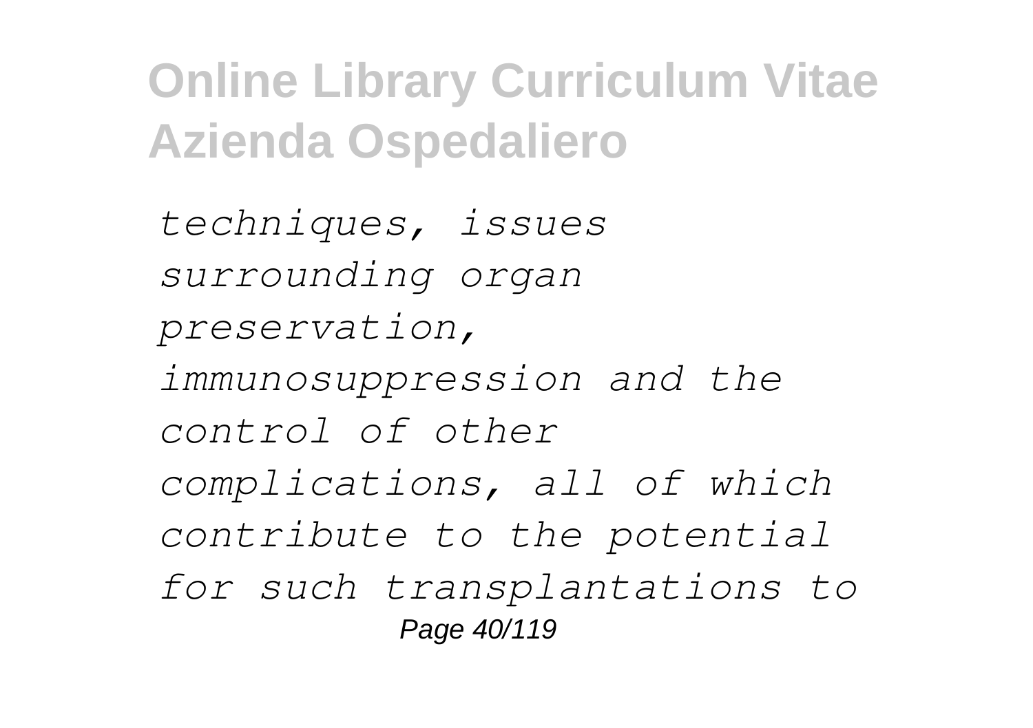*techniques, issues surrounding organ preservation, immunosuppression and the control of other complications, all of which contribute to the potential for such transplantations to*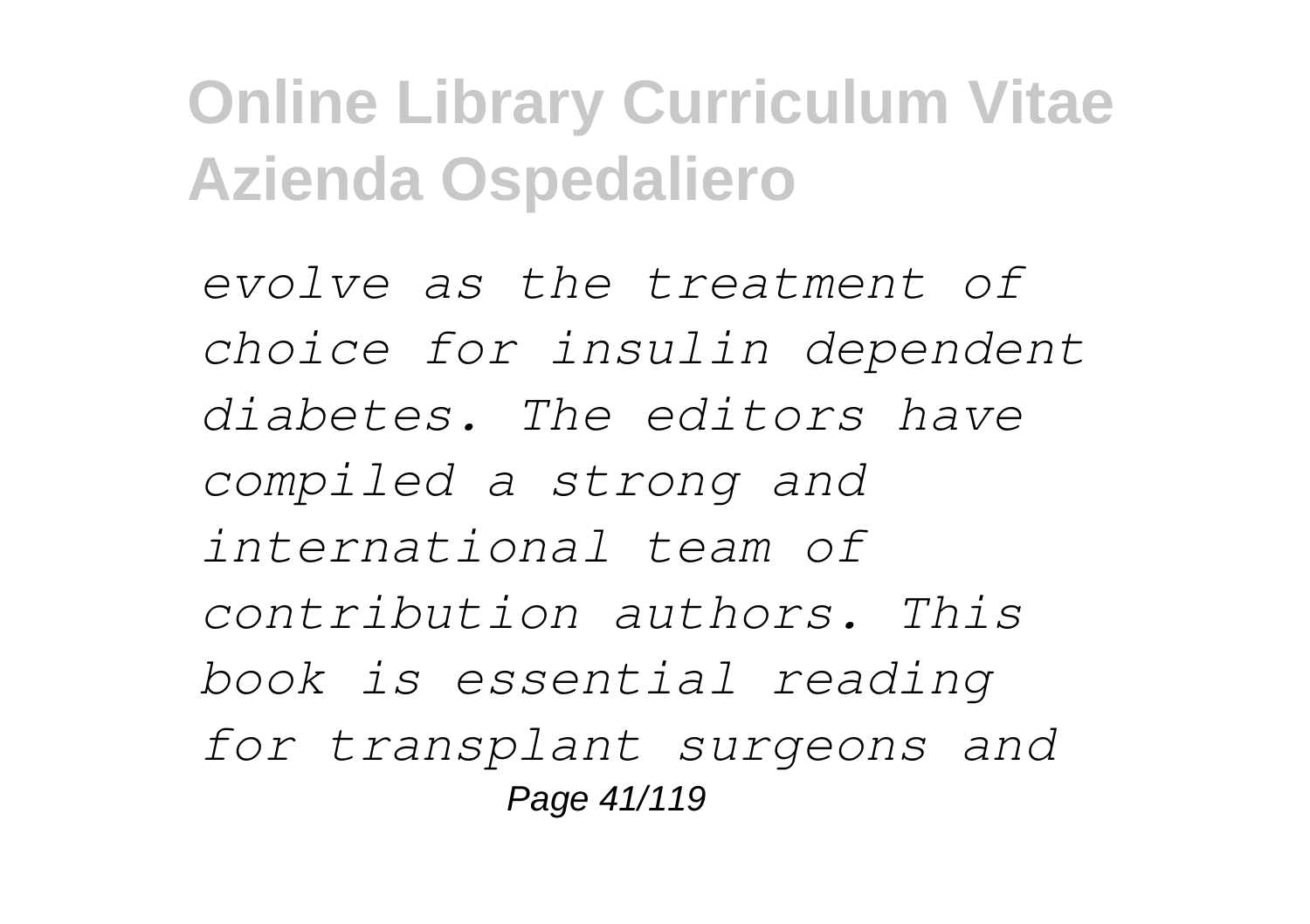*evolve as the treatment of choice for insulin dependent diabetes. The editors have compiled a strong and international team of contribution authors. This book is essential reading for transplant surgeons and*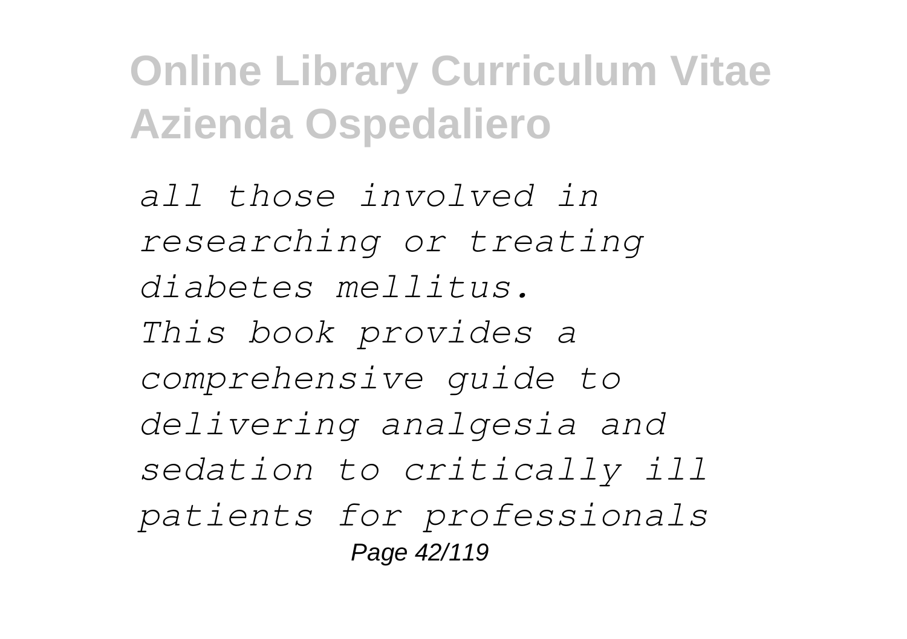*all those involved in researching or treating diabetes mellitus.*
*This book provides a comprehensive guide to delivering analgesia and sedation to critically ill patients for professionals*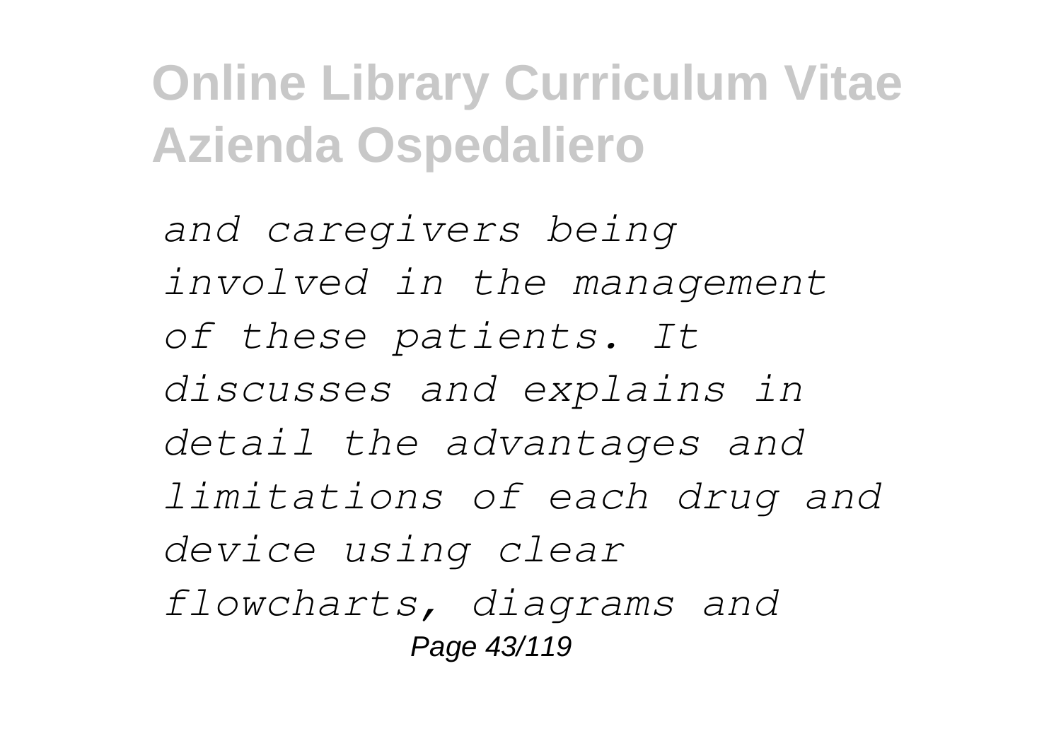*and caregivers being involved in the management of these patients. It discusses and explains in detail the advantages and limitations of each drug and device using clear flowcharts, diagrams and*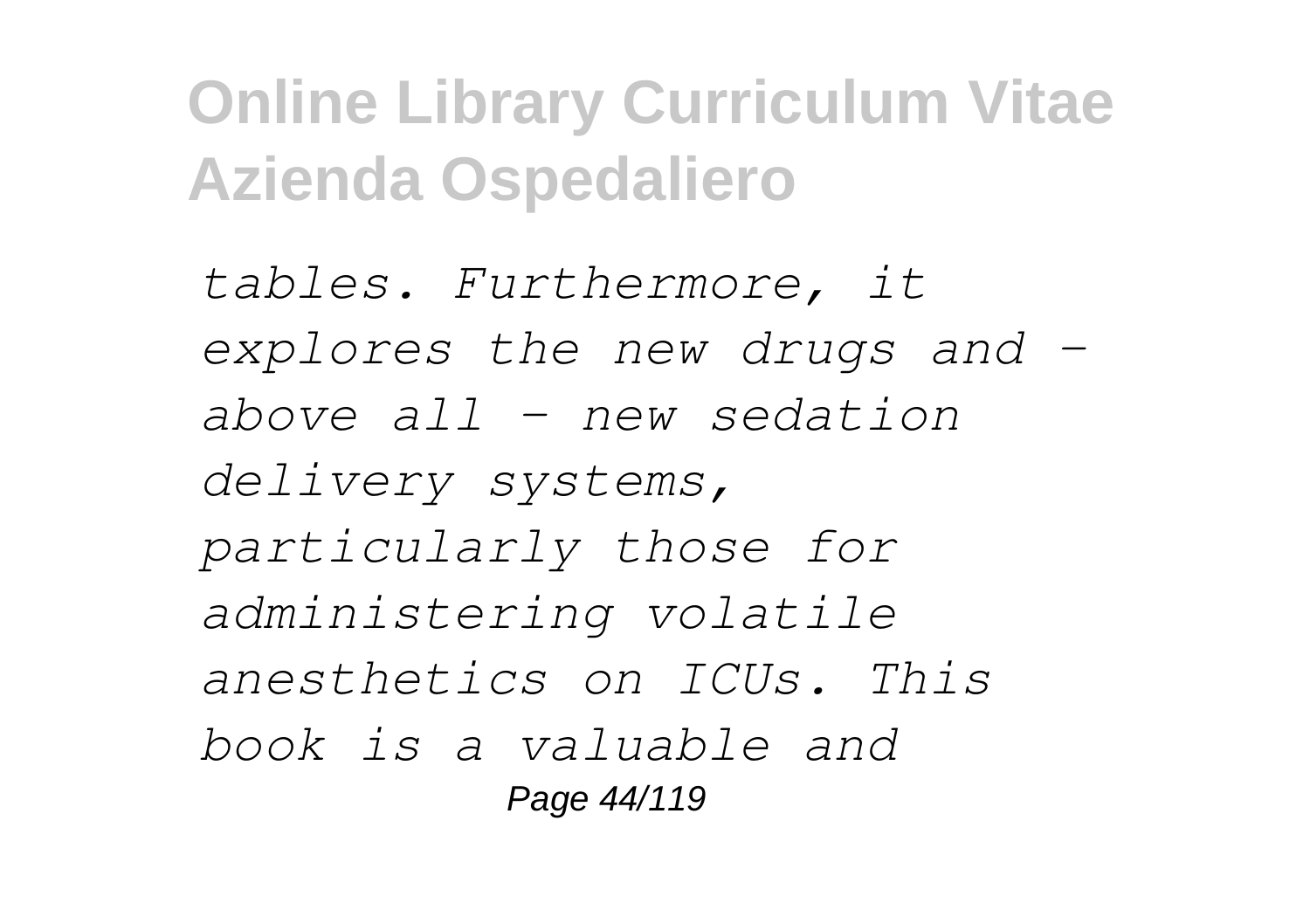*tables. Furthermore, it explores the new drugs and – above all – new sedation delivery systems, particularly those for administering volatile anesthetics on ICUs. This book is a valuable and*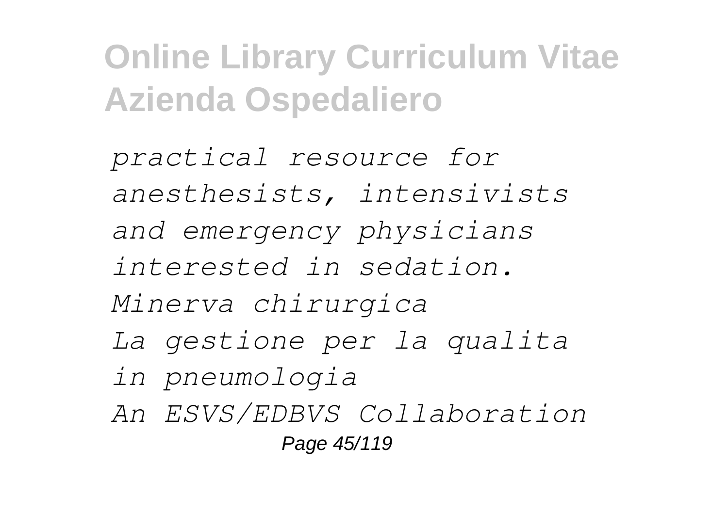*practical resource for anesthesists, intensivists and emergency physicians interested in sedation.*

*Minerva chirurgica*

*La gestione per la qualita in pneumologia*

*An ESVS/EDBVS Collaboration*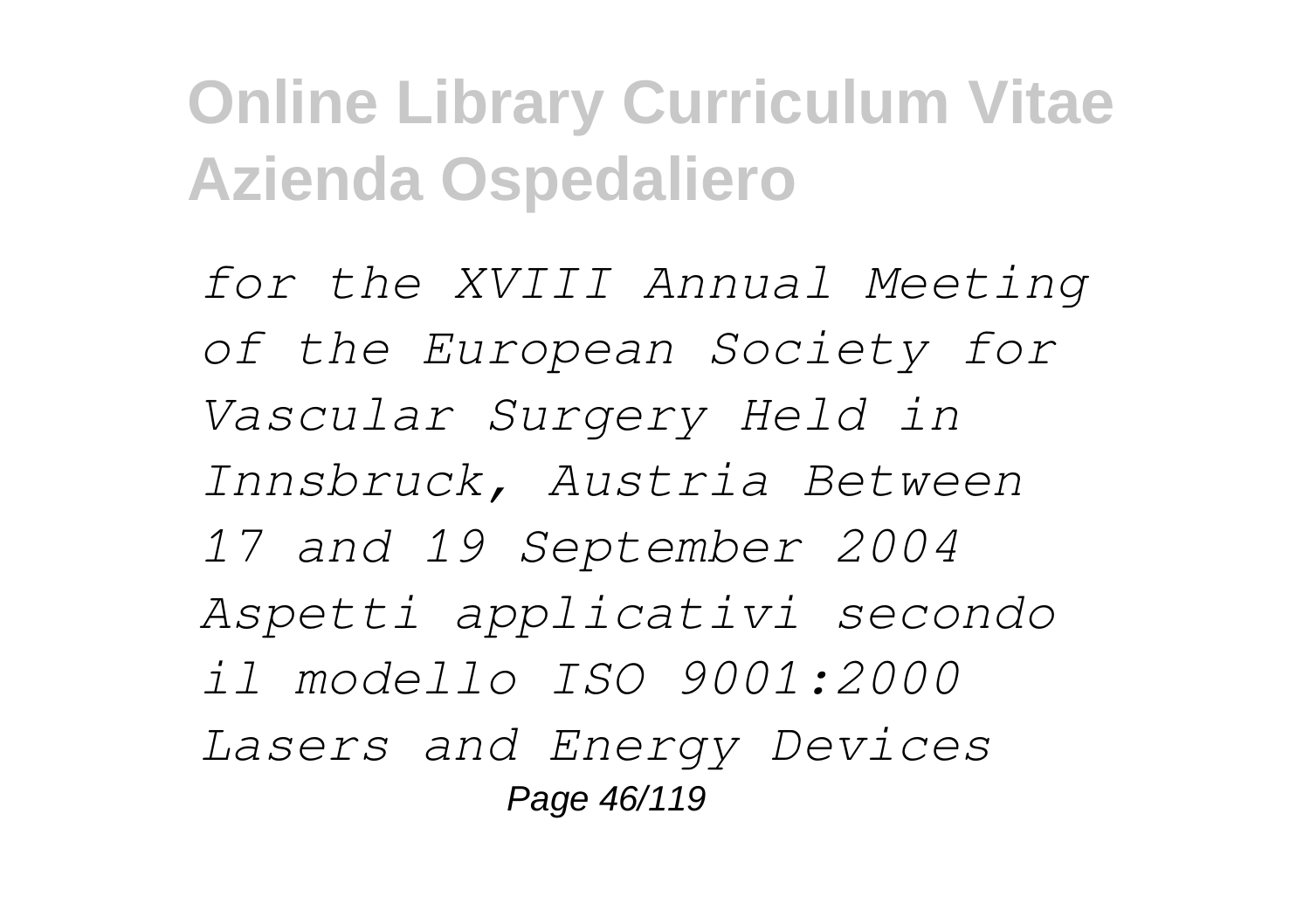*for the XVIII Annual Meeting of the European Society for Vascular Surgery Held in Innsbruck, Austria Between 17 and 19 September 2004*

*Aspetti applicativi secondo il modello ISO 9001:2000*

*Lasers and Energy Devices*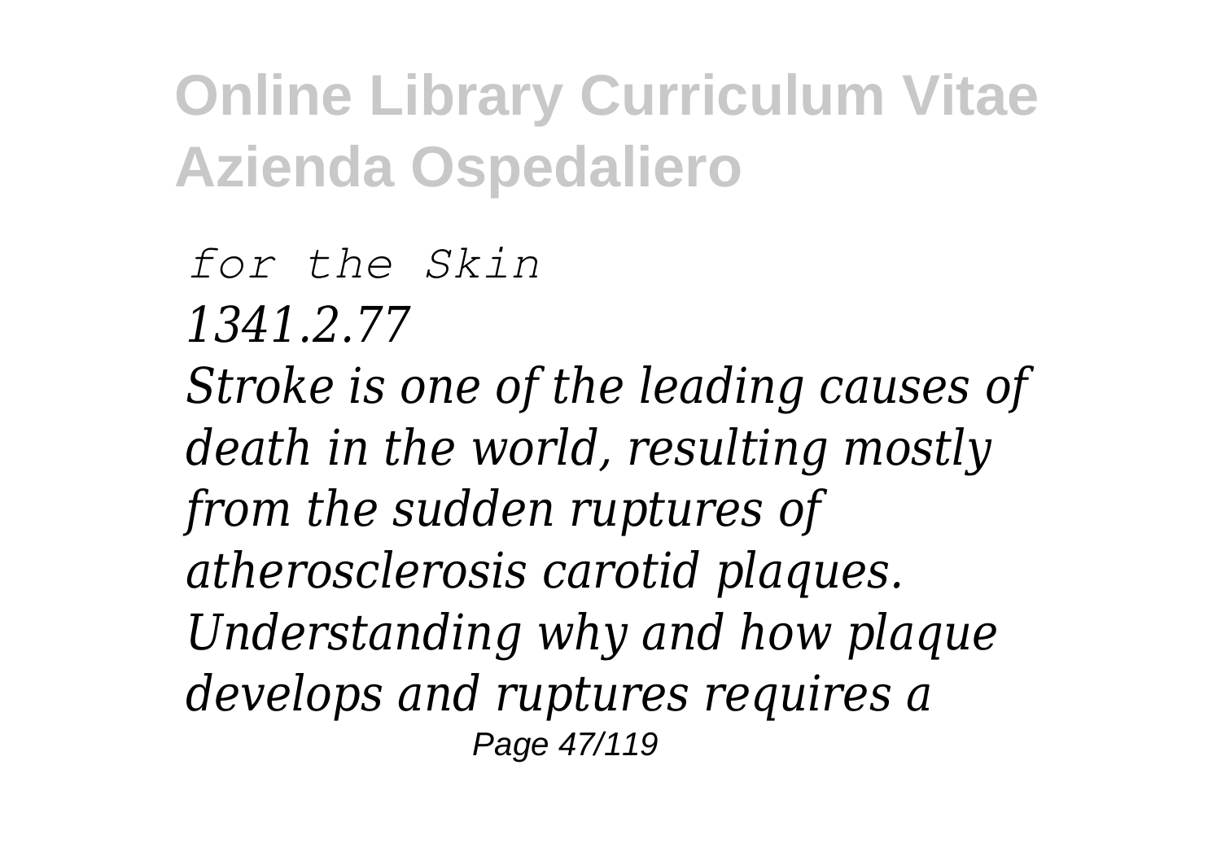*for the Skin*

*1341.2.77*

*Stroke is one of the leading causes of death in the world, resulting mostly from the sudden ruptures of atherosclerosis carotid plaques. Understanding why and how plaque develops and ruptures requires a*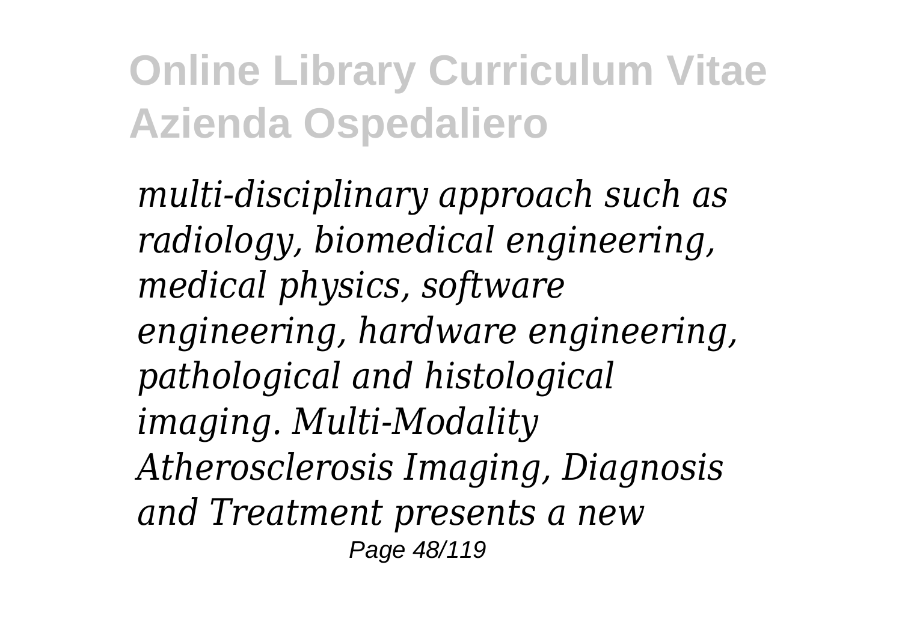*multi-disciplinary approach such as radiology, biomedical engineering, medical physics, software engineering, hardware engineering, pathological and histological imaging. Multi-Modality Atherosclerosis Imaging, Diagnosis and Treatment presents a new*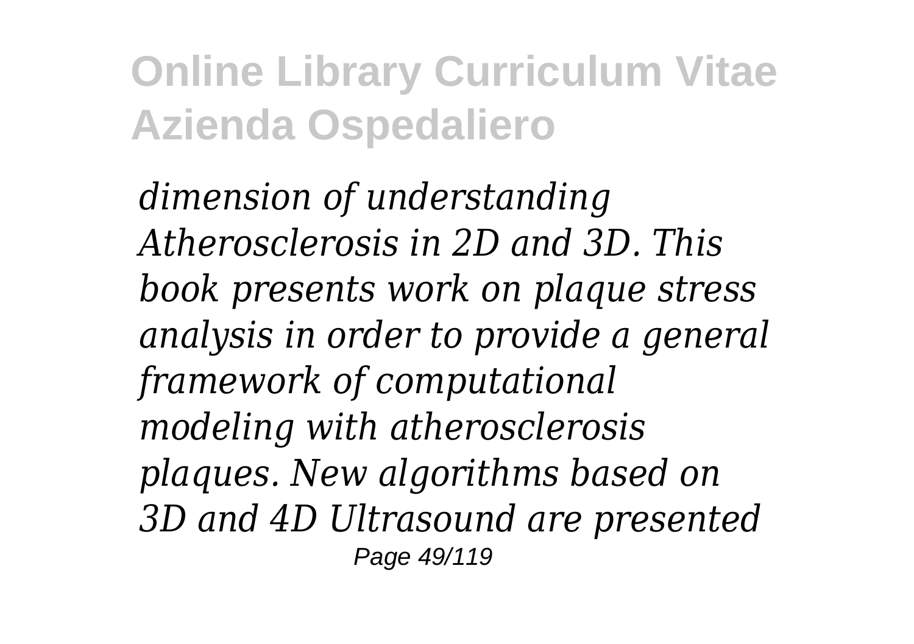*dimension of understanding Atherosclerosis in 2D and 3D. This book presents work on plaque stress analysis in order to provide a general framework of computational modeling with atherosclerosis plaques. New algorithms based on 3D and 4D Ultrasound are presented*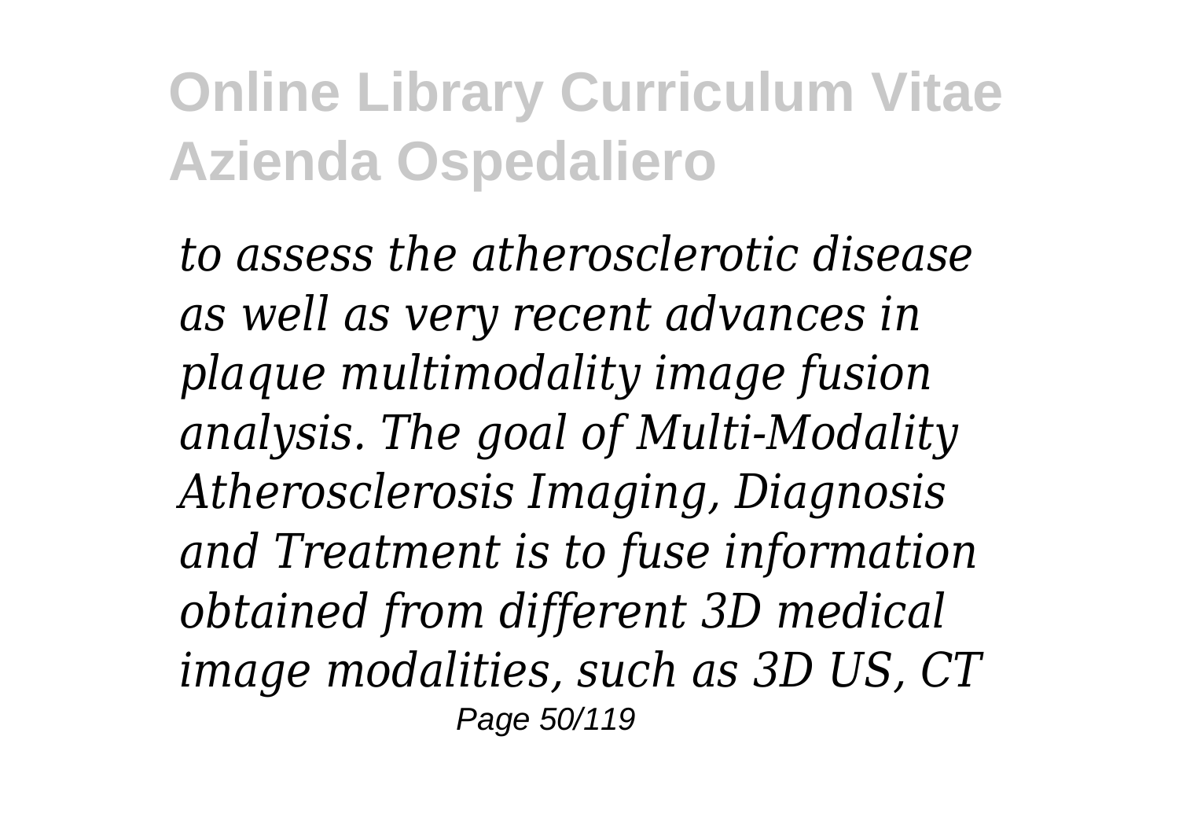*to assess the atherosclerotic disease as well as very recent advances in plaque multimodality image fusion analysis. The goal of Multi-Modality Atherosclerosis Imaging, Diagnosis and Treatment is to fuse information obtained from different 3D medical image modalities, such as 3D US, CT*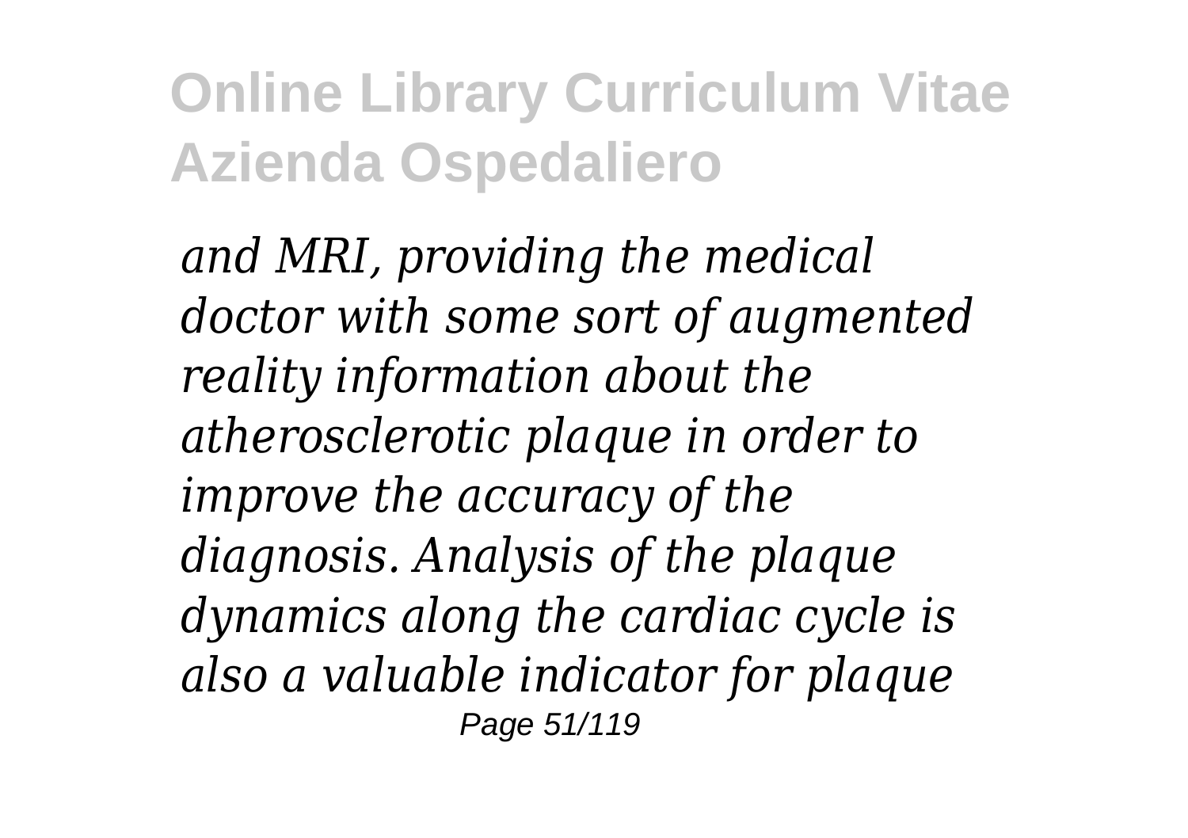*and MRI, providing the medical doctor with some sort of augmented reality information about the atherosclerotic plaque in order to improve the accuracy of the diagnosis. Analysis of the plaque dynamics along the cardiac cycle is also a valuable indicator for plaque*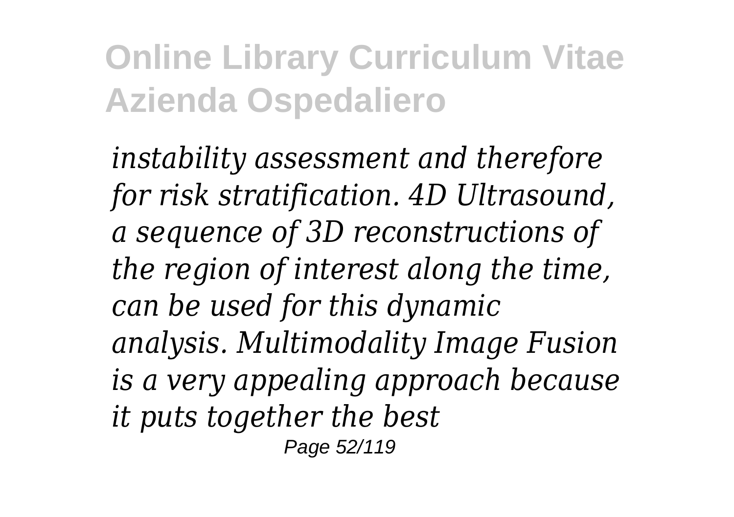*instability assessment and therefore for risk stratification. 4D Ultrasound, a sequence of 3D reconstructions of the region of interest along the time, can be used for this dynamic analysis. Multimodality Image Fusion is a very appealing approach because it puts together the best*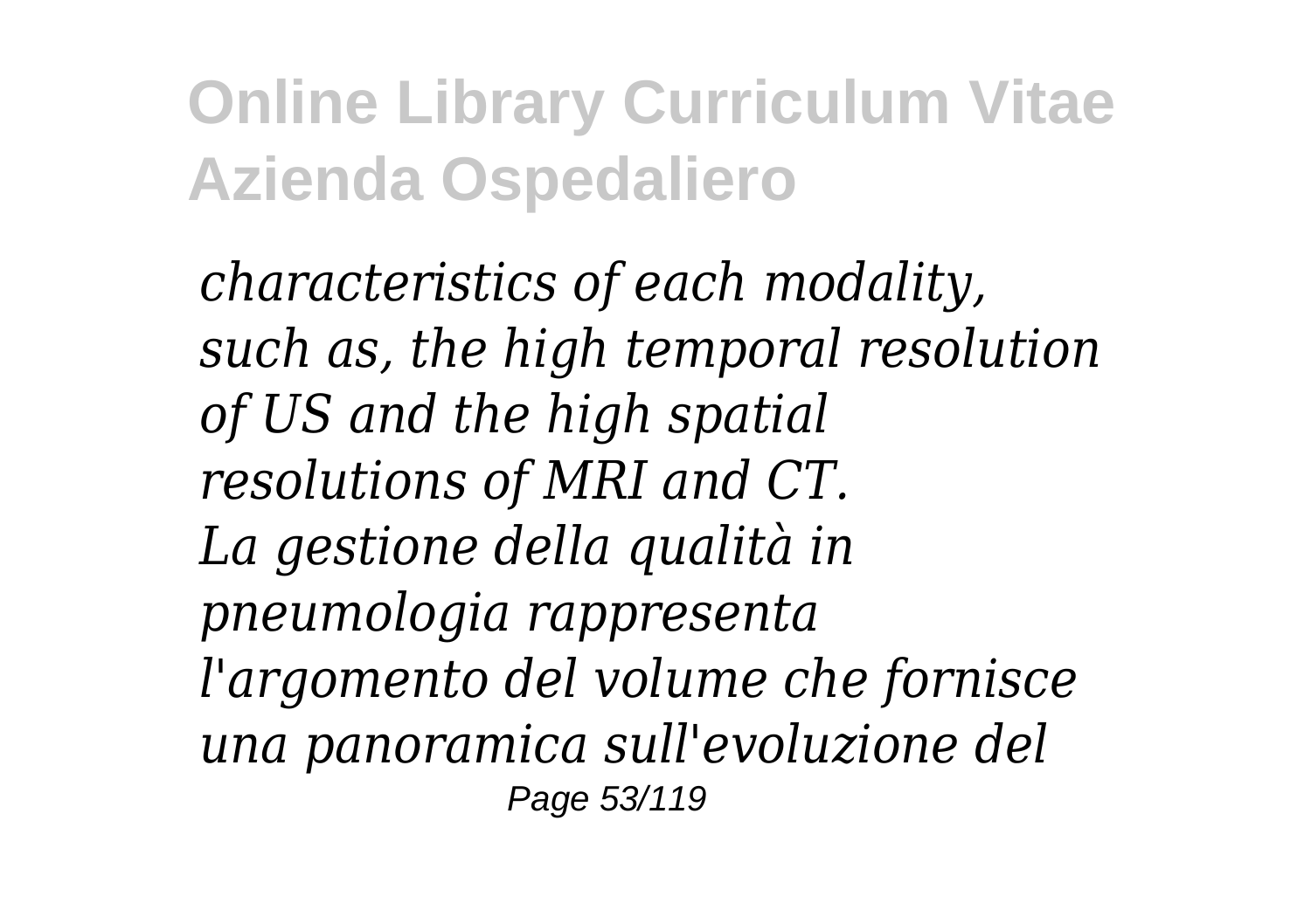*characteristics of each modality, such as, the high temporal resolution of US and the high spatial resolutions of MRI and CT.*
*La gestione della qualità in pneumologia rappresenta l'argomento del volume che fornisce una panoramica sull'evoluzione del*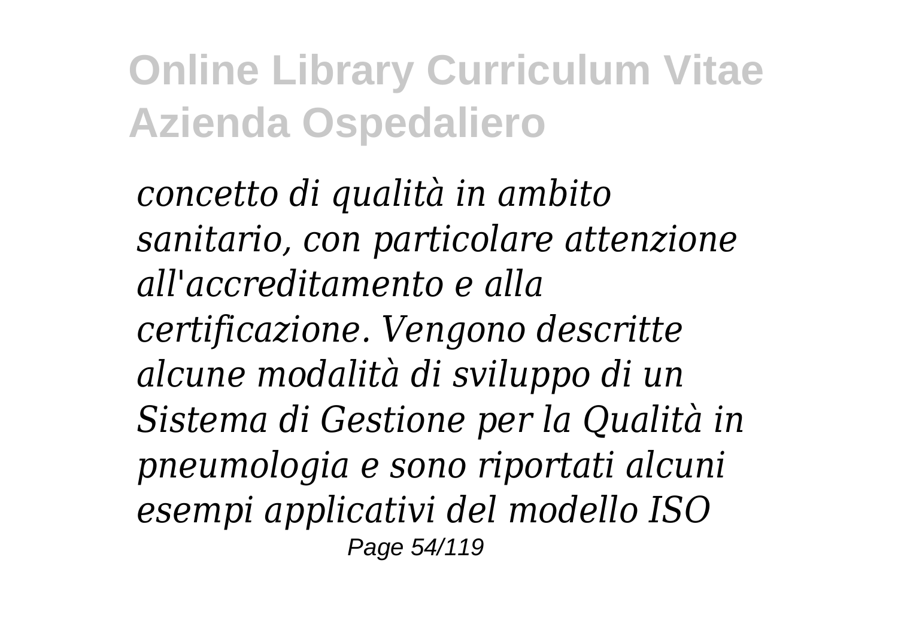*concetto di qualità in ambito sanitario, con particolare attenzione all'accreditamento e alla certificazione. Vengono descritte alcune modalità di sviluppo di un Sistema di Gestione per la Qualità in pneumologia e sono riportati alcuni esempi applicativi del modello ISO*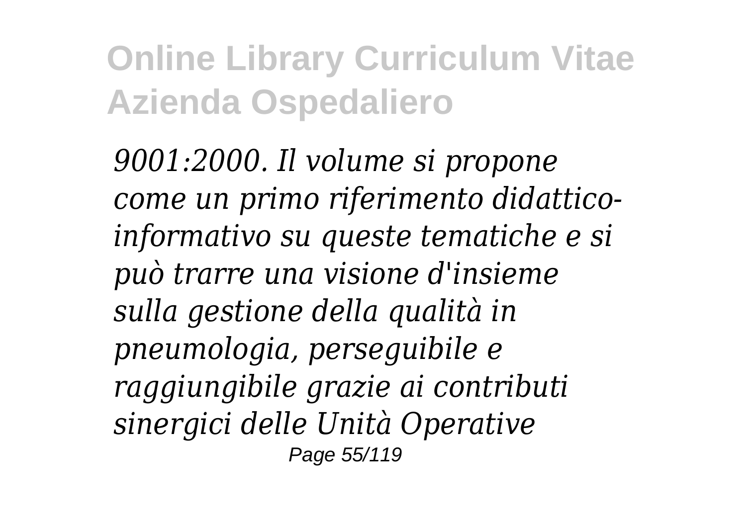*9001:2000. Il volume si propone come un primo riferimento didattico-informativo su queste tematiche e si può trarre una visione d'insieme sulla gestione della qualità in pneumologia, perseguibile e raggiungibile grazie ai contributi sinergici delle Unità Operative*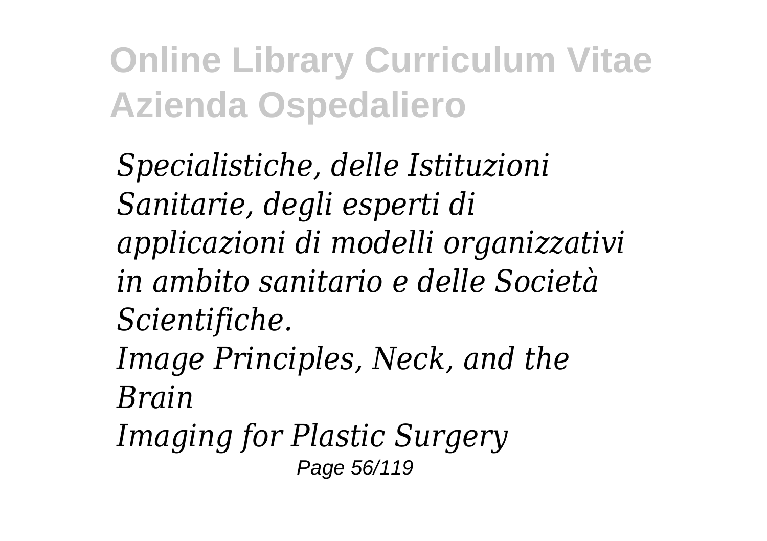*Specialistiche, delle Istituzioni Sanitarie, degli esperti di applicazioni di modelli organizzativi in ambito sanitario e delle Società Scientifiche.*

*Image Principles, Neck, and the Brain*

*Imaging for Plastic Surgery*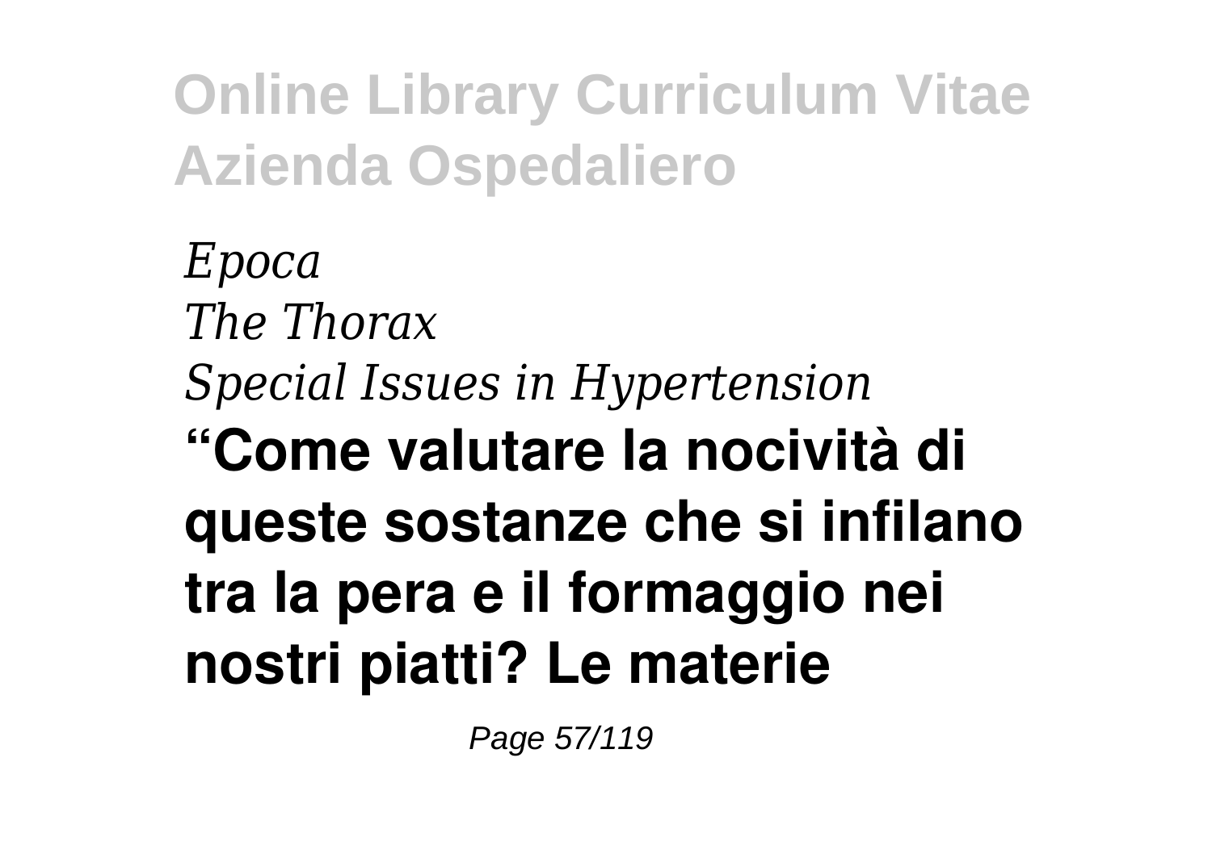*Epoca*
*The Thorax*
*Special Issues in Hypertension*
**"Come valutare la nocività di queste sostanze che si infilano tra la pera e il formaggio nei nostri piatti? Le materie**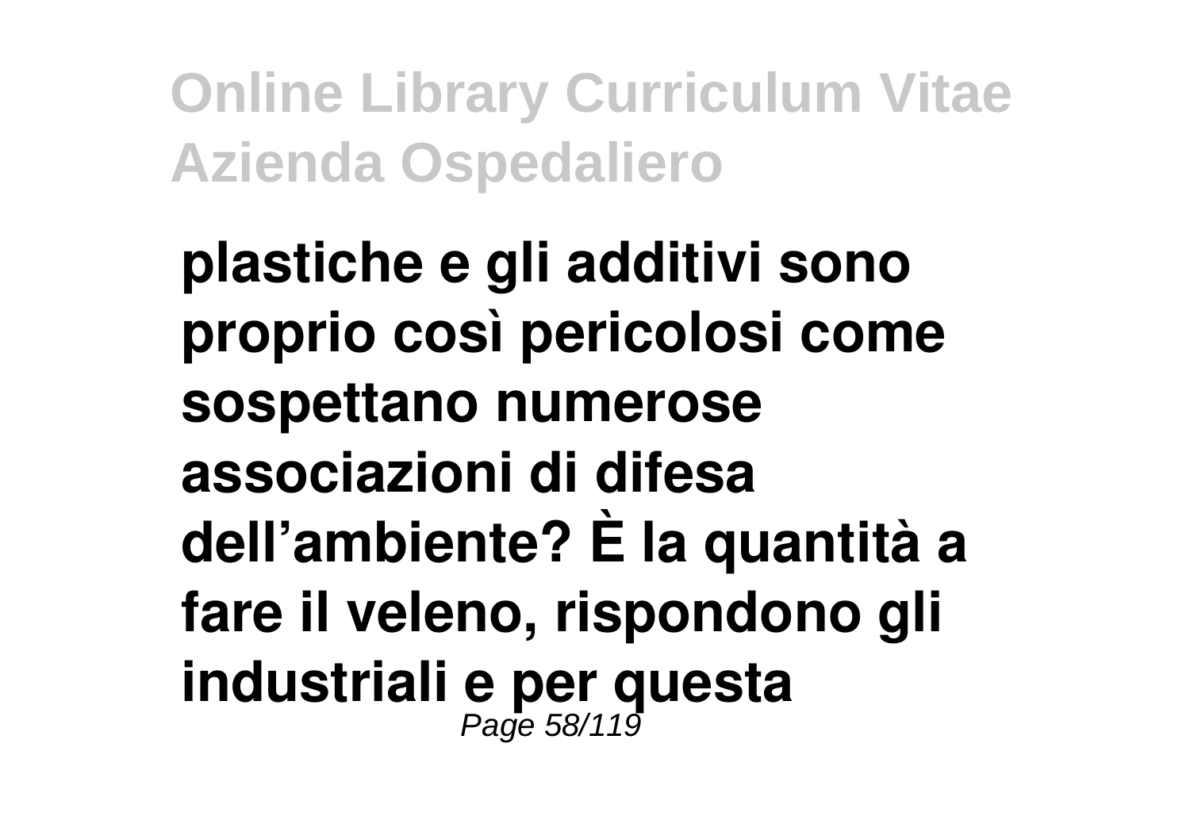**plastiche e gli additivi sono proprio così pericolosi come sospettano numerose associazioni di difesa dell’ambiente? È la quantità a fare il veleno, rispondono gli industriali e per questa**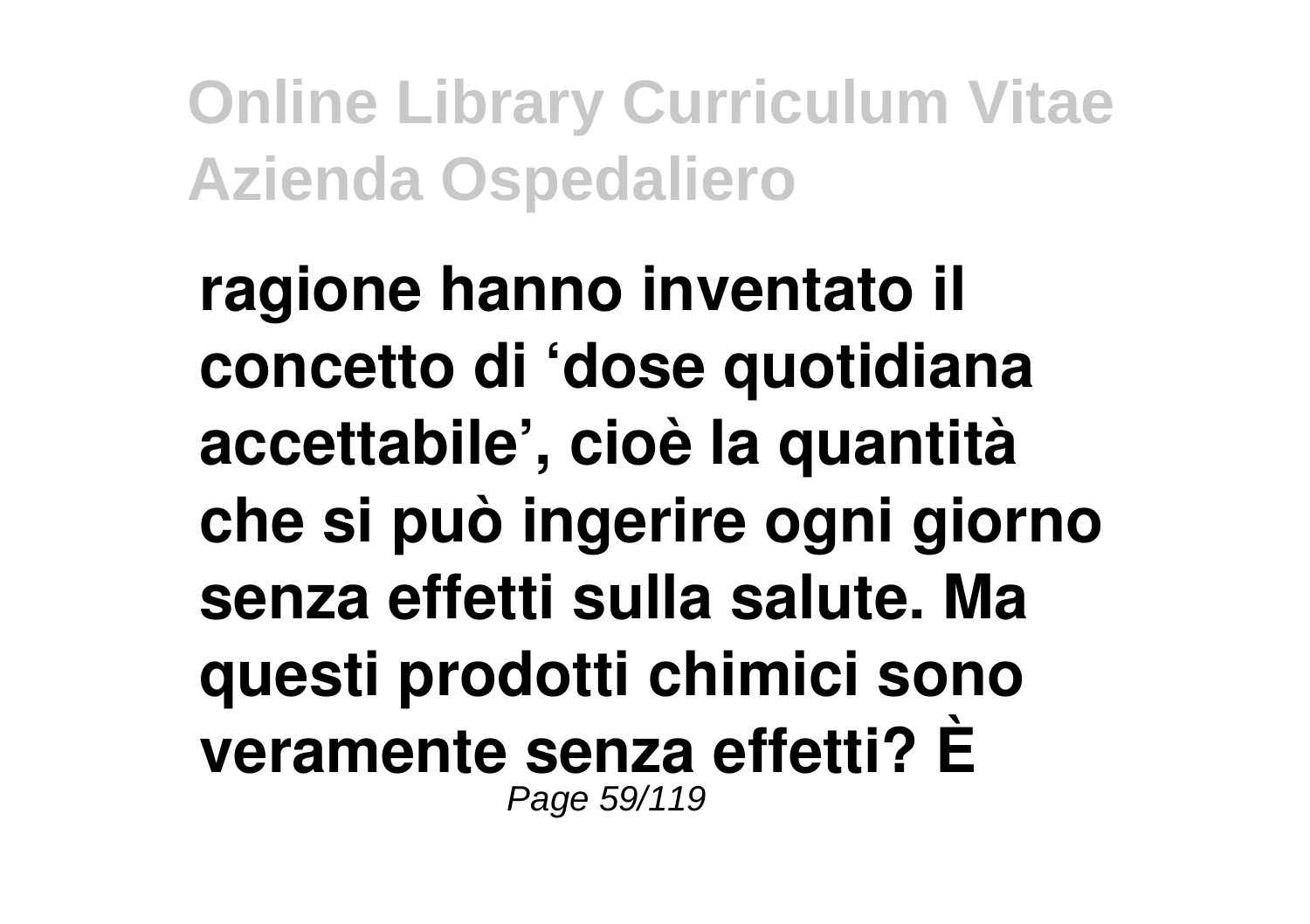**ragione hanno inventato il concetto di 'dose quotidiana accettabile', cioè la quantità che si può ingerire ogni giorno senza effetti sulla salute. Ma questi prodotti chimici sono veramente senza effetti? È**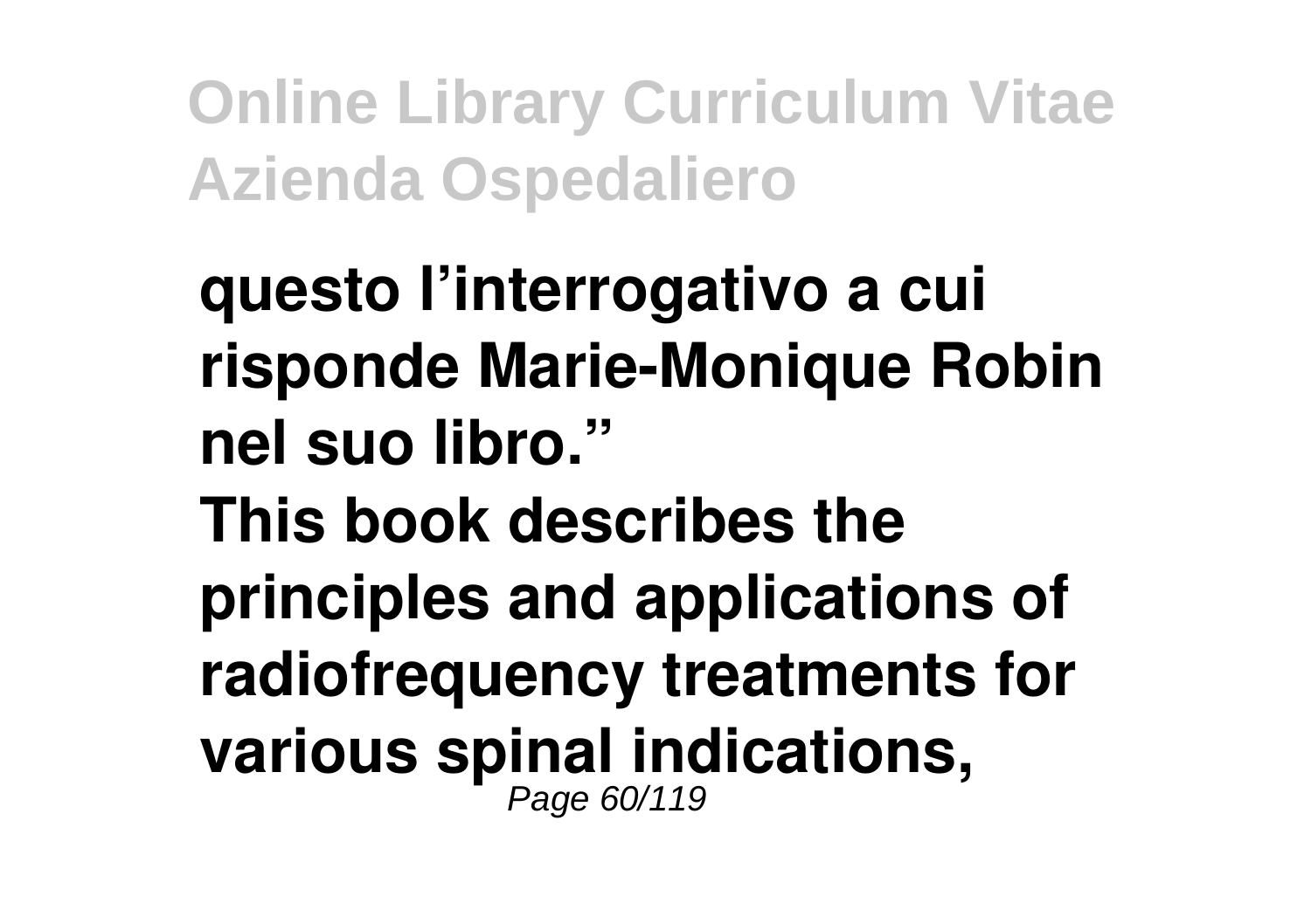**questo l'interrogativo a cui risponde Marie-Monique Robin nel suo libro."**

**This book describes the principles and applications of radiofrequency treatments for various spinal indications,**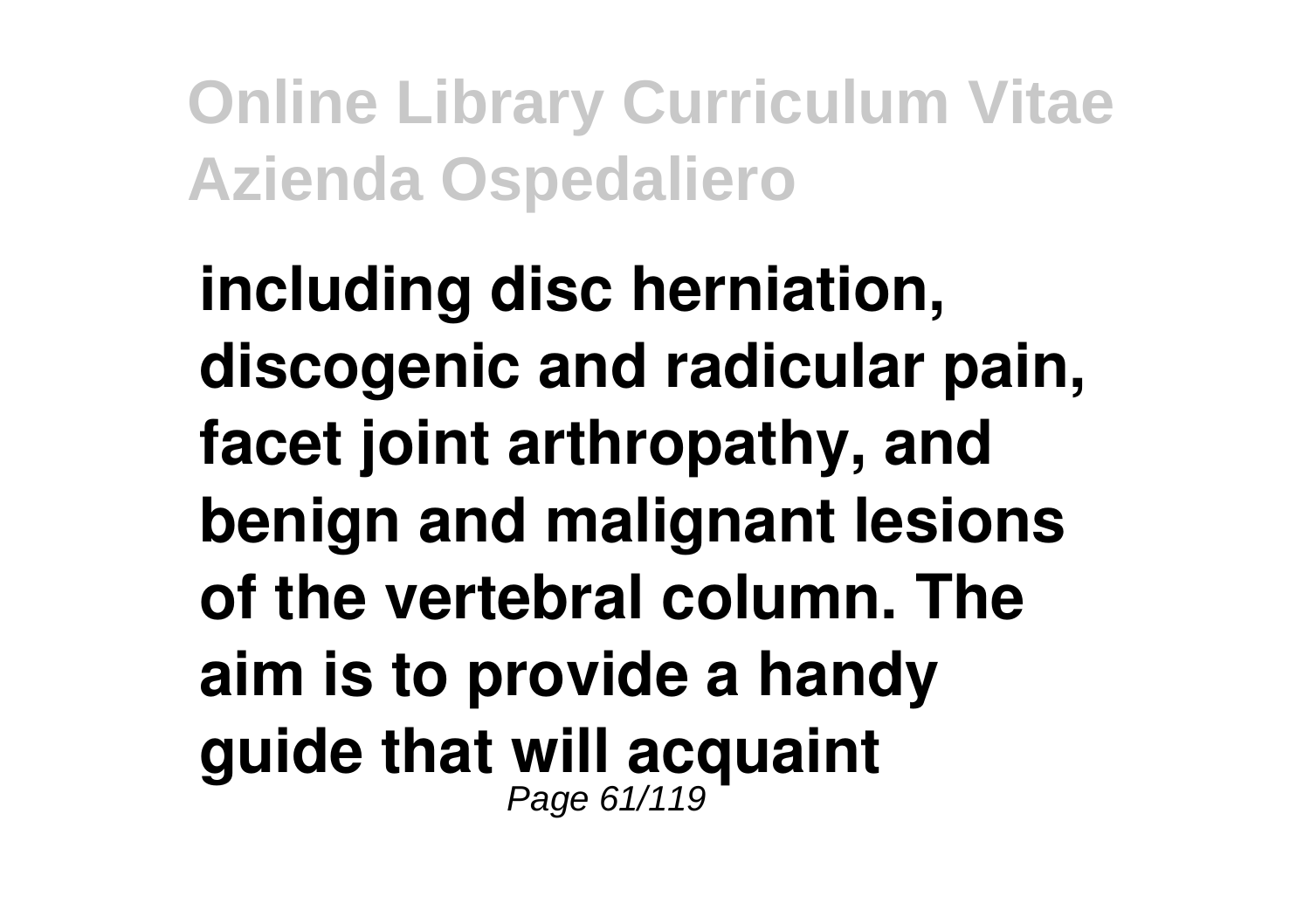**including disc herniation, discogenic and radicular pain, facet joint arthropathy, and benign and malignant lesions of the vertebral column. The aim is to provide a handy guide that will acquaint**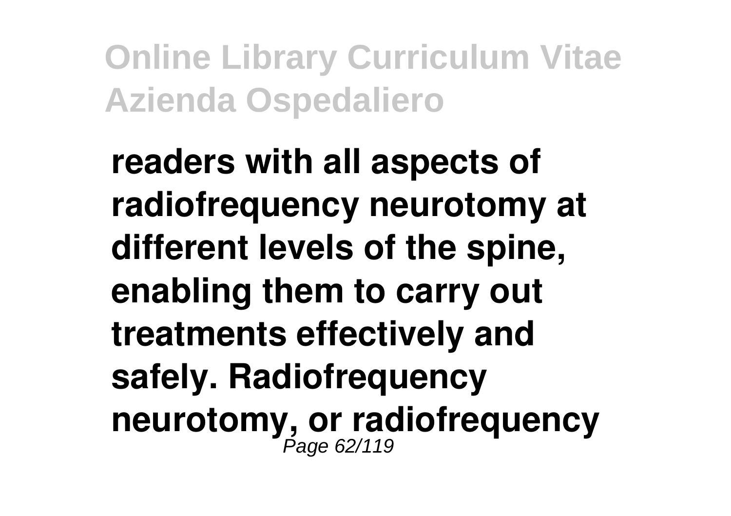**readers with all aspects of radiofrequency neurotomy at different levels of the spine, enabling them to carry out treatments effectively and safely. Radiofrequency neurotomy, or radiofrequency**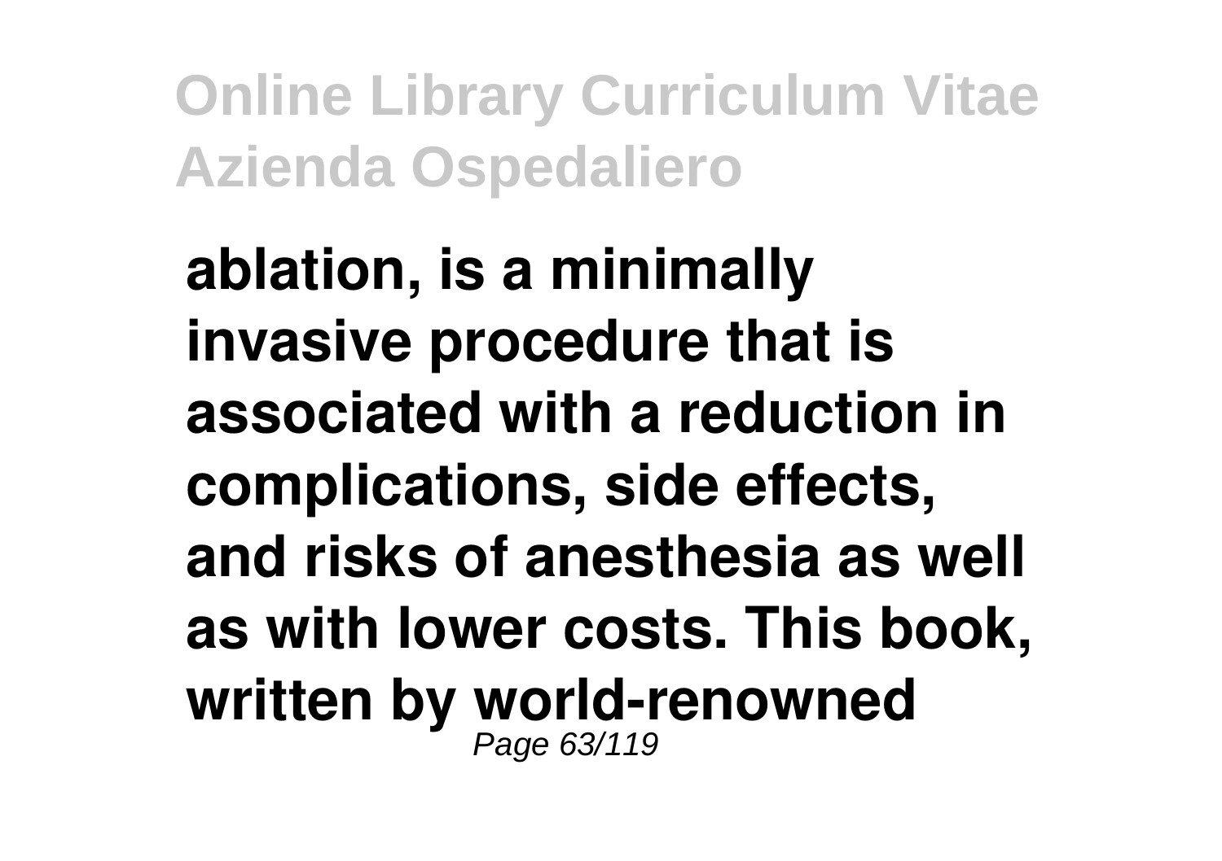**ablation, is a minimally invasive procedure that is associated with a reduction in complications, side effects, and risks of anesthesia as well as with lower costs. This book, written by world-renowned**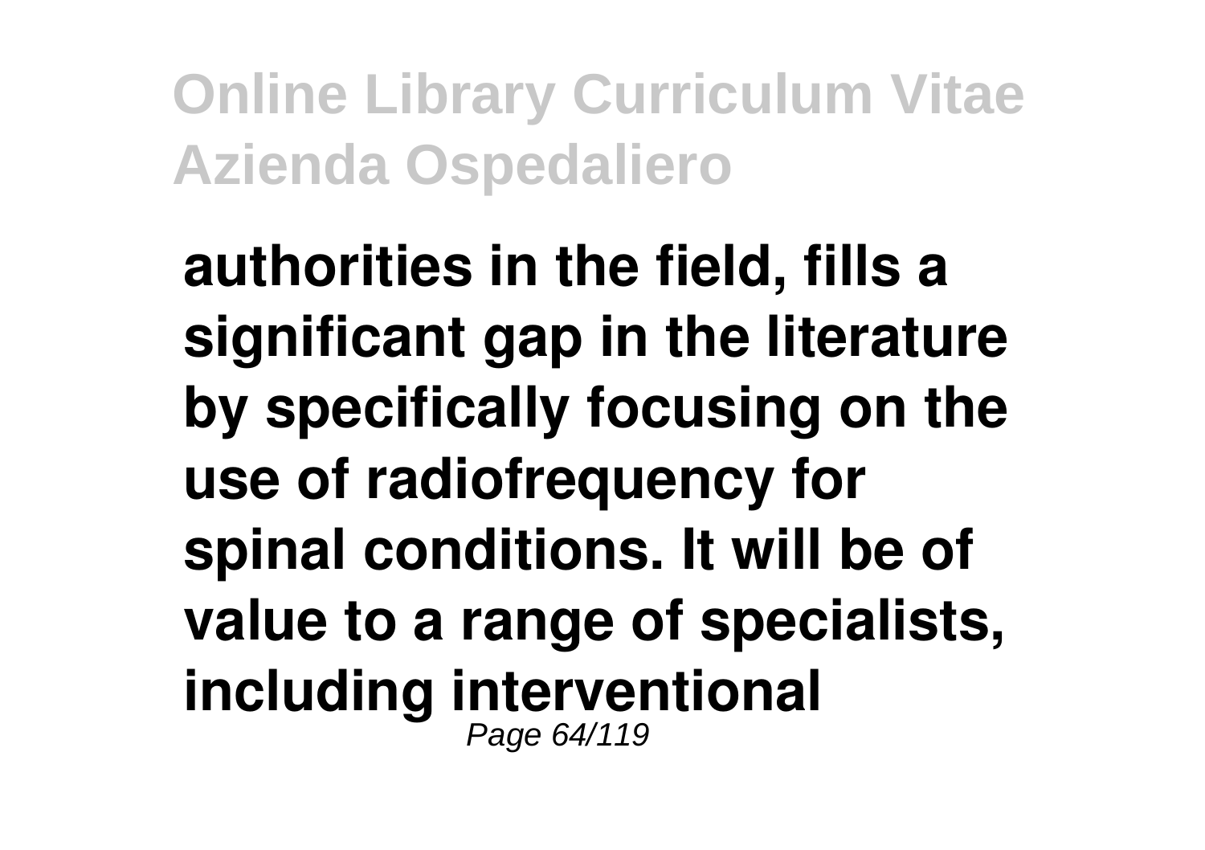**authorities in the field, fills a significant gap in the literature by specifically focusing on the use of radiofrequency for spinal conditions. It will be of value to a range of specialists, including interventional**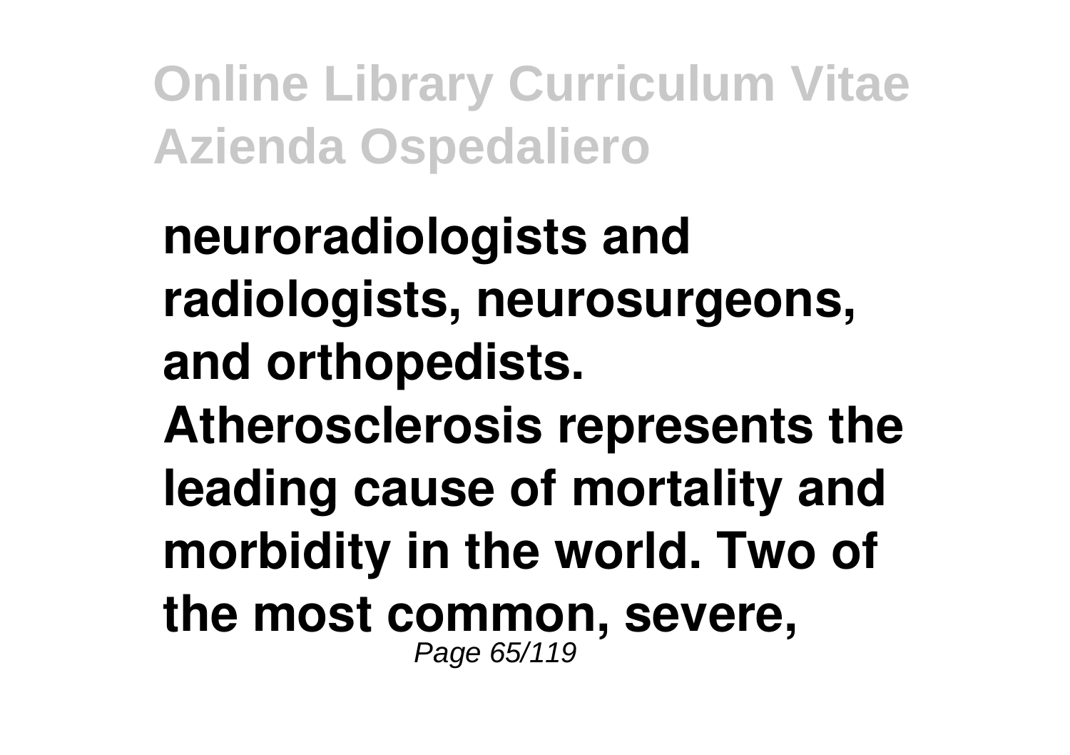**neuroradiologists and radiologists, neurosurgeons, and orthopedists. Atherosclerosis represents the leading cause of mortality and morbidity in the world. Two of the most common, severe,**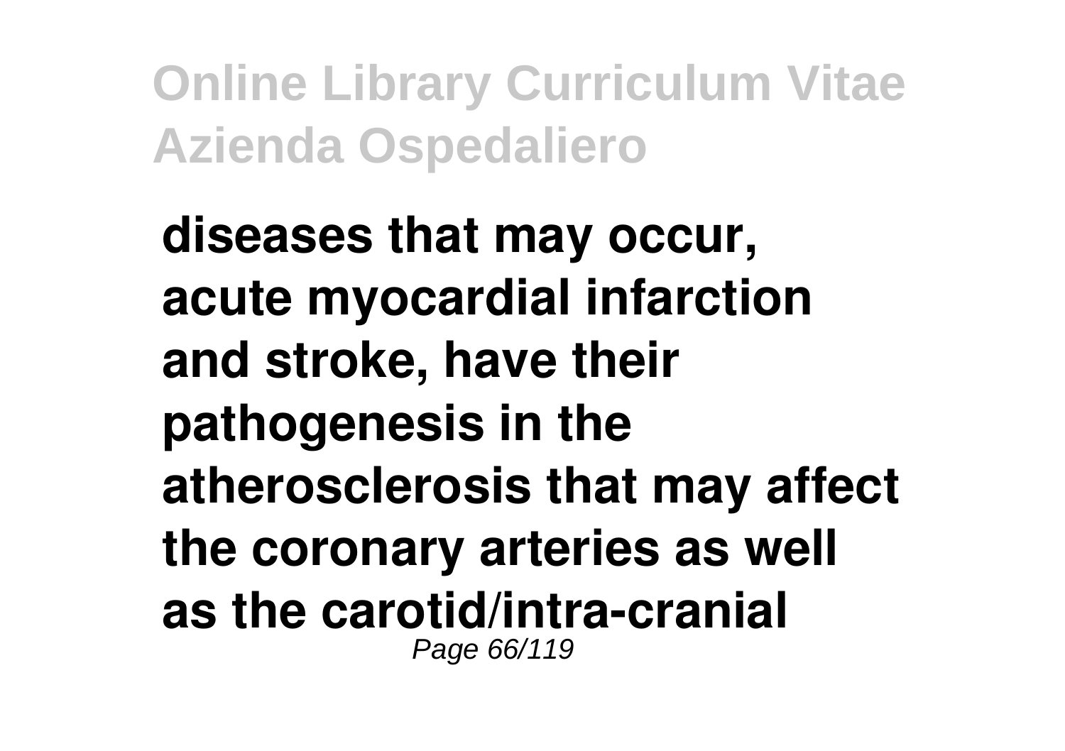**diseases that may occur, acute myocardial infarction and stroke, have their pathogenesis in the atherosclerosis that may affect the coronary arteries as well as the carotid/intra-cranial**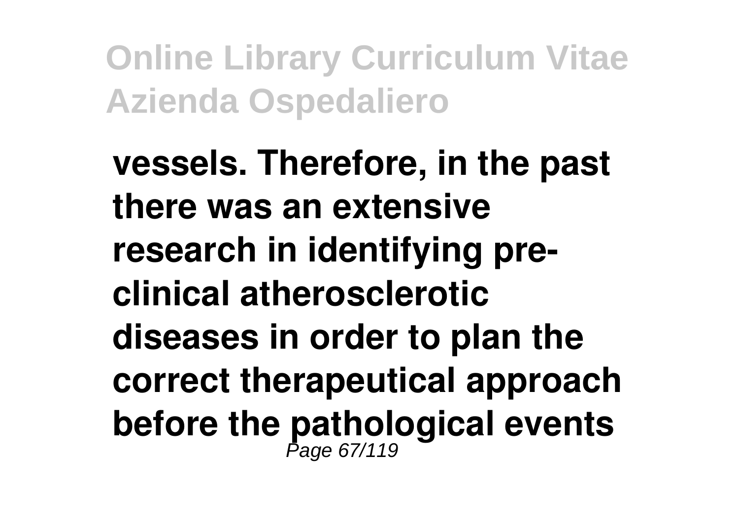**vessels. Therefore, in the past there was an extensive research in identifying pre-clinical atherosclerotic diseases in order to plan the correct therapeutical approach before the pathological events**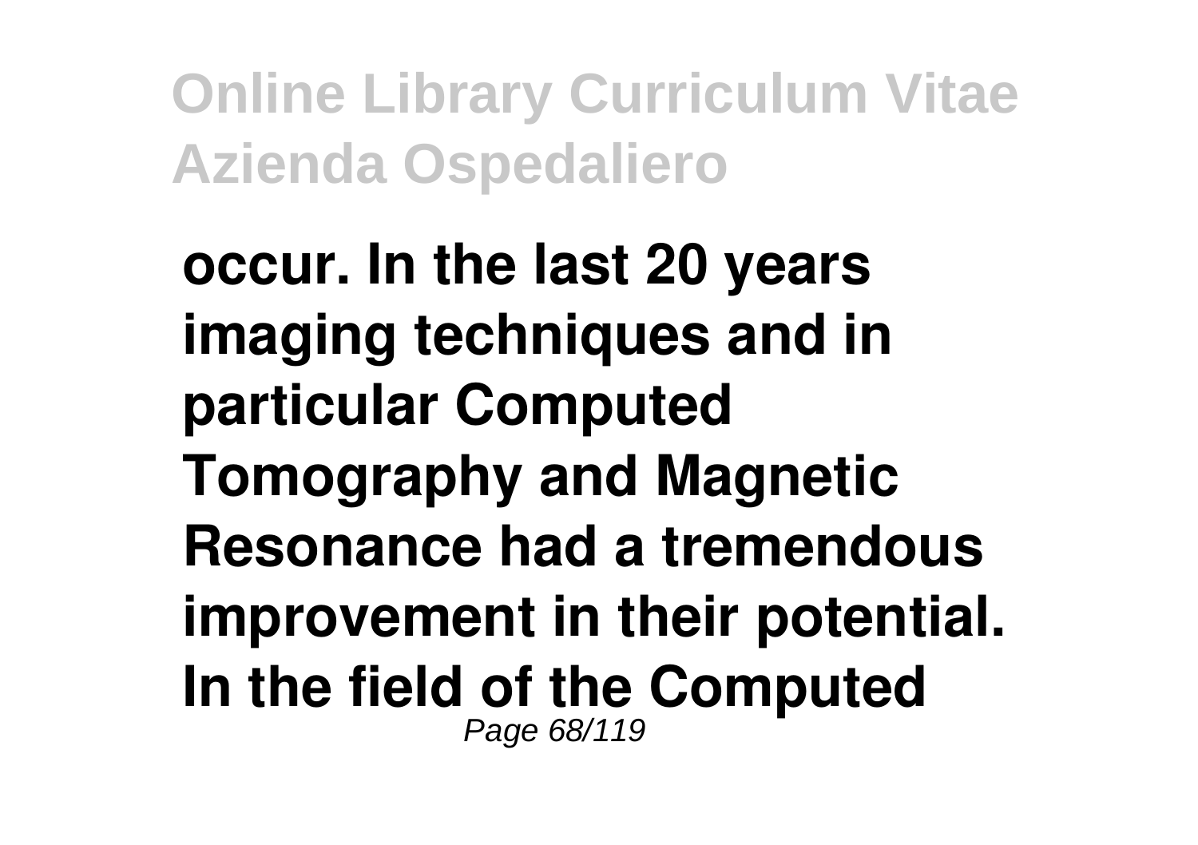**occur. In the last 20 years imaging techniques and in particular Computed Tomography and Magnetic Resonance had a tremendous improvement in their potential. In the field of the Computed**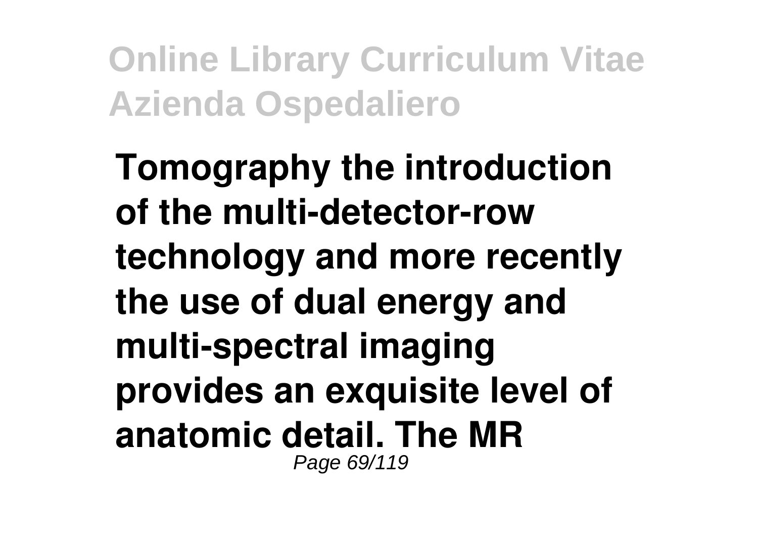Tomography the introduction of the multi-detector-row technology and more recently the use of dual energy and multi-spectral imaging provides an exquisite level of anatomic detail. The MR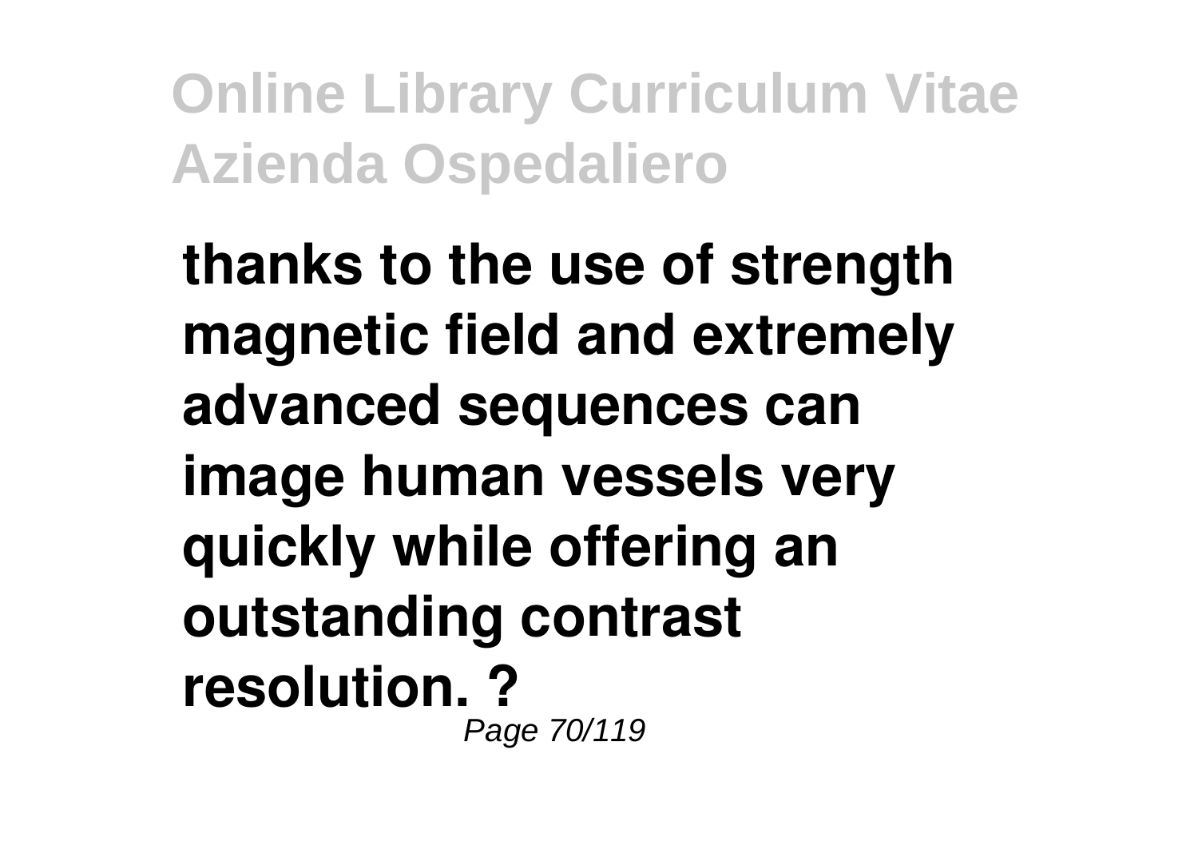**thanks to the use of strength magnetic field and extremely advanced sequences can image human vessels very quickly while offering an outstanding contrast resolution. ?**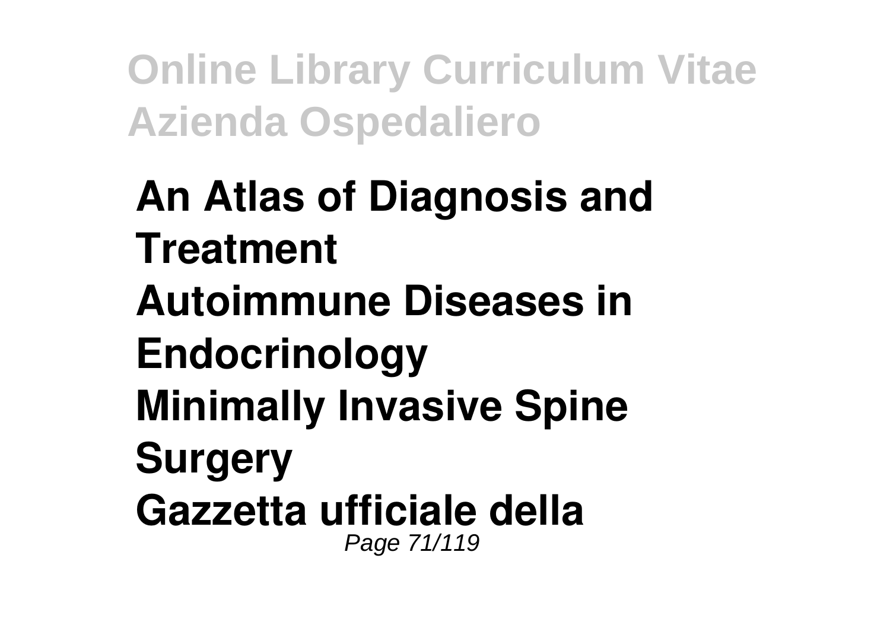**An Atlas of Diagnosis and Treatment**
**Autoimmune Diseases in Endocrinology**
**Minimally Invasive Spine Surgery**
**Gazzetta ufficiale della**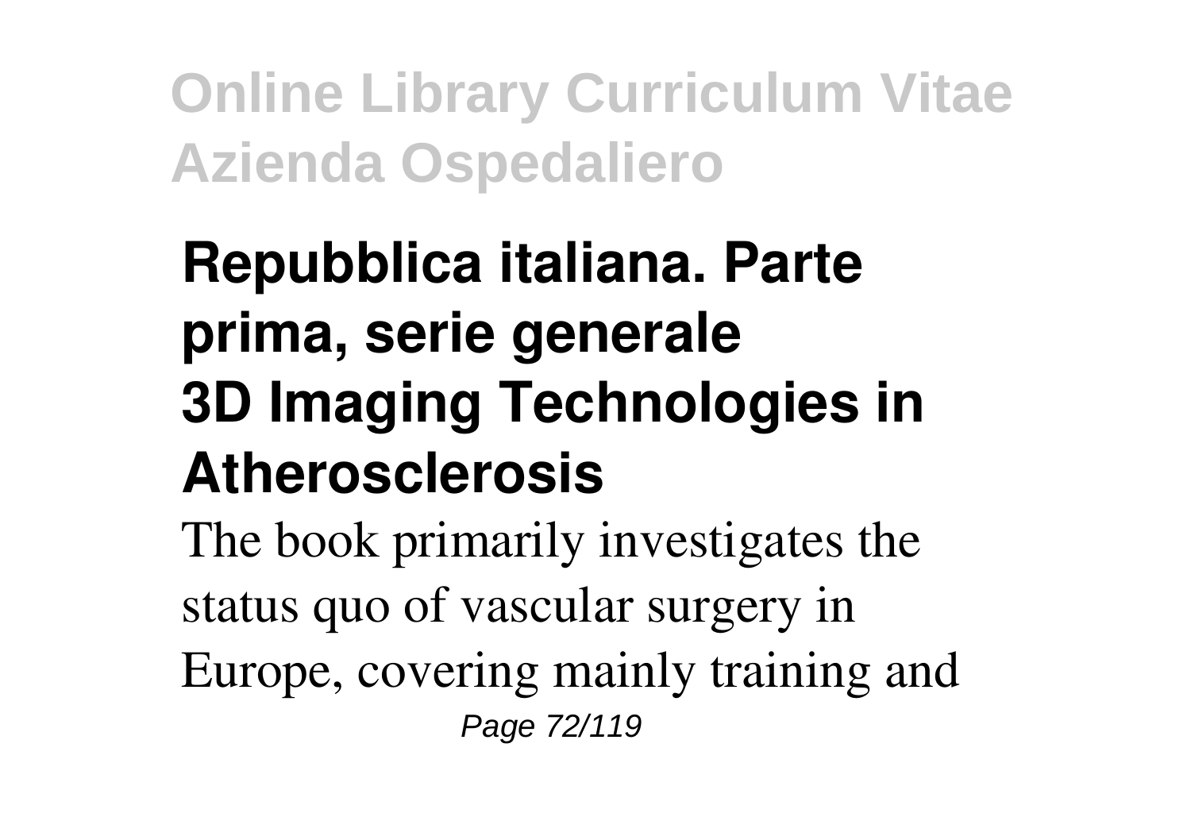## Repubblica italiana. Parte prima, serie generale

## 3D Imaging Technologies in Atherosclerosis

The book primarily investigates the status quo of vascular surgery in Europe, covering mainly training and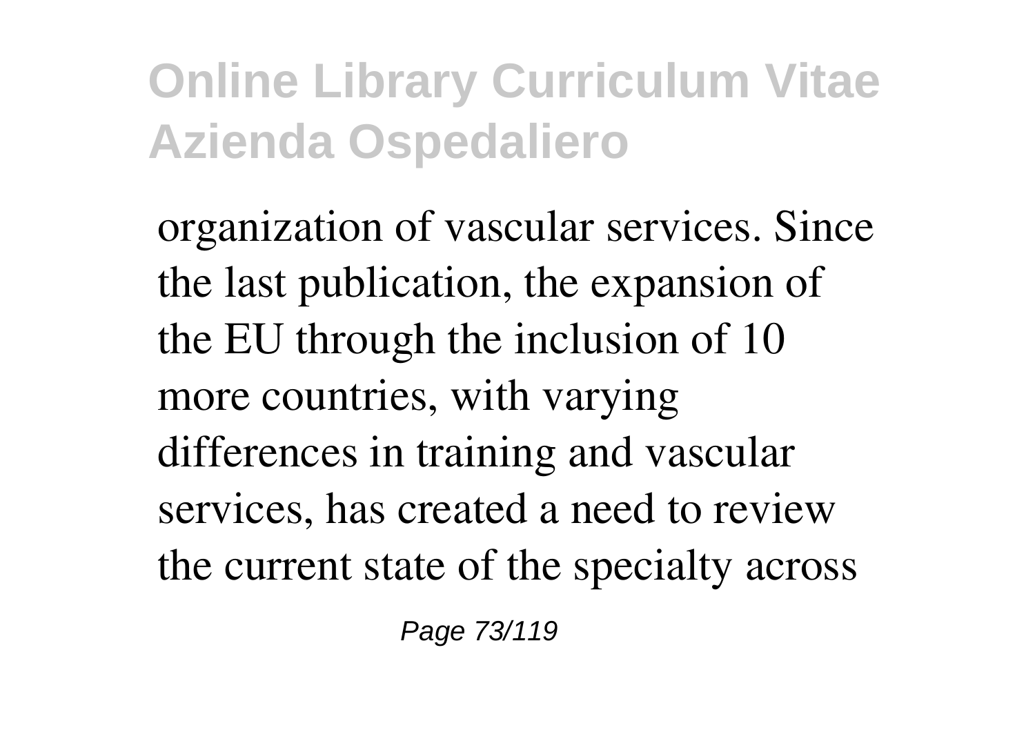organization of vascular services. Since the last publication, the expansion of the EU through the inclusion of 10 more countries, with varying differences in training and vascular services, has created a need to review the current state of the specialty across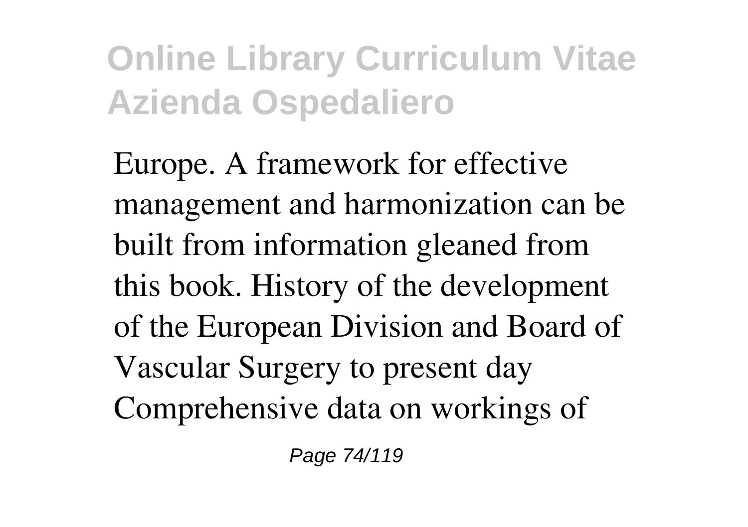Europe. A framework for effective management and harmonization can be built from information gleaned from this book. History of the development of the European Division and Board of Vascular Surgery to present day Comprehensive data on workings of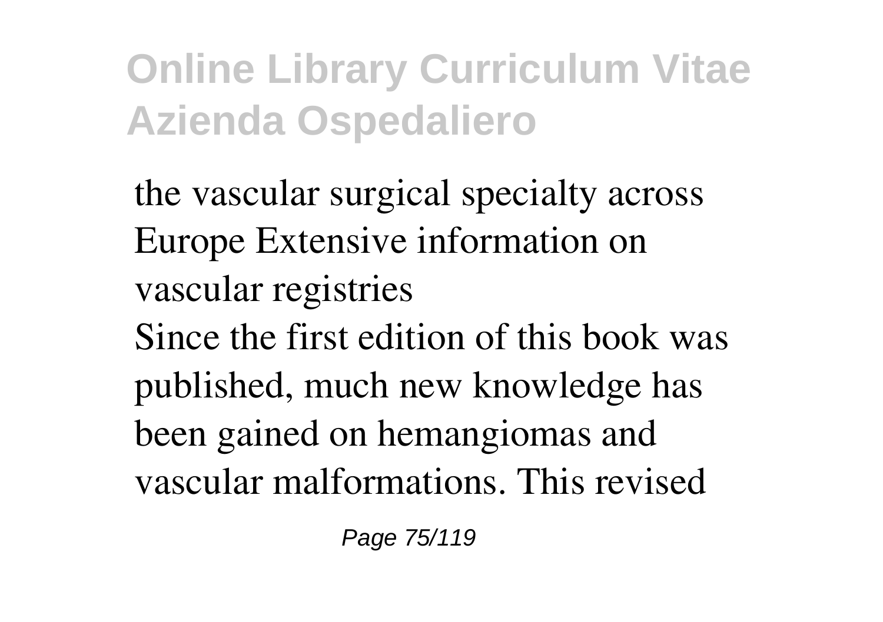the vascular surgical specialty across Europe Extensive information on vascular registries

Since the first edition of this book was published, much new knowledge has been gained on hemangiomas and vascular malformations. This revised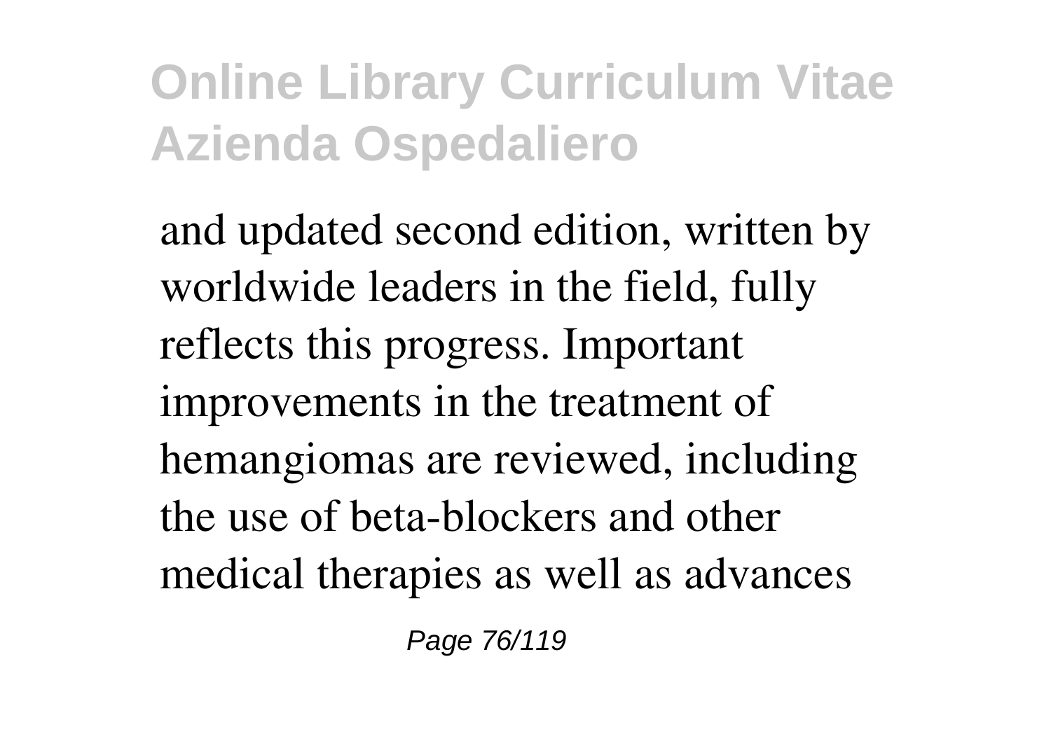and updated second edition, written by worldwide leaders in the field, fully reflects this progress. Important improvements in the treatment of hemangiomas are reviewed, including the use of beta-blockers and other medical therapies as well as advances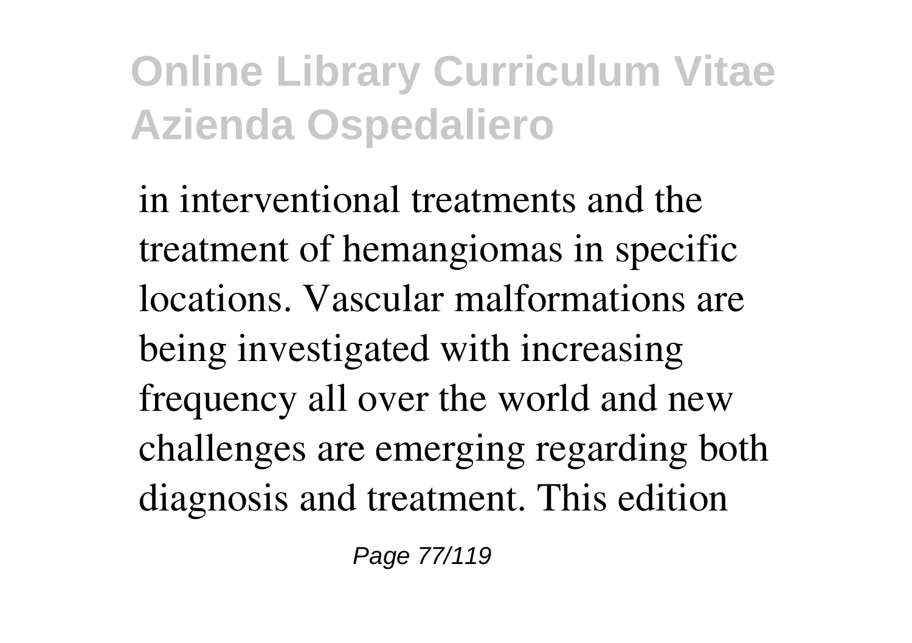in interventional treatments and the treatment of hemangiomas in specific locations. Vascular malformations are being investigated with increasing frequency all over the world and new challenges are emerging regarding both diagnosis and treatment. This edition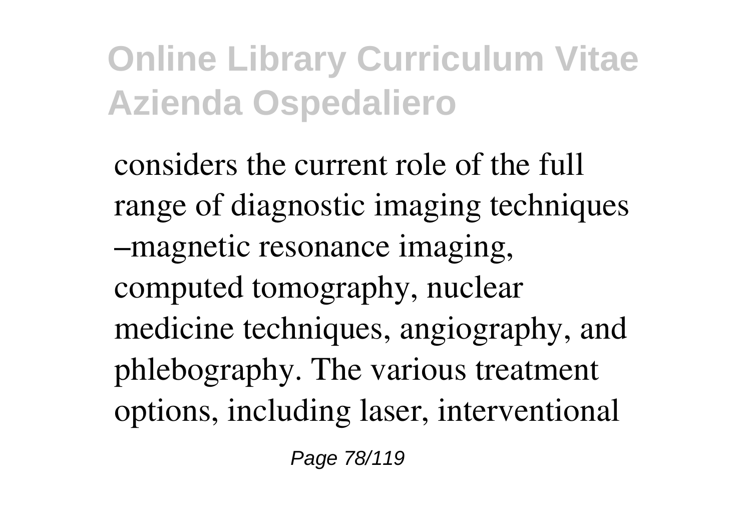considers the current role of the full range of diagnostic imaging techniques –magnetic resonance imaging, computed tomography, nuclear medicine techniques, angiography, and phlebography. The various treatment options, including laser, interventional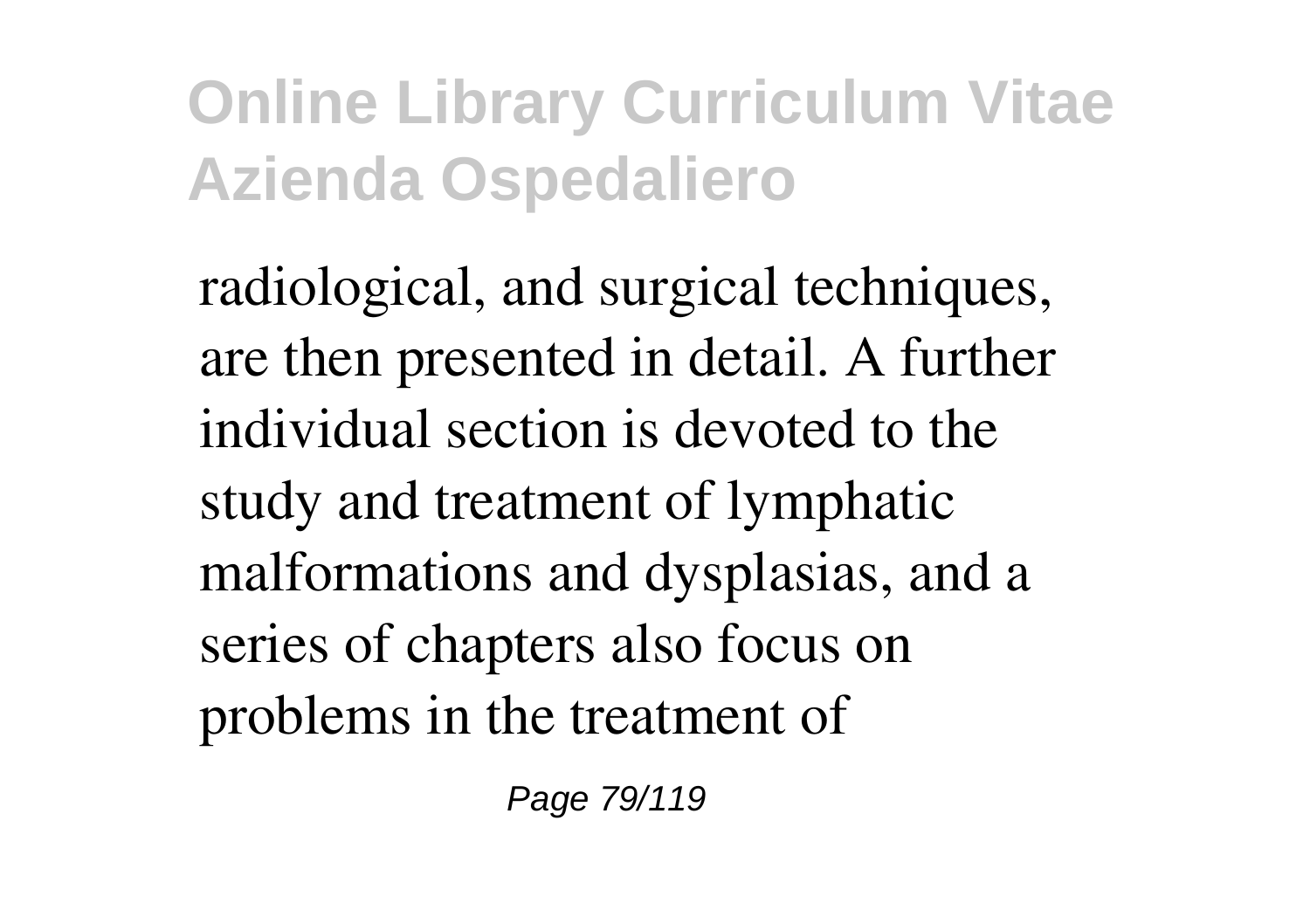radiological, and surgical techniques, are then presented in detail. A further individual section is devoted to the study and treatment of lymphatic malformations and dysplasias, and a series of chapters also focus on problems in the treatment of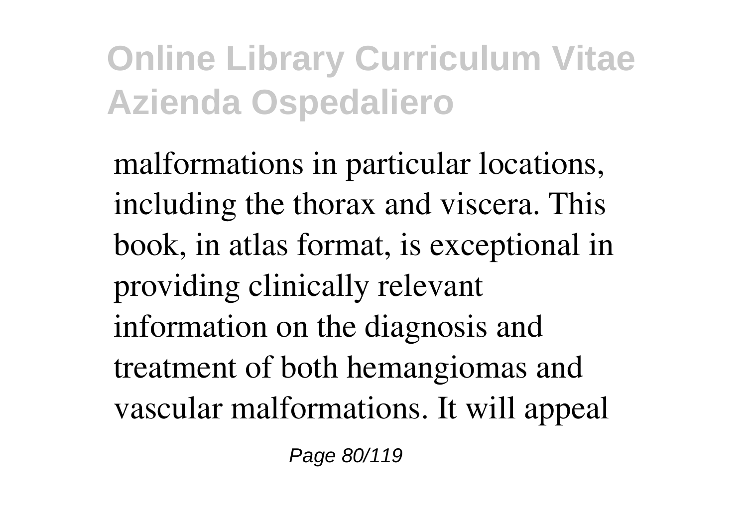malformations in particular locations, including the thorax and viscera. This book, in atlas format, is exceptional in providing clinically relevant information on the diagnosis and treatment of both hemangiomas and vascular malformations. It will appeal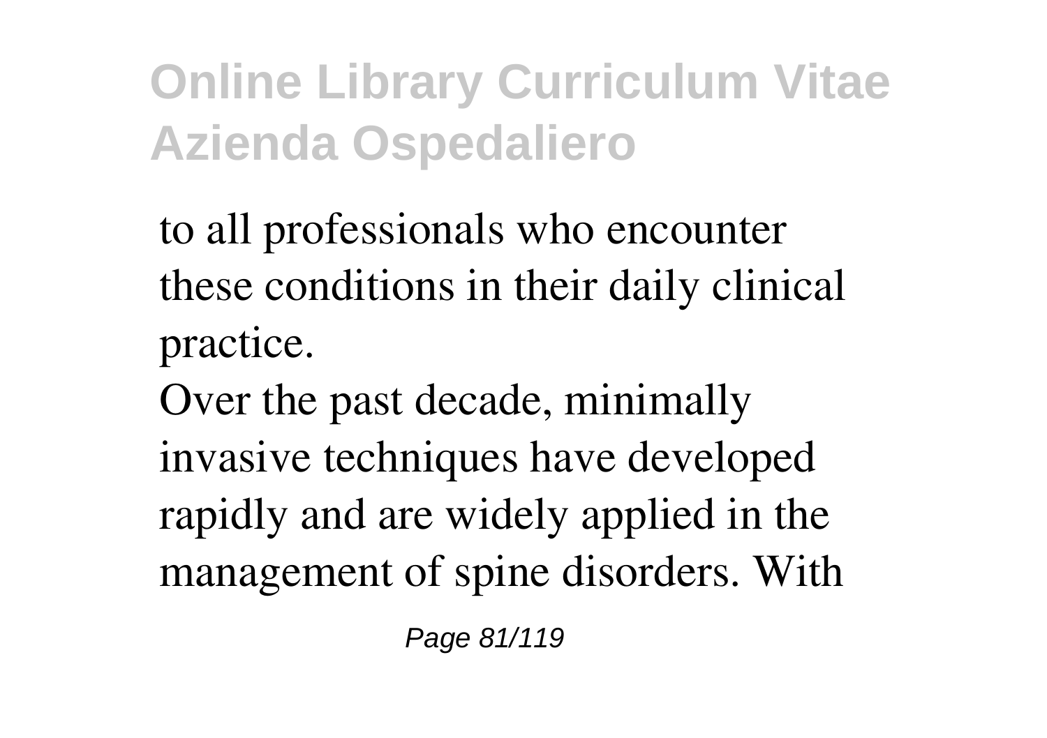to all professionals who encounter these conditions in their daily clinical practice.

Over the past decade, minimally invasive techniques have developed rapidly and are widely applied in the management of spine disorders. With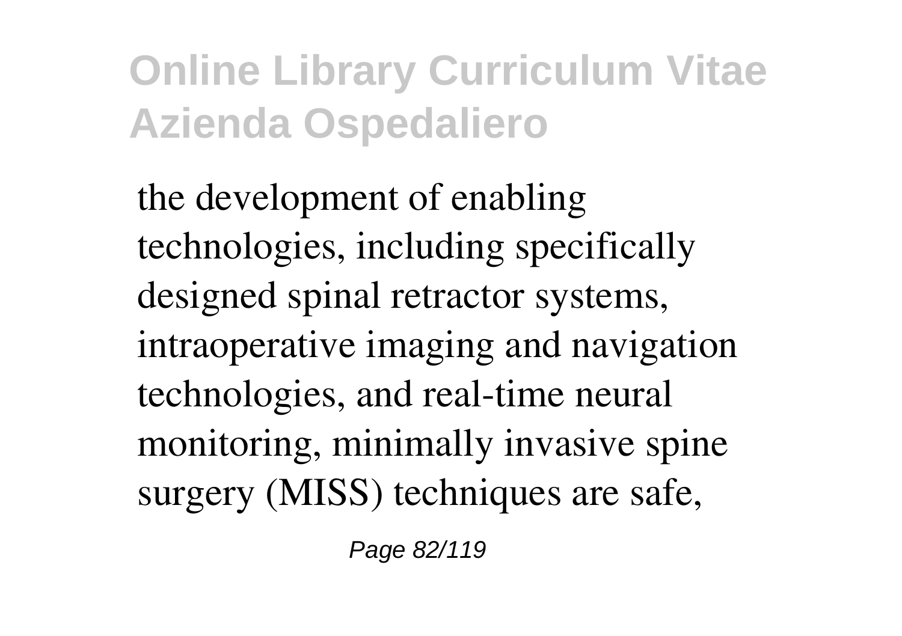the development of enabling technologies, including specifically designed spinal retractor systems, intraoperative imaging and navigation technologies, and real-time neural monitoring, minimally invasive spine surgery (MISS) techniques are safe,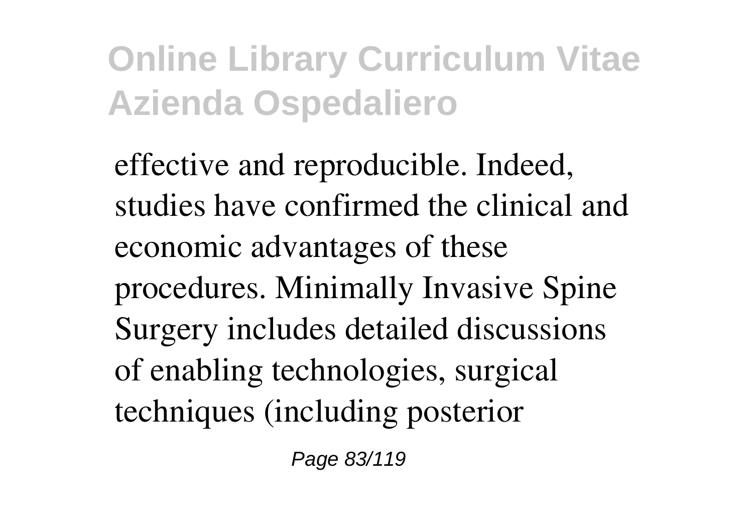effective and reproducible. Indeed, studies have confirmed the clinical and economic advantages of these procedures. Minimally Invasive Spine Surgery includes detailed discussions of enabling technologies, surgical techniques (including posterior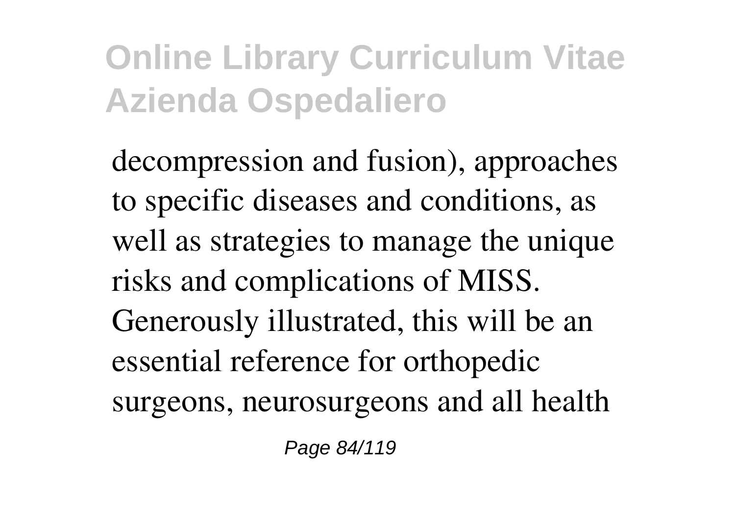decompression and fusion), approaches to specific diseases and conditions, as well as strategies to manage the unique risks and complications of MISS. Generously illustrated, this will be an essential reference for orthopedic surgeons, neurosurgeons and all health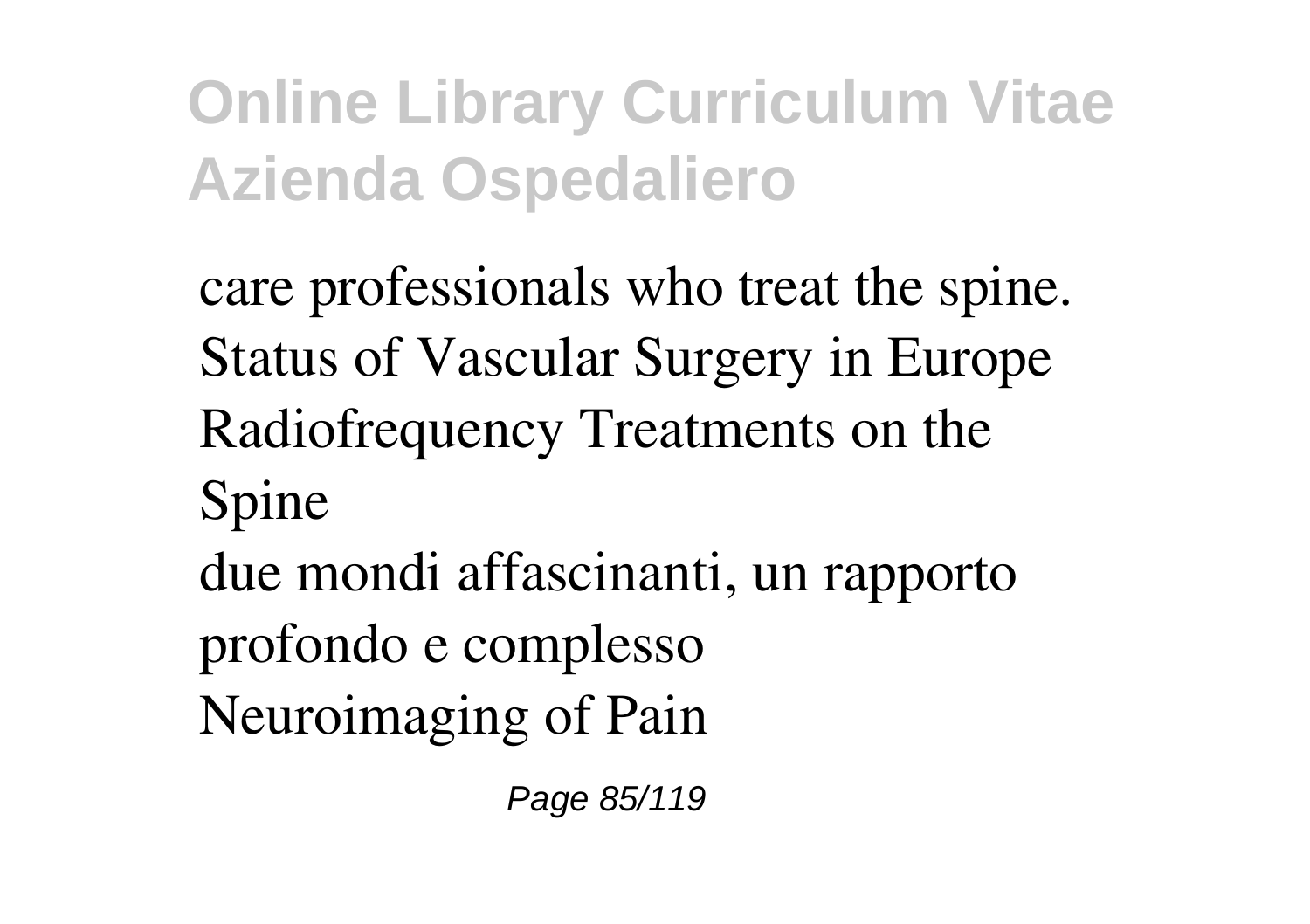care professionals who treat the spine.
Status of Vascular Surgery in Europe
Radiofrequency Treatments on the Spine
due mondi affascinanti, un rapporto profondo e complesso
Neuroimaging of Pain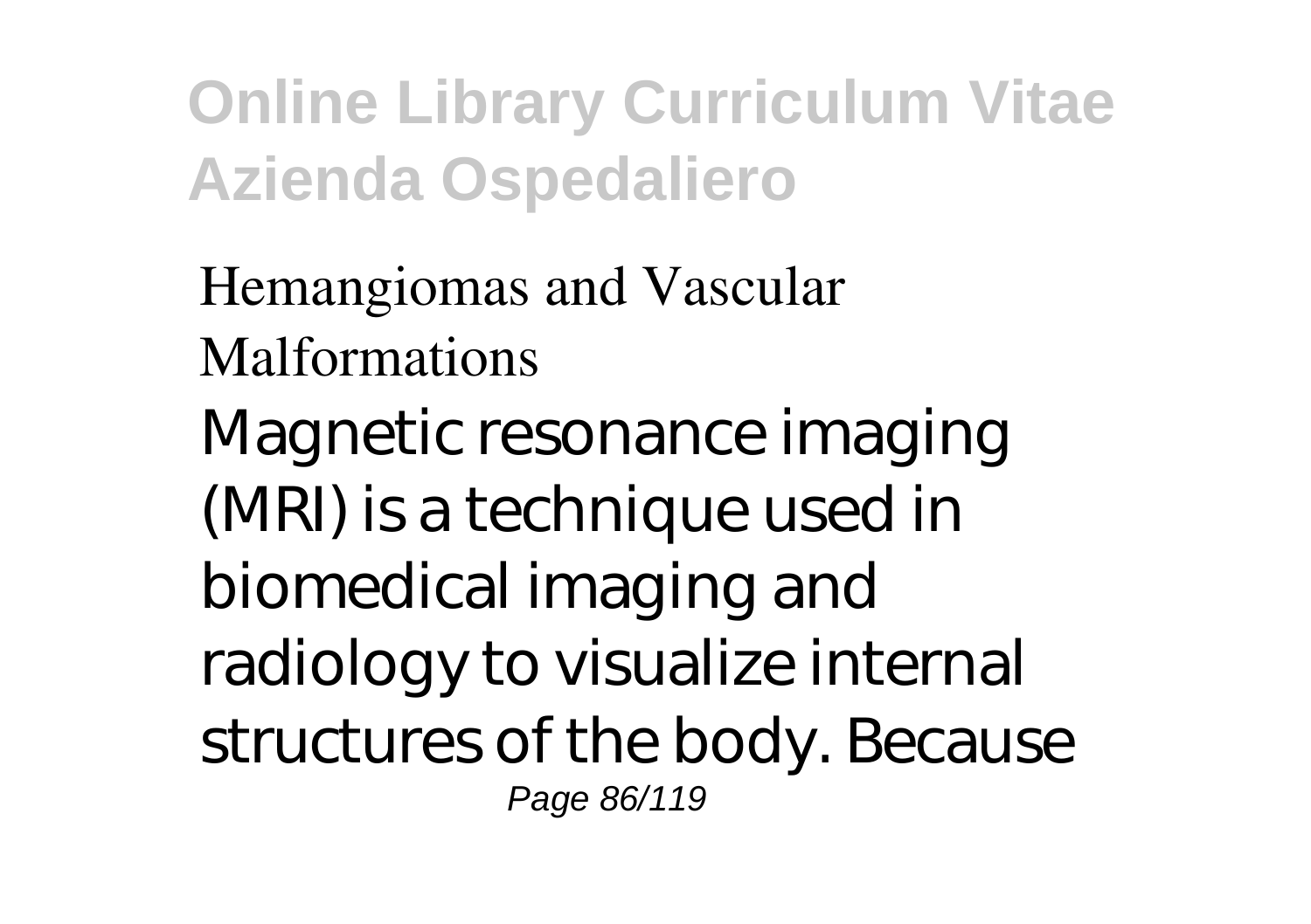Hemangiomas and Vascular Malformations

Magnetic resonance imaging (MRI) is a technique used in biomedical imaging and radiology to visualize internal structures of the body. Because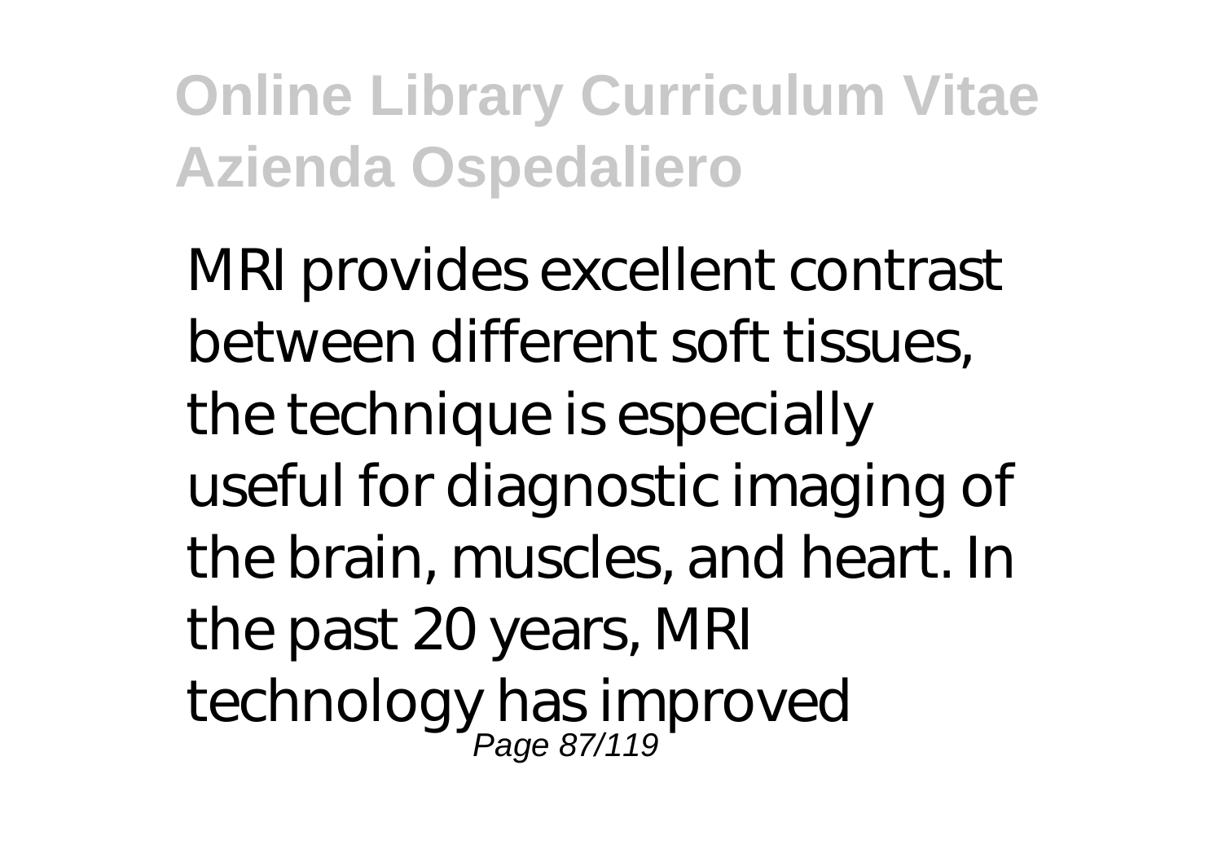MRI provides excellent contrast between different soft tissues, the technique is especially useful for diagnostic imaging of the brain, muscles, and heart. In the past 20 years, MRI technology has improved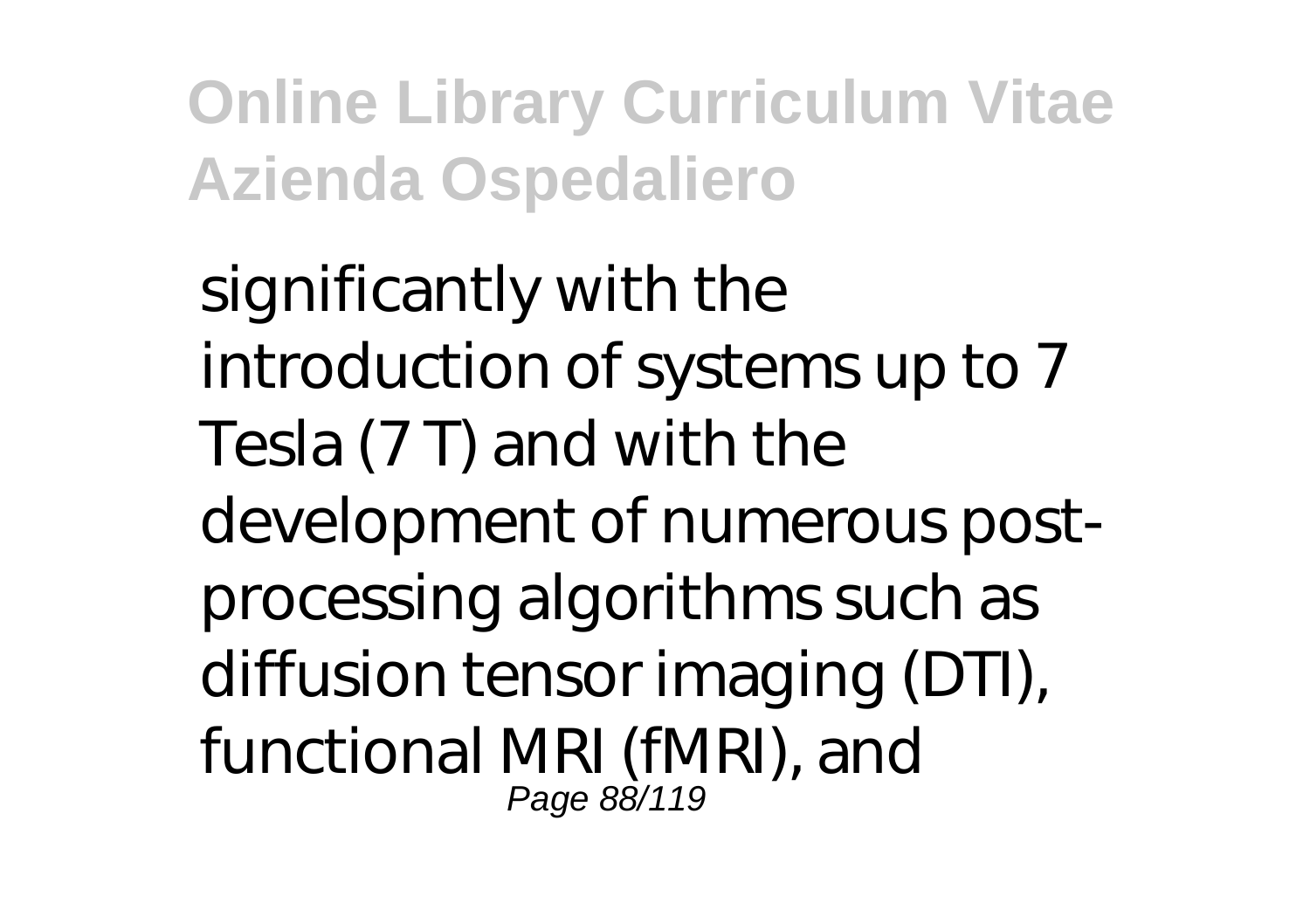significantly with the introduction of systems up to 7 Tesla (7 T) and with the development of numerous post-processing algorithms such as diffusion tensor imaging (DTI), functional MRI (fMRI), and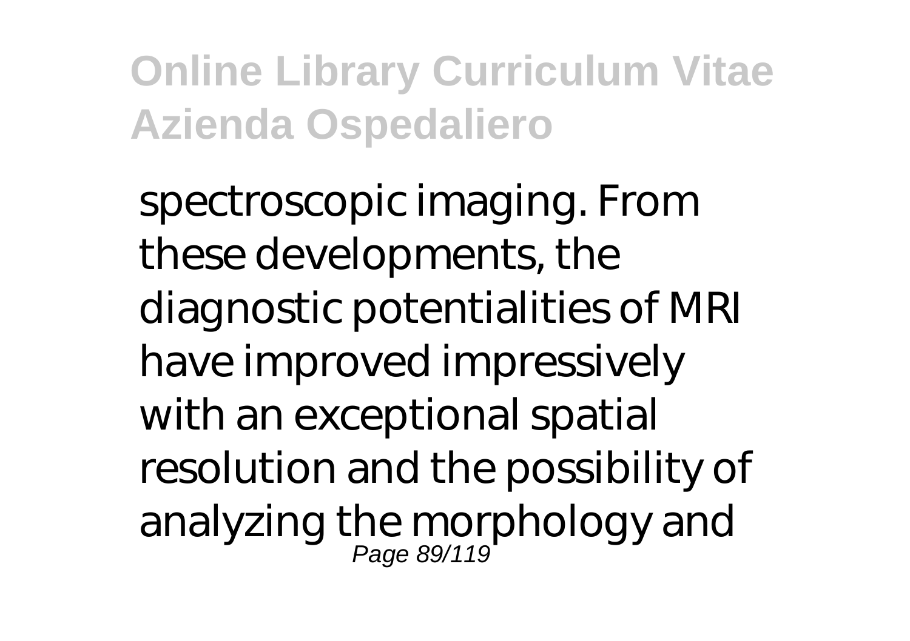spectroscopic imaging. From these developments, the diagnostic potentialities of MRI have improved impressively with an exceptional spatial resolution and the possibility of analyzing the morphology and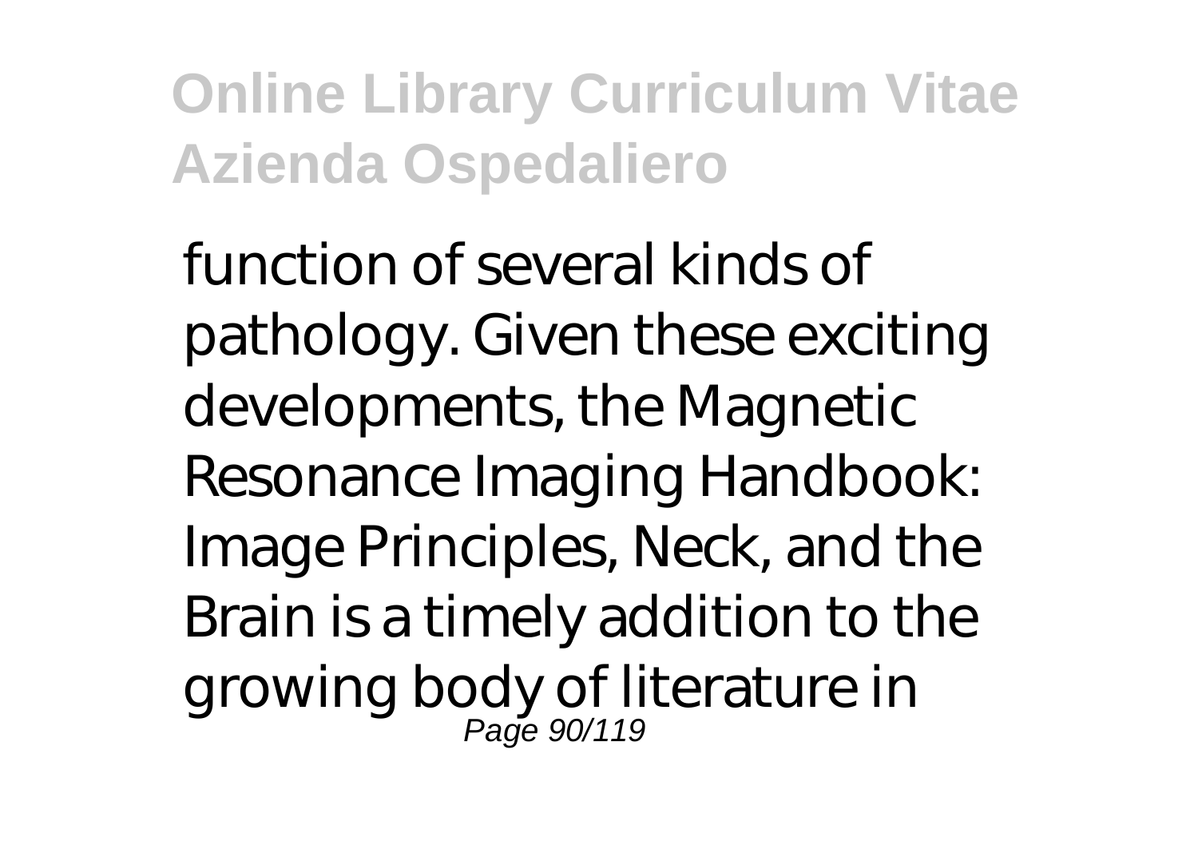function of several kinds of pathology. Given these exciting developments, the Magnetic Resonance Imaging Handbook: Image Principles, Neck, and the Brain is a timely addition to the growing body of literature in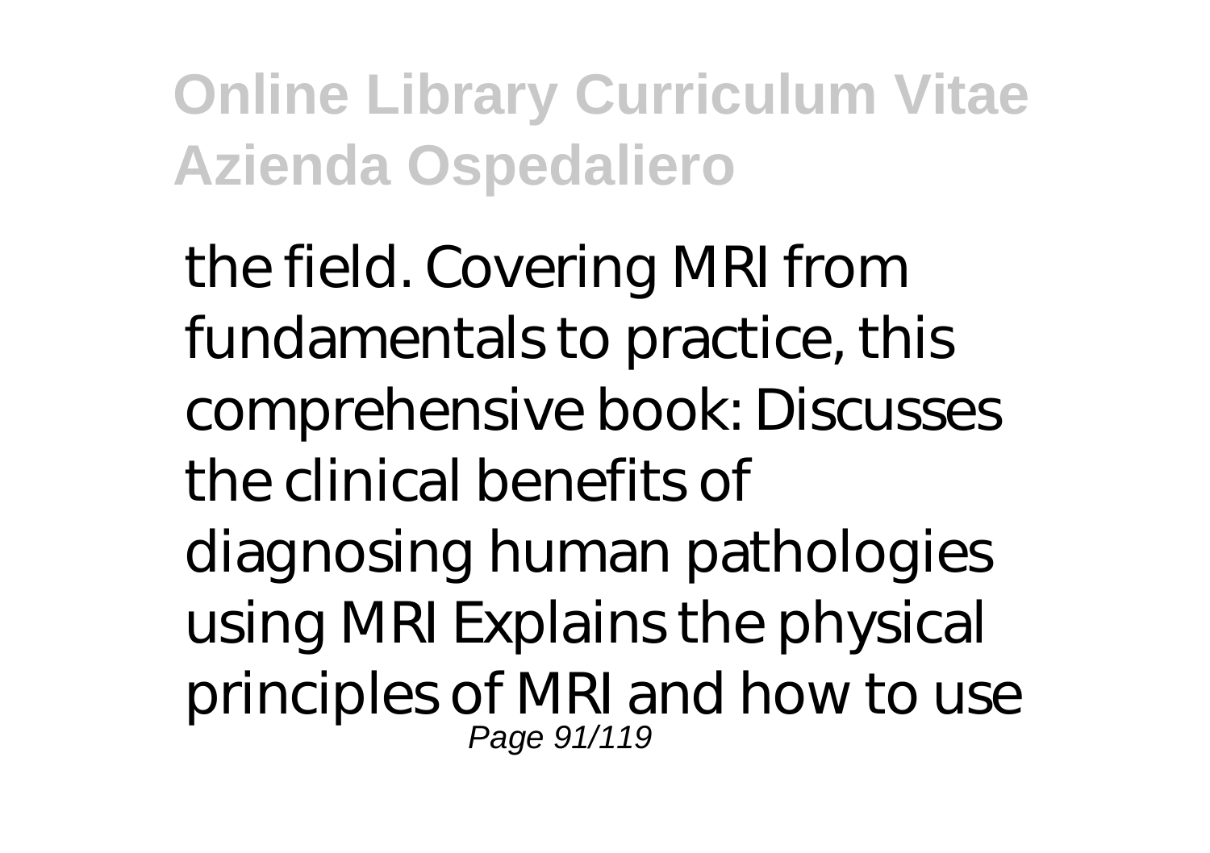the field. Covering MRI from fundamentals to practice, this comprehensive book: Discusses the clinical benefits of diagnosing human pathologies using MRI Explains the physical principles of MRI and how to use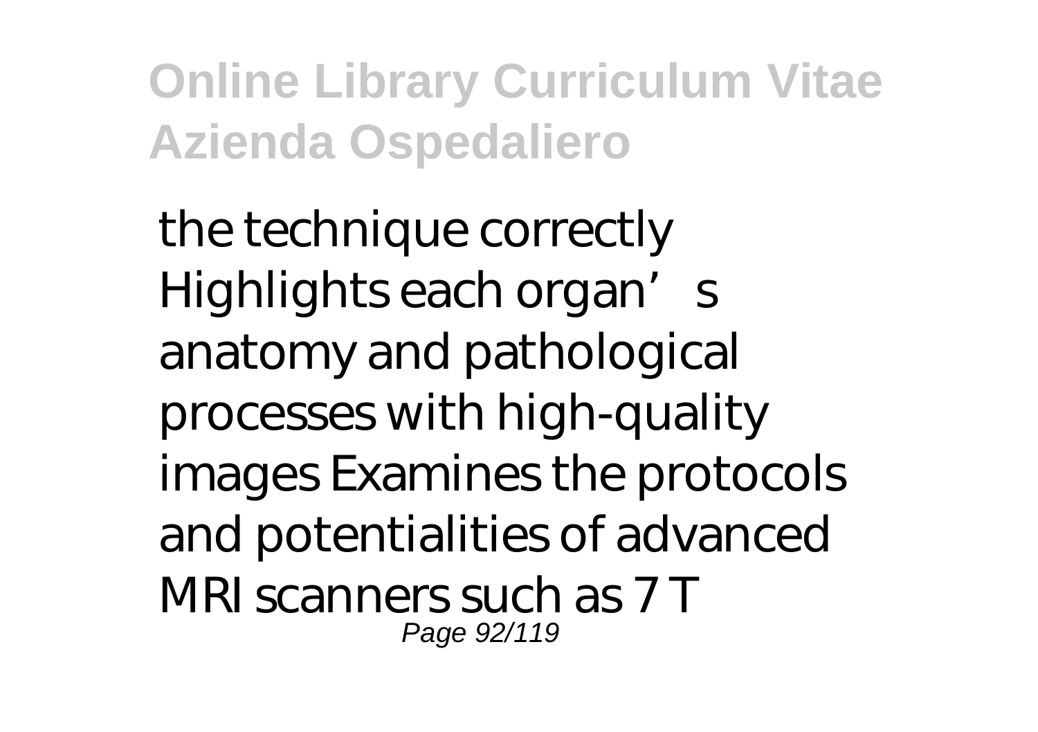the technique correctly Highlights each organ's anatomy and pathological processes with high-quality images Examines the protocols and potentialities of advanced MRI scanners such as 7 T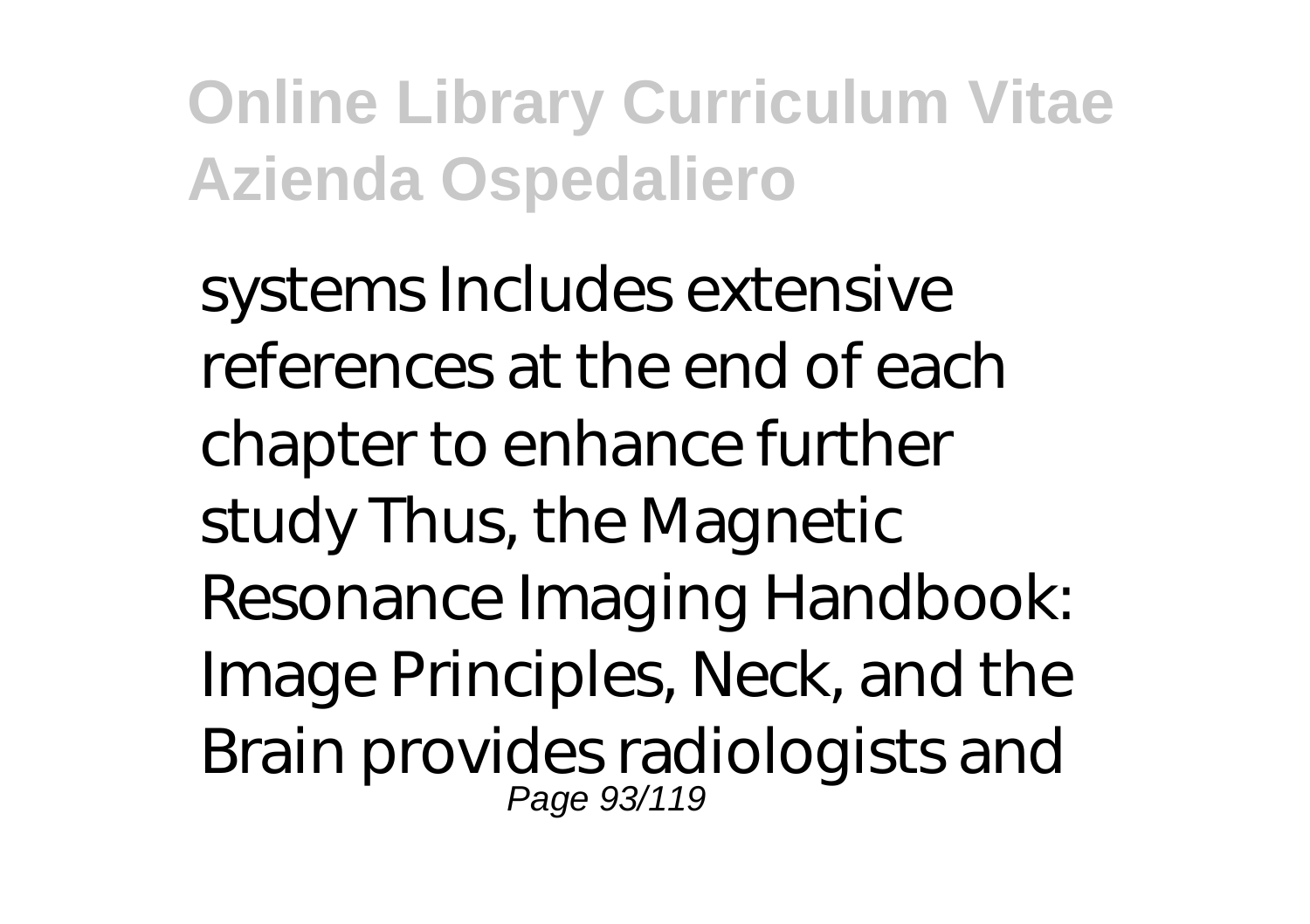systems Includes extensive references at the end of each chapter to enhance further study Thus, the Magnetic Resonance Imaging Handbook: Image Principles, Neck, and the Brain provides radiologists and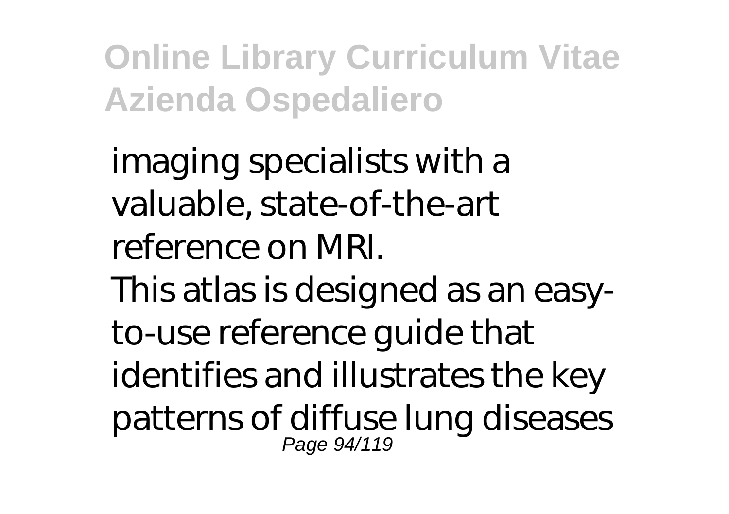imaging specialists with a valuable, state-of-the-art reference on MRI.

This atlas is designed as an easy-to-use reference guide that identifies and illustrates the key patterns of diffuse lung diseases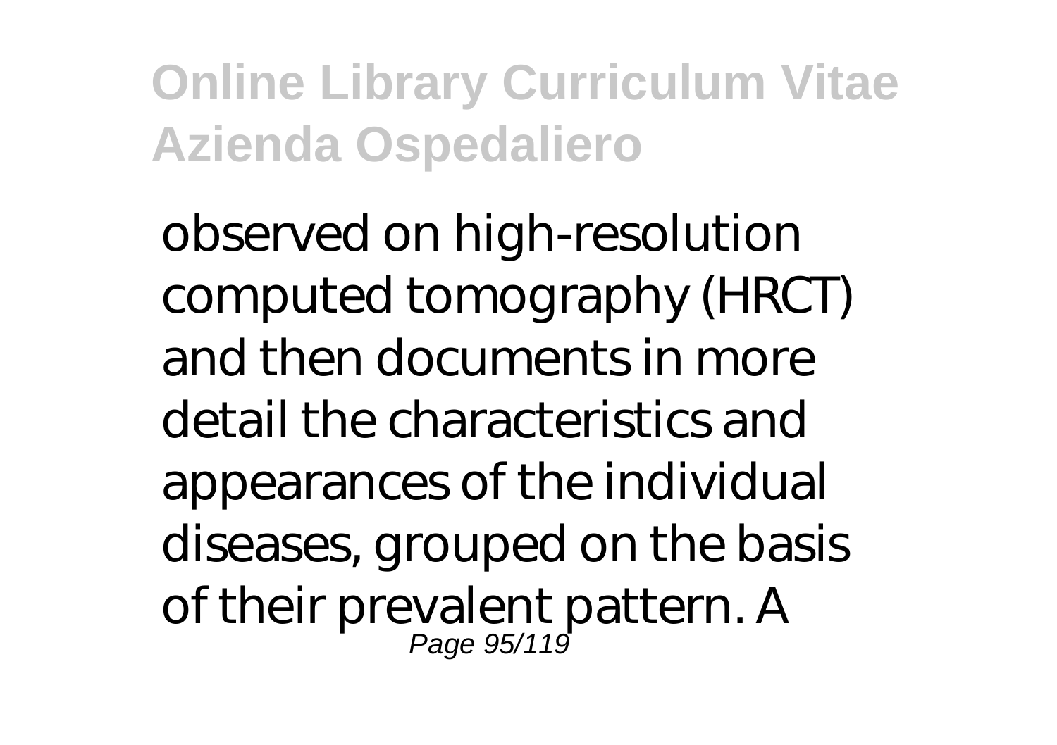observed on high-resolution computed tomography (HRCT) and then documents in more detail the characteristics and appearances of the individual diseases, grouped on the basis of their prevalent pattern. A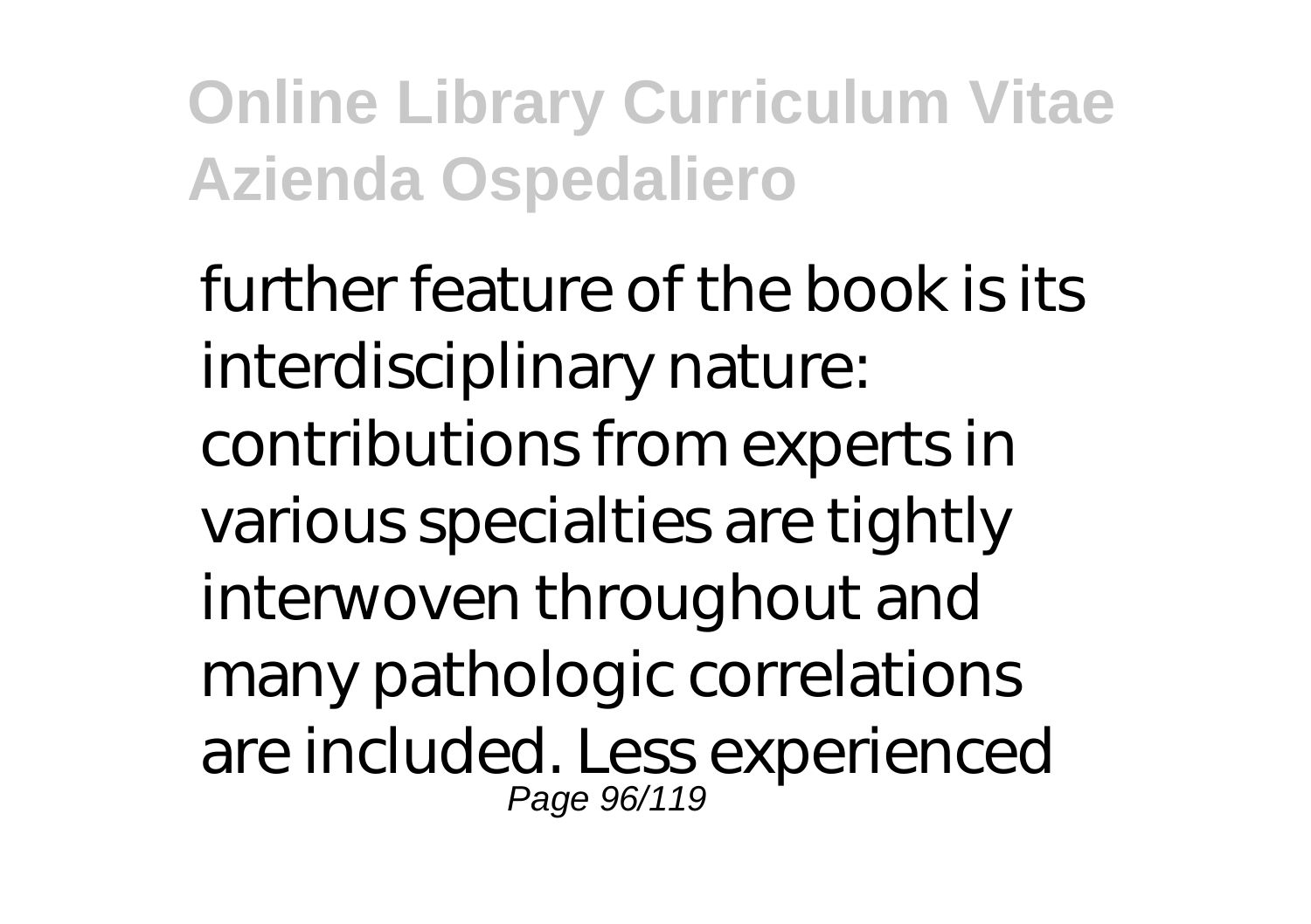further feature of the book is its interdisciplinary nature: contributions from experts in various specialties are tightly interwoven throughout and many pathologic correlations are included. Less experienced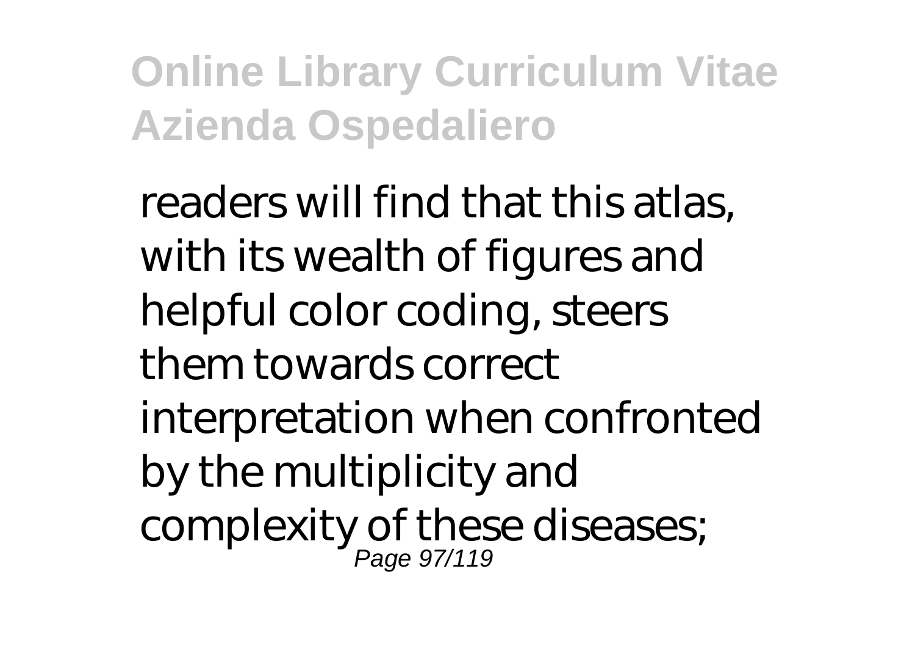readers will find that this atlas, with its wealth of figures and helpful color coding, steers them towards correct interpretation when confronted by the multiplicity and complexity of these diseases;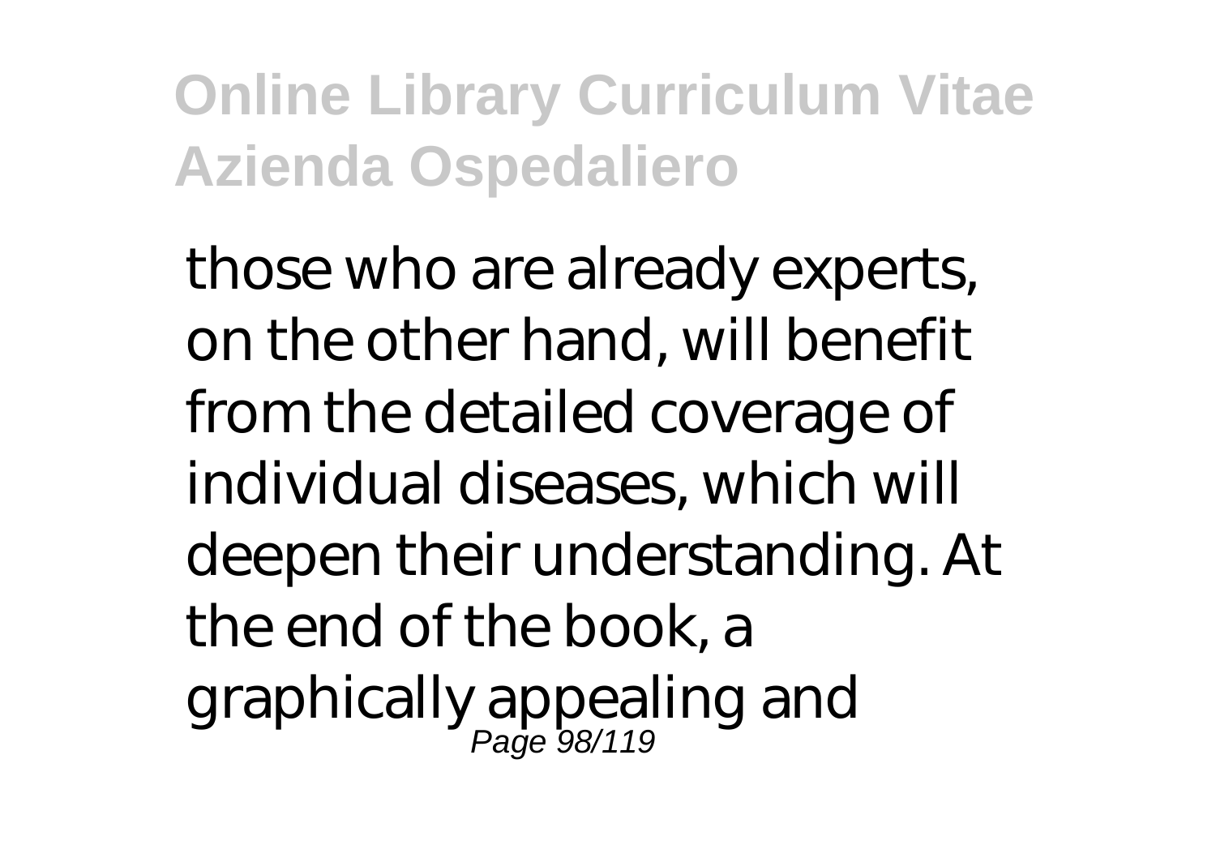those who are already experts, on the other hand, will benefit from the detailed coverage of individual diseases, which will deepen their understanding. At the end of the book, a graphically appealing and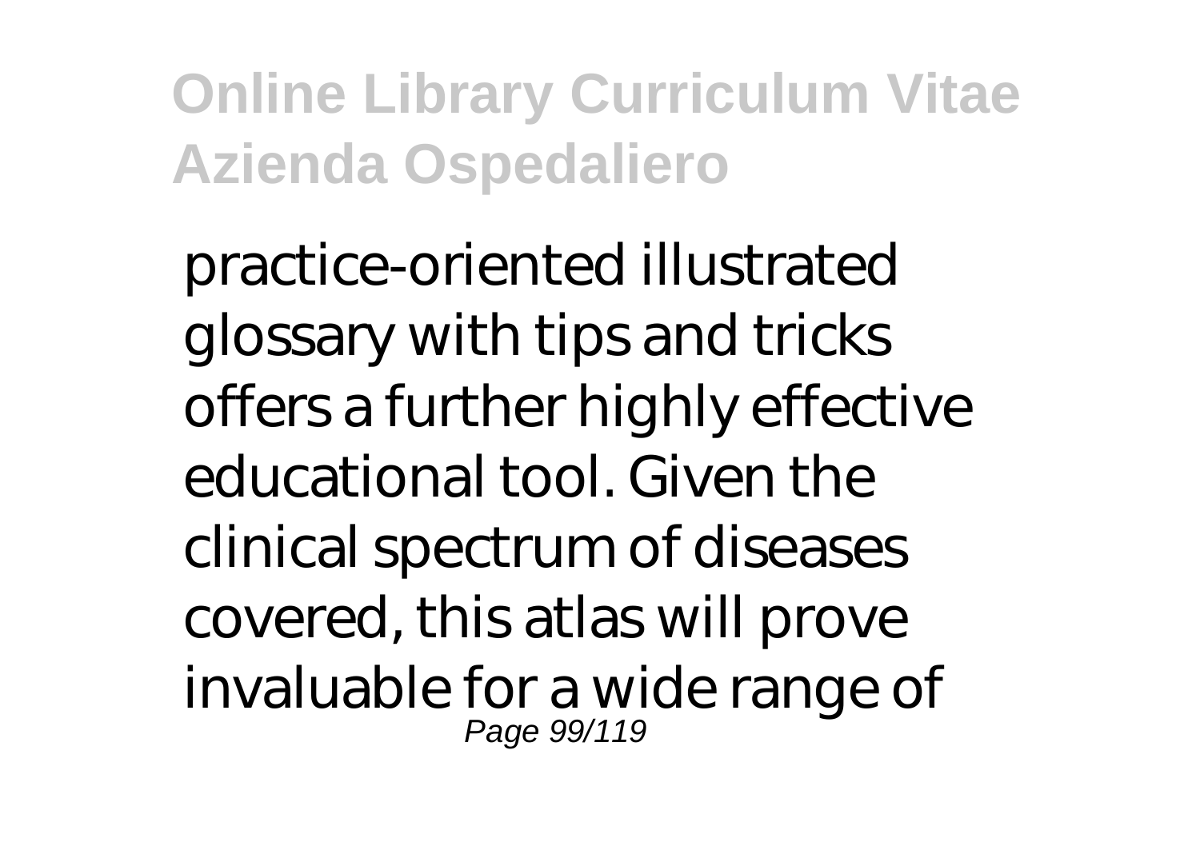practice-oriented illustrated glossary with tips and tricks offers a further highly effective educational tool. Given the clinical spectrum of diseases covered, this atlas will prove invaluable for a wide range of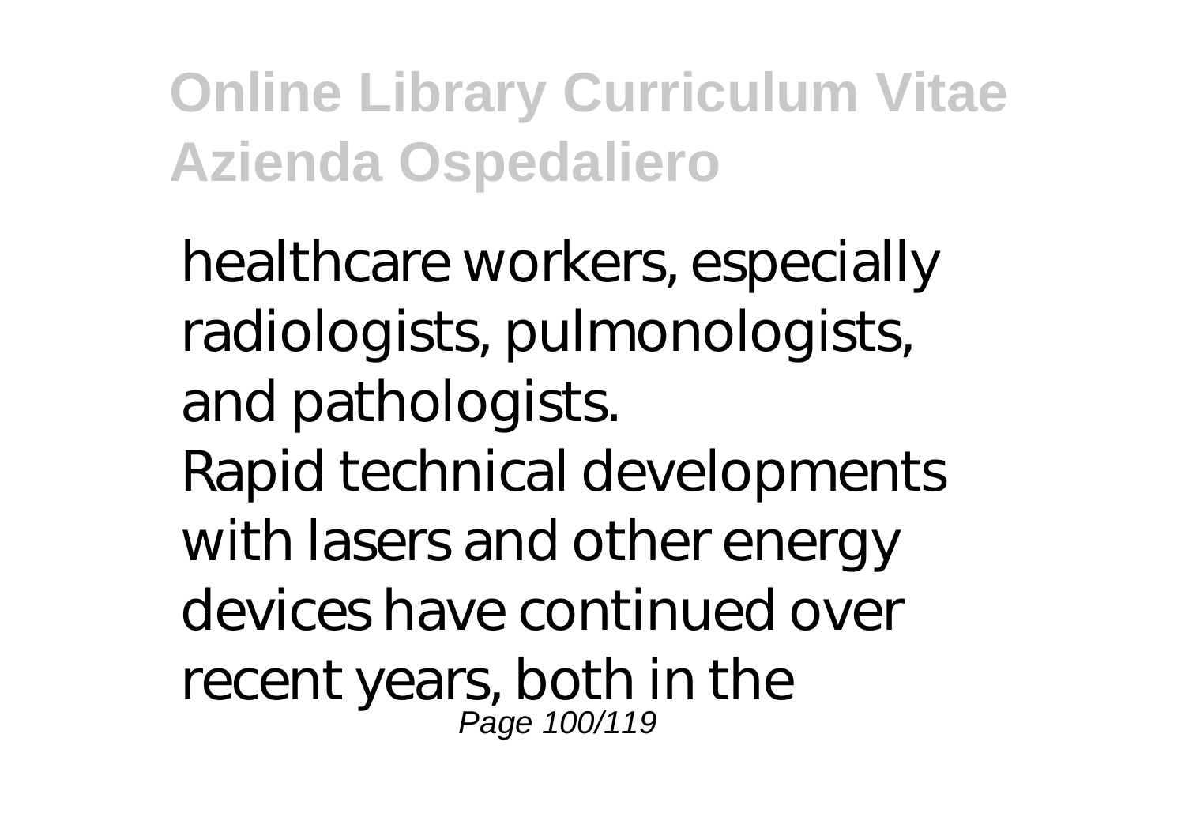healthcare workers, especially radiologists, pulmonologists, and pathologists.

Rapid technical developments with lasers and other energy devices have continued over recent years, both in the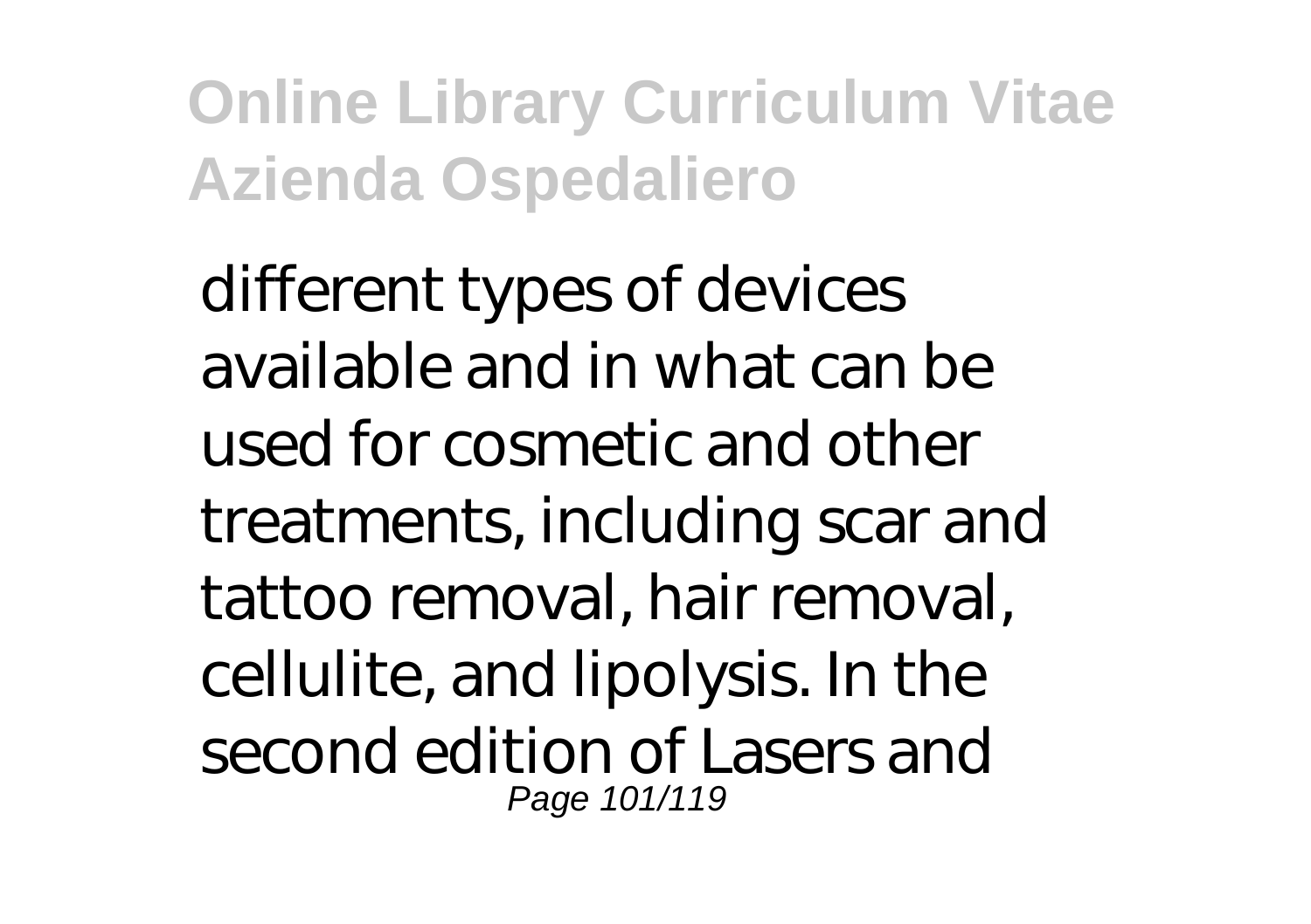different types of devices available and in what can be used for cosmetic and other treatments, including scar and tattoo removal, hair removal, cellulite, and lipolysis. In the second edition of Lasers and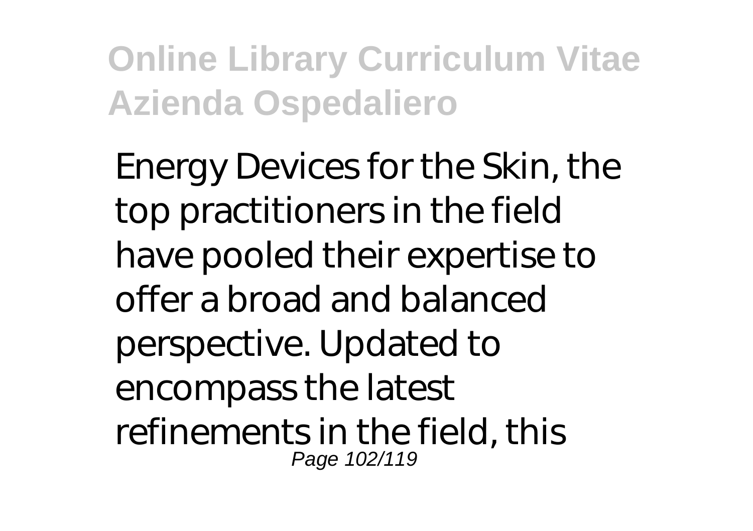Energy Devices for the Skin, the top practitioners in the field have pooled their expertise to offer a broad and balanced perspective. Updated to encompass the latest refinements in the field, this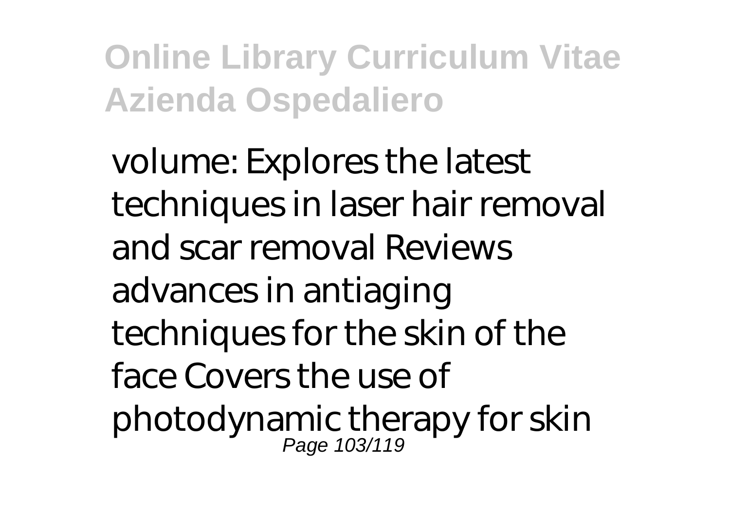volume: Explores the latest techniques in laser hair removal and scar removal Reviews advances in antiaging techniques for the skin of the face Covers the use of photodynamic therapy for skin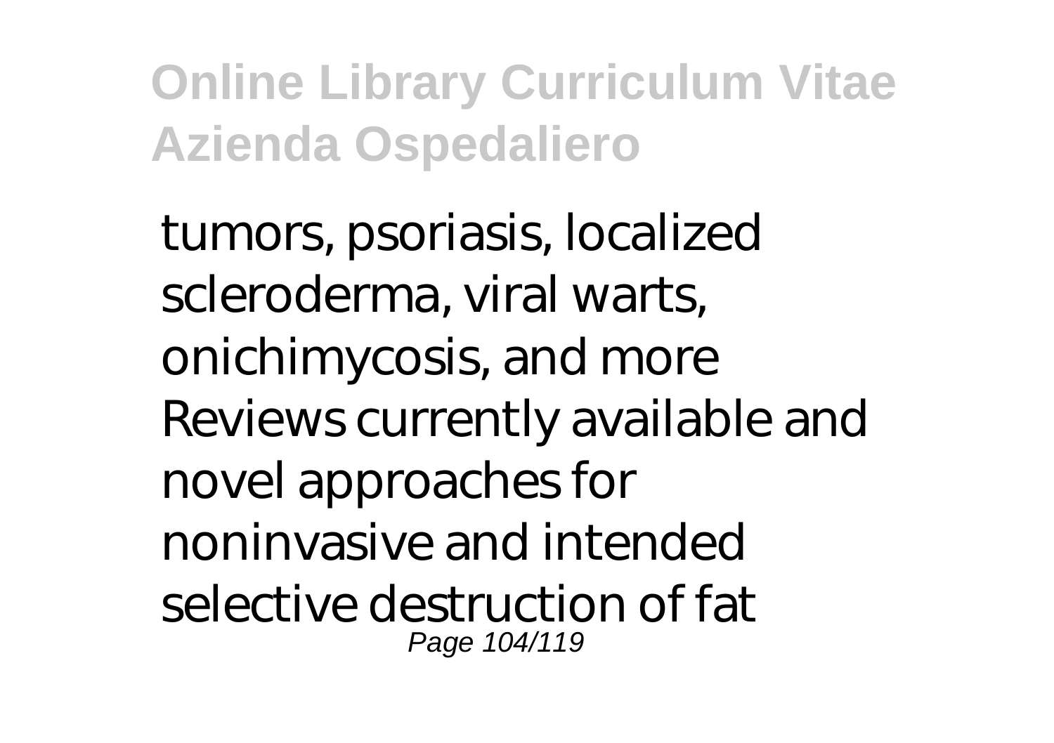tumors, psoriasis, localized scleroderma, viral warts, onichimycosis, and more Reviews currently available and novel approaches for noninvasive and intended selective destruction of fat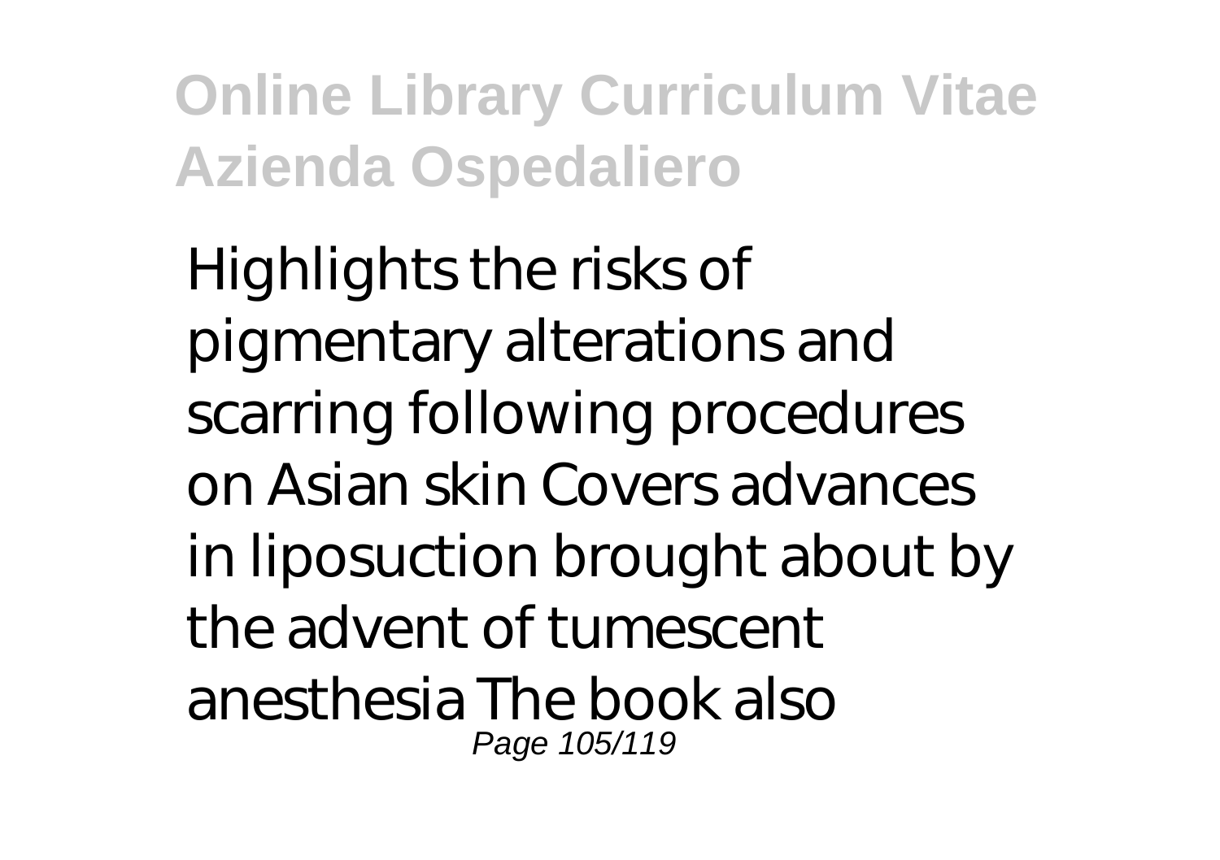Highlights the risks of pigmentary alterations and scarring following procedures on Asian skin Covers advances in liposuction brought about by the advent of tumescent anesthesia The book also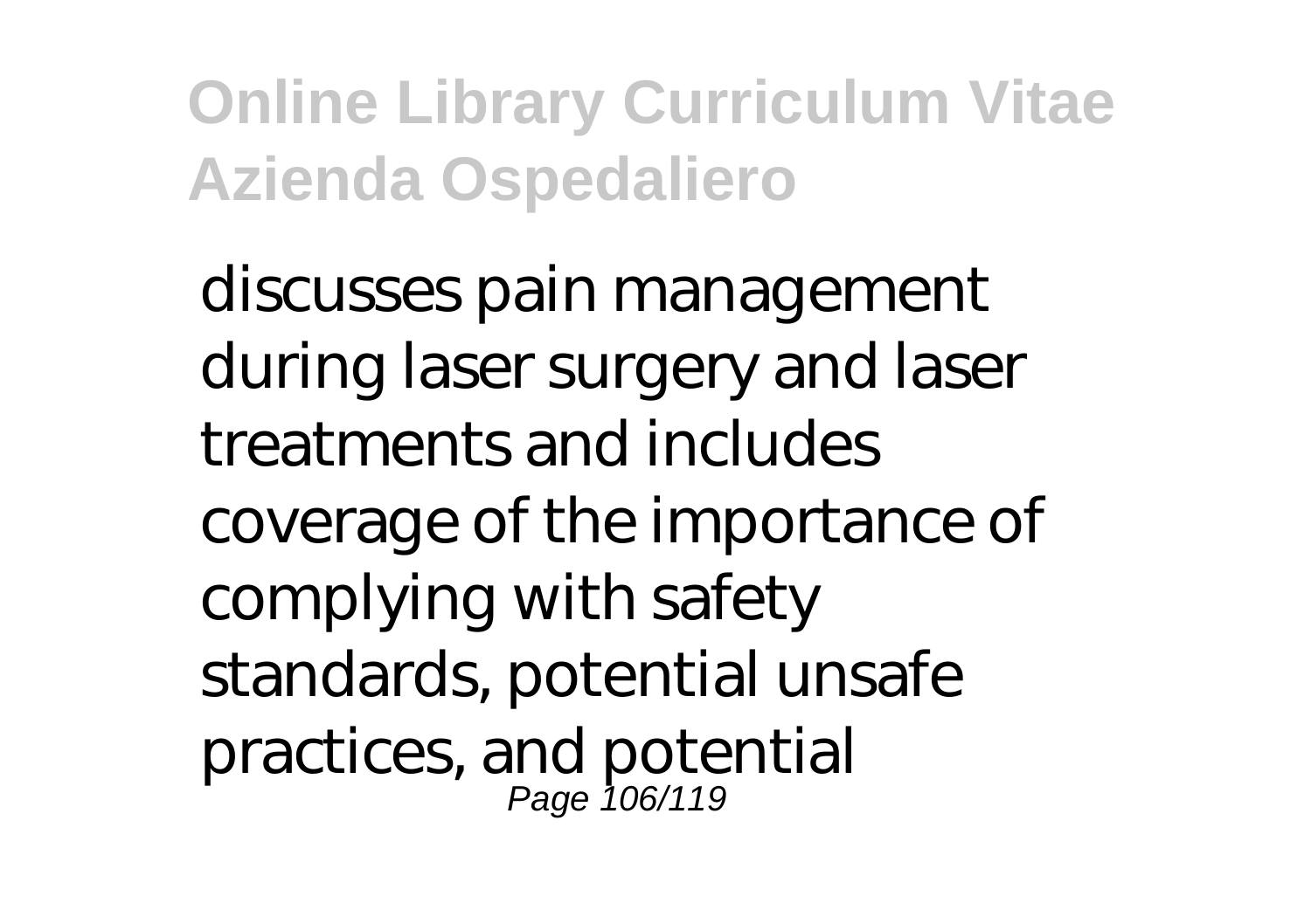discusses pain management during laser surgery and laser treatments and includes coverage of the importance of complying with safety standards, potential unsafe practices, and potential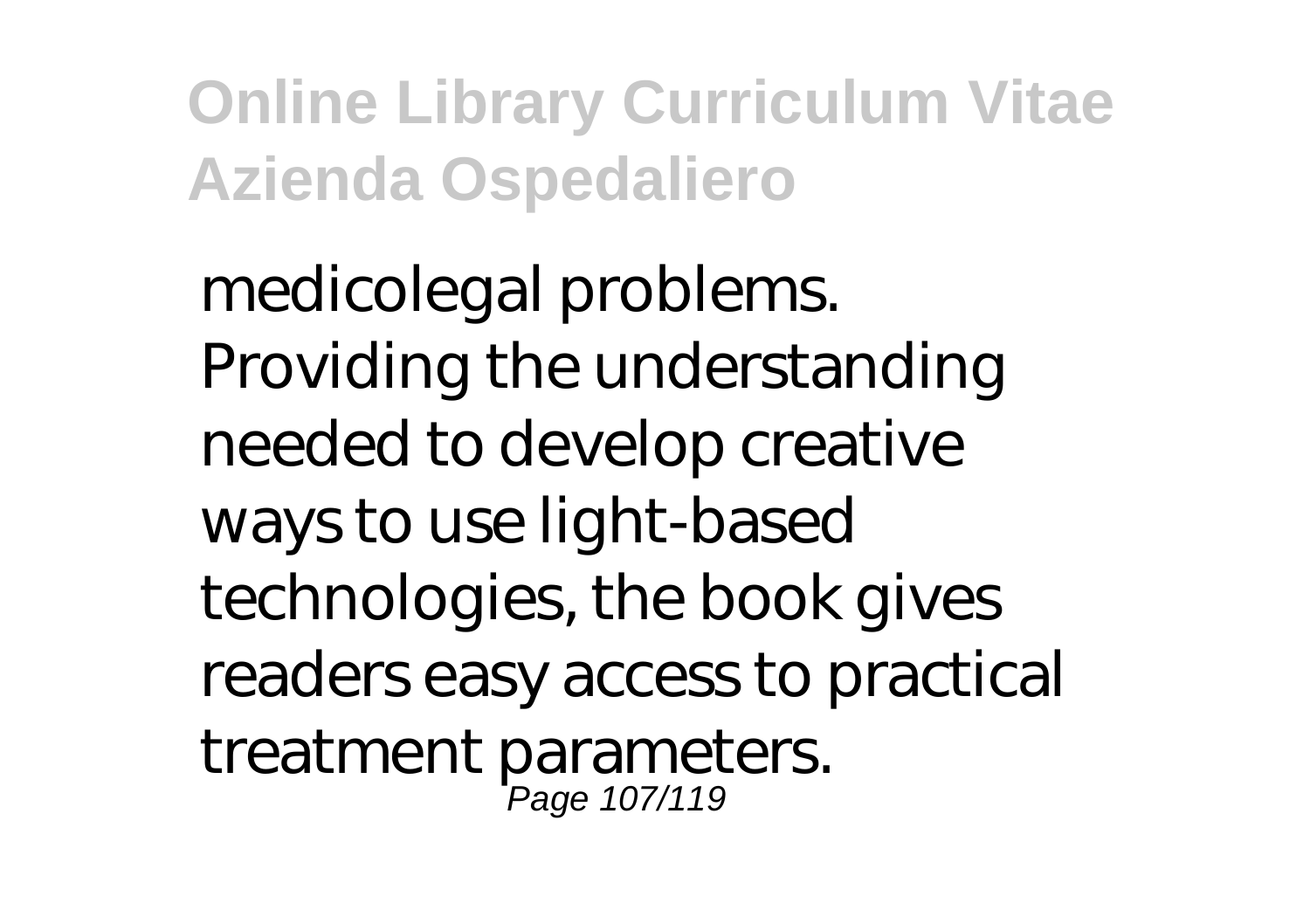medicolegal problems. Providing the understanding needed to develop creative ways to use light-based technologies, the book gives readers easy access to practical treatment parameters.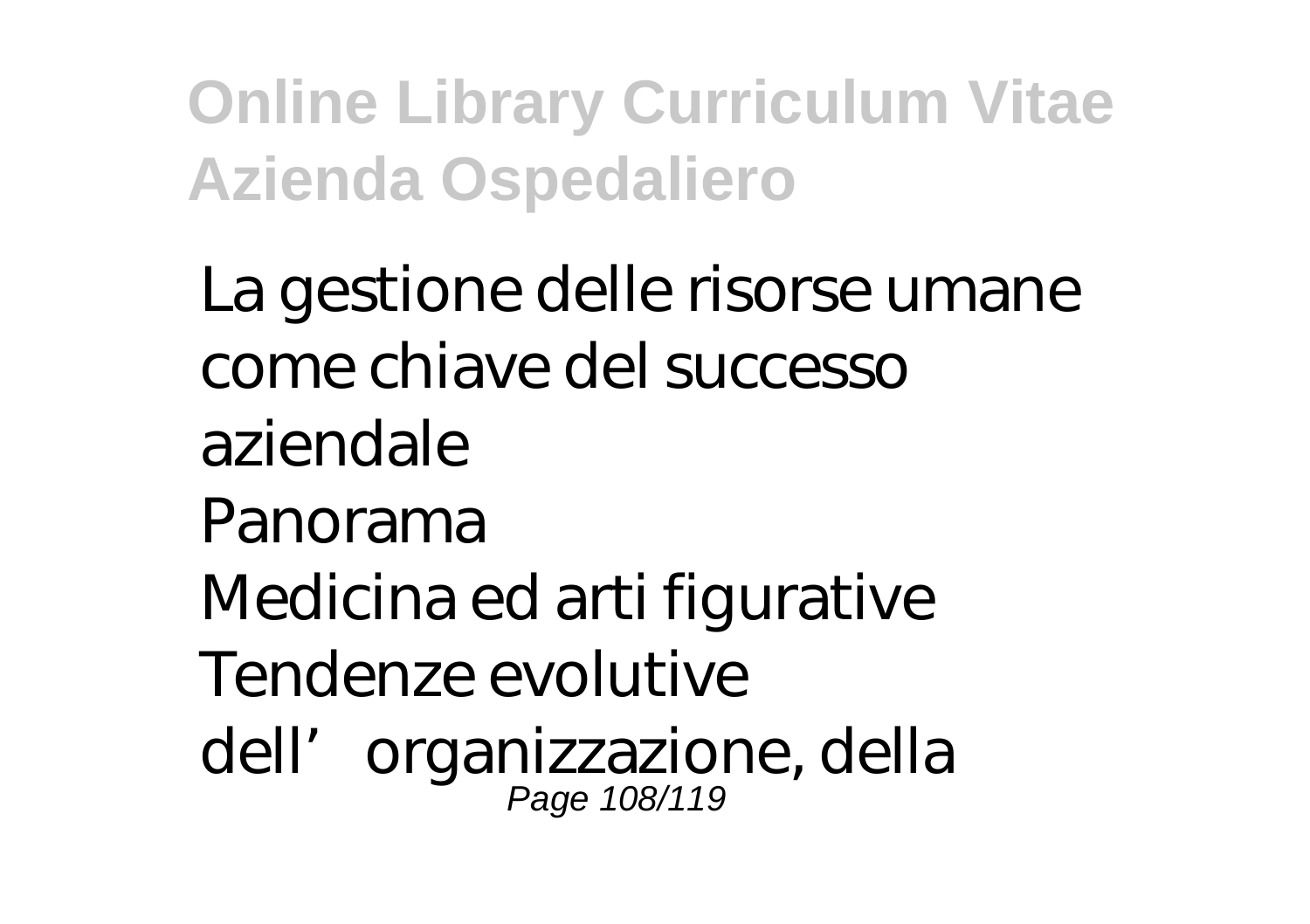La gestione delle risorse umane come chiave del successo aziendale

Panorama

Medicina ed arti figurative

Tendenze evolutive dell’organizzazione, della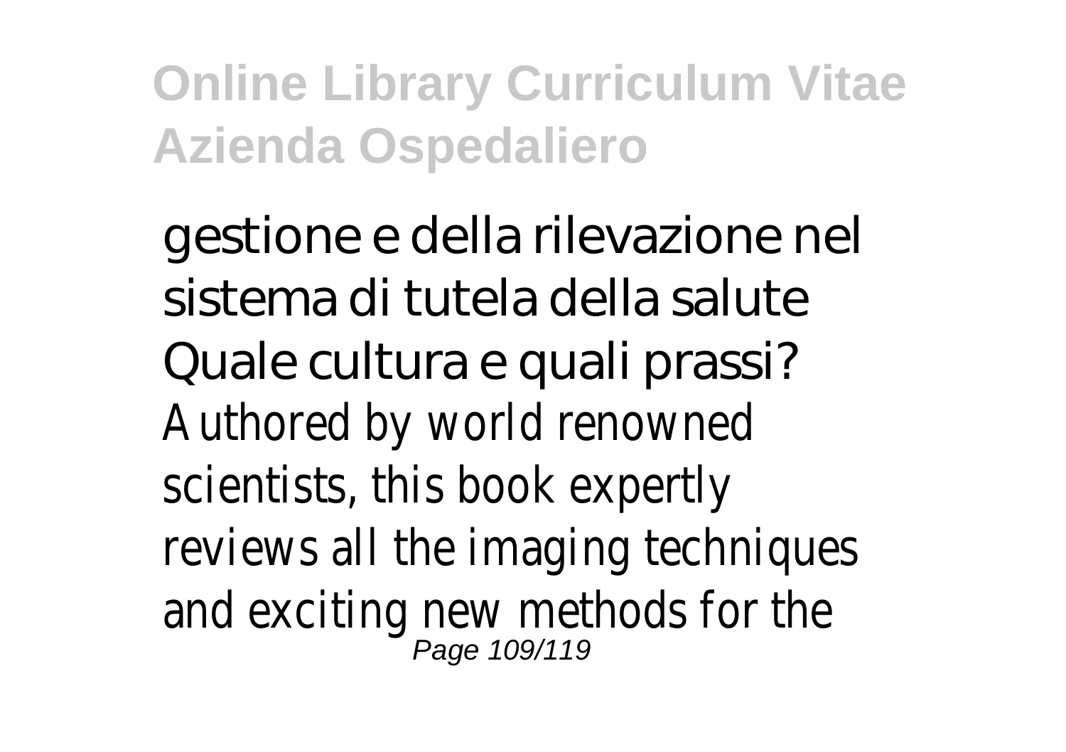gestione e della rilevazione nel sistema di tutela della salute Quale cultura e quali prassi? Authored by world renowned scientists, this book expertly reviews all the imaging techniques and exciting new methods for the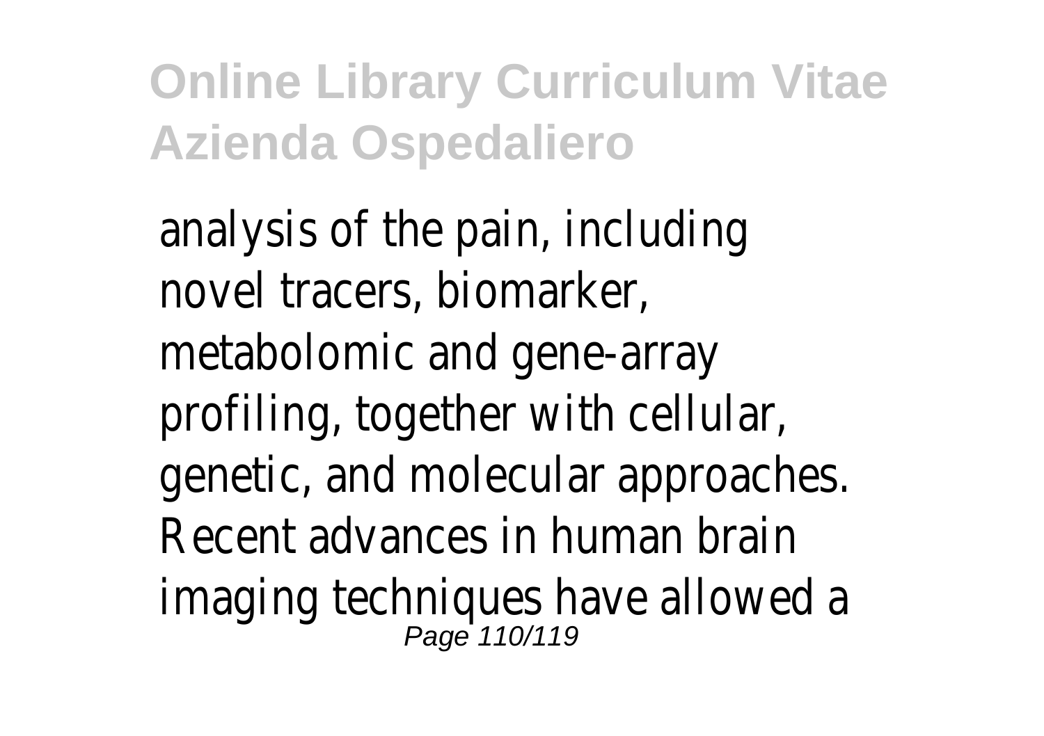analysis of the pain, including novel tracers, biomarker, metabolomic and gene-array profiling, together with cellular, genetic, and molecular approaches. Recent advances in human brain imaging techniques have allowed a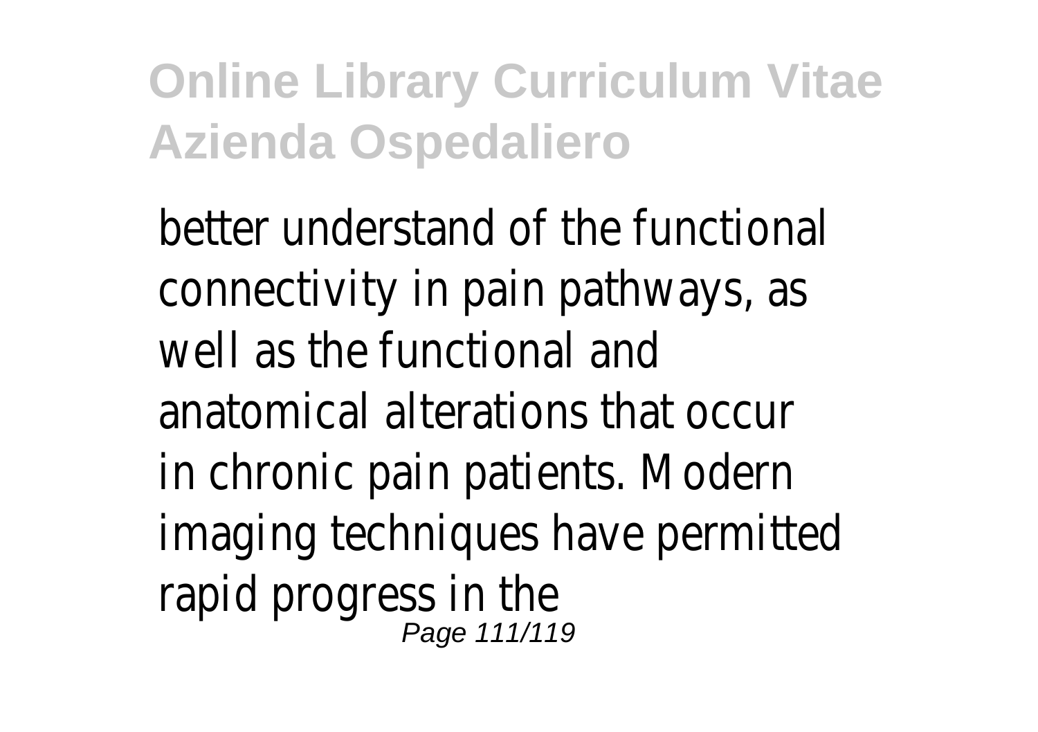better understand of the functional connectivity in pain pathways, as well as the functional and anatomical alterations that occur in chronic pain patients. Modern imaging techniques have permitted rapid progress in the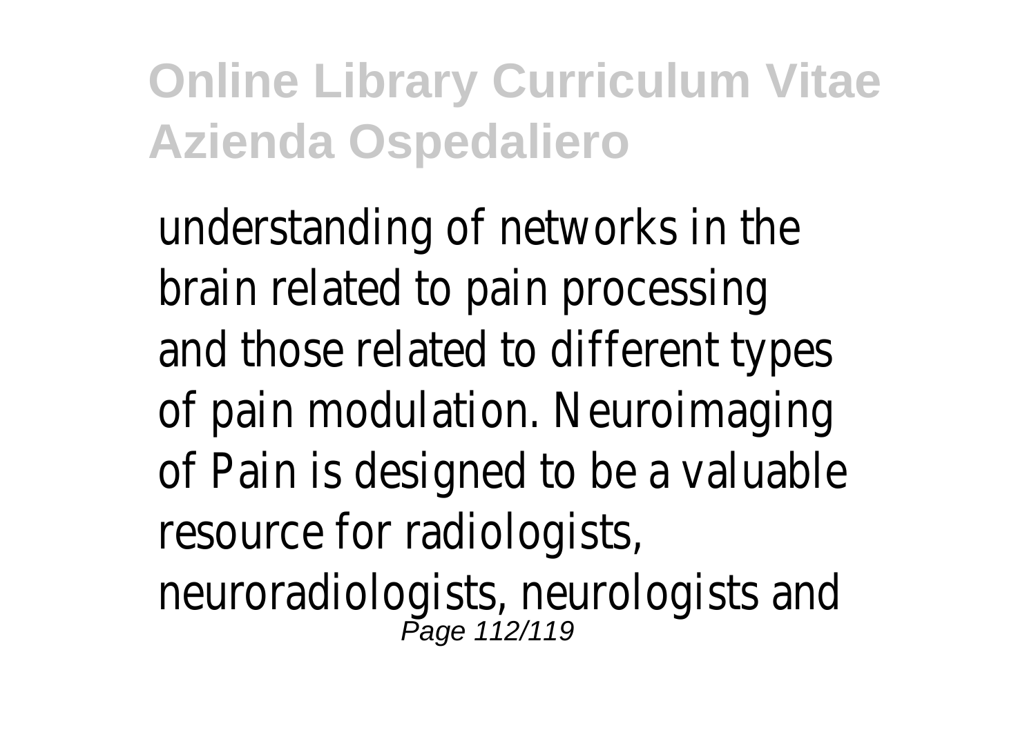understanding of networks in the brain related to pain processing and those related to different types of pain modulation. Neuroimaging of Pain is designed to be a valuable resource for radiologists, neuroradiologists, neurologists and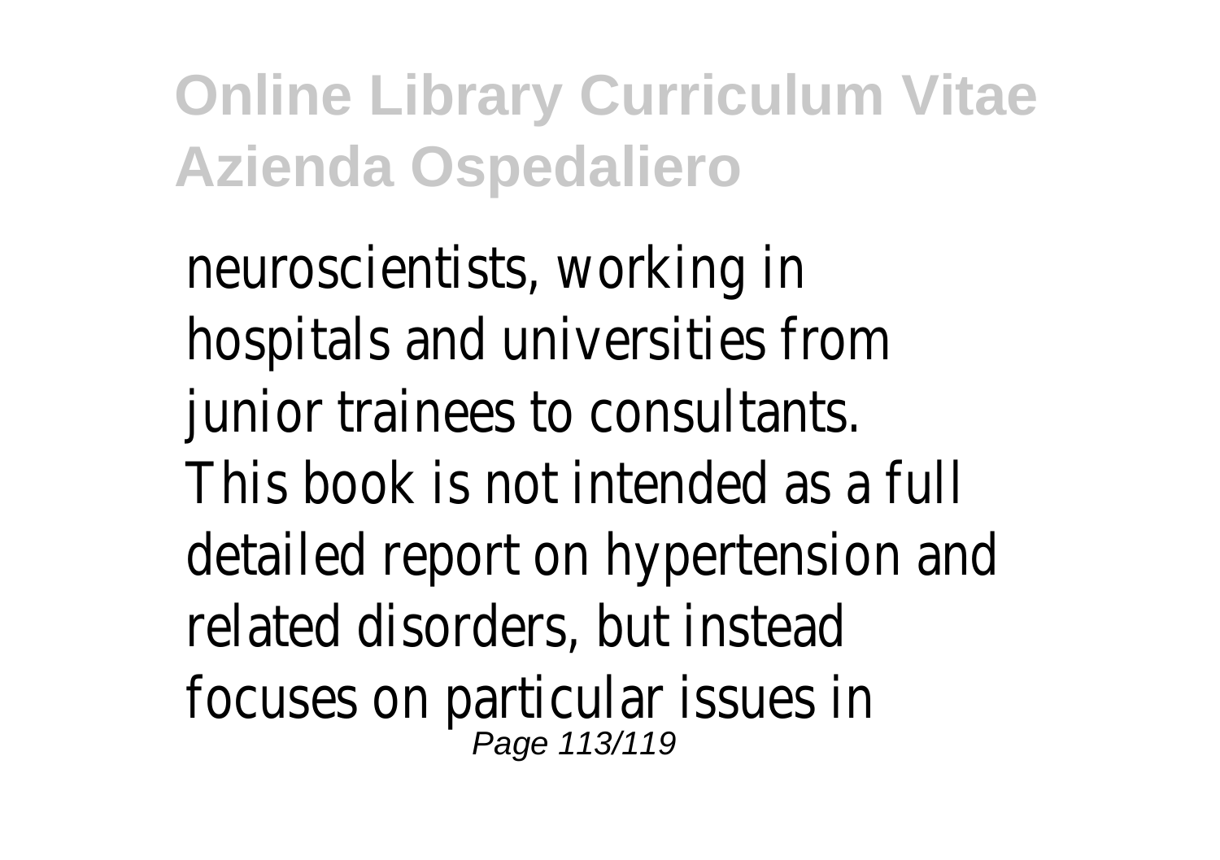neuroscientists, working in hospitals and universities from junior trainees to consultants. This book is not intended as a full detailed report on hypertension and related disorders, but instead focuses on particular issues in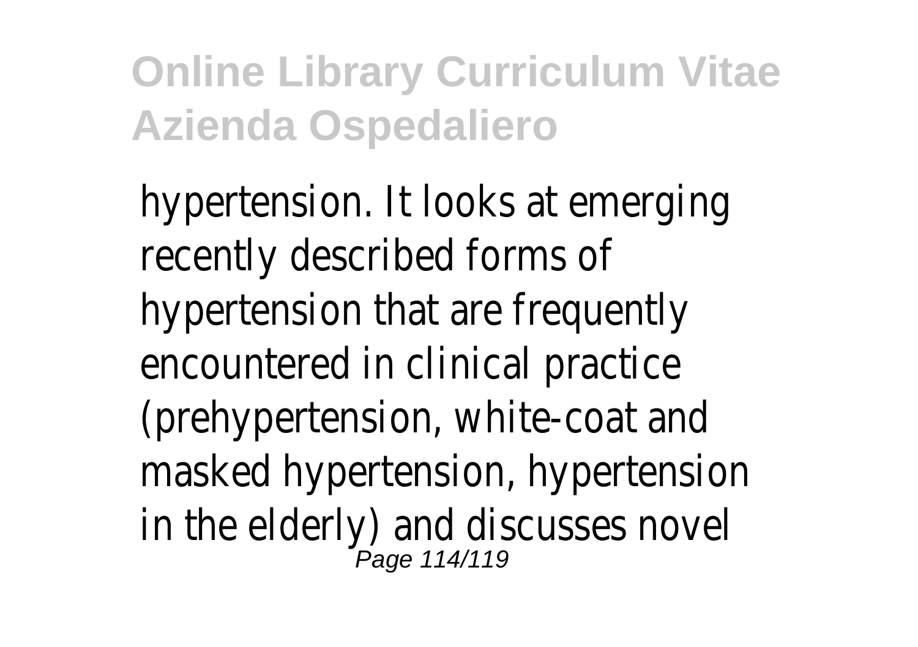hypertension. It looks at emerging recently described forms of hypertension that are frequently encountered in clinical practice (prehypertension, white-coat and masked hypertension, hypertension in the elderly) and discusses novel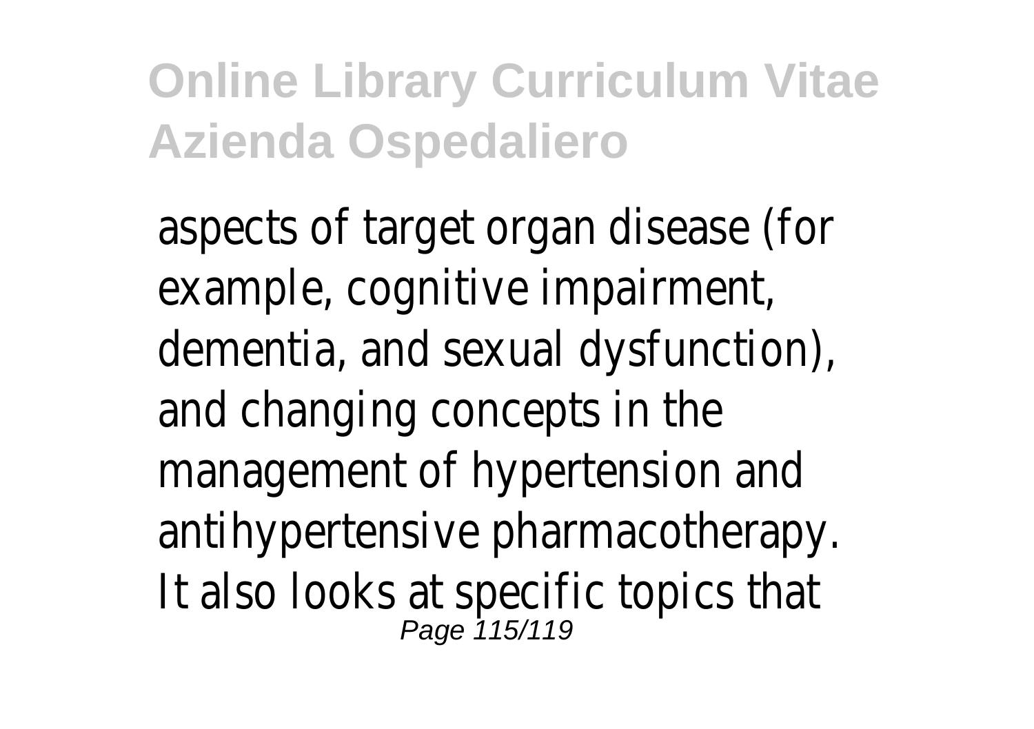aspects of target organ disease (for example, cognitive impairment, dementia, and sexual dysfunction), and changing concepts in the management of hypertension and antihypertensive pharmacotherapy. It also looks at specific topics that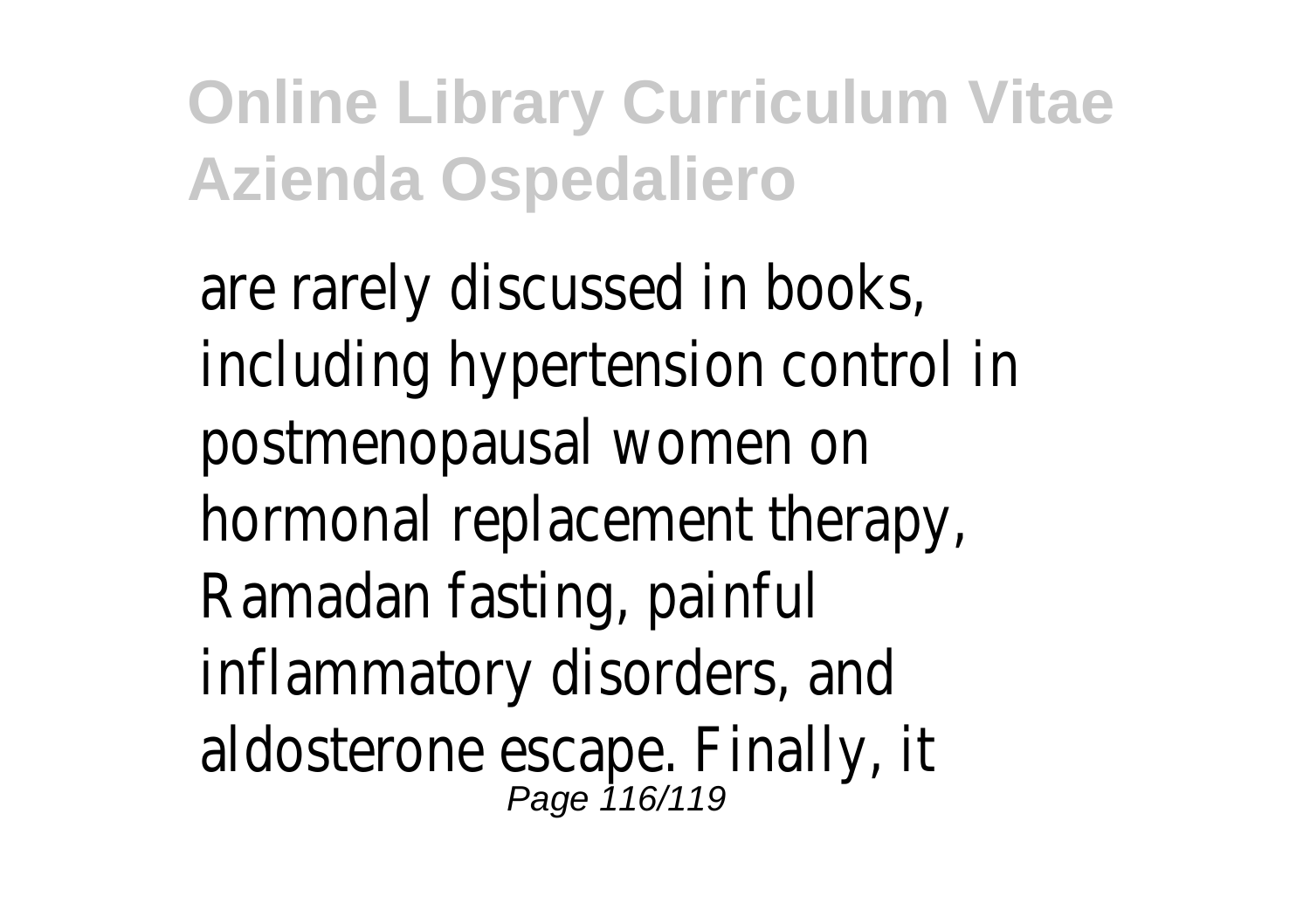are rarely discussed in books, including hypertension control in postmenopausal women on hormonal replacement therapy, Ramadan fasting, painful inflammatory disorders, and aldosterone escape. Finally, it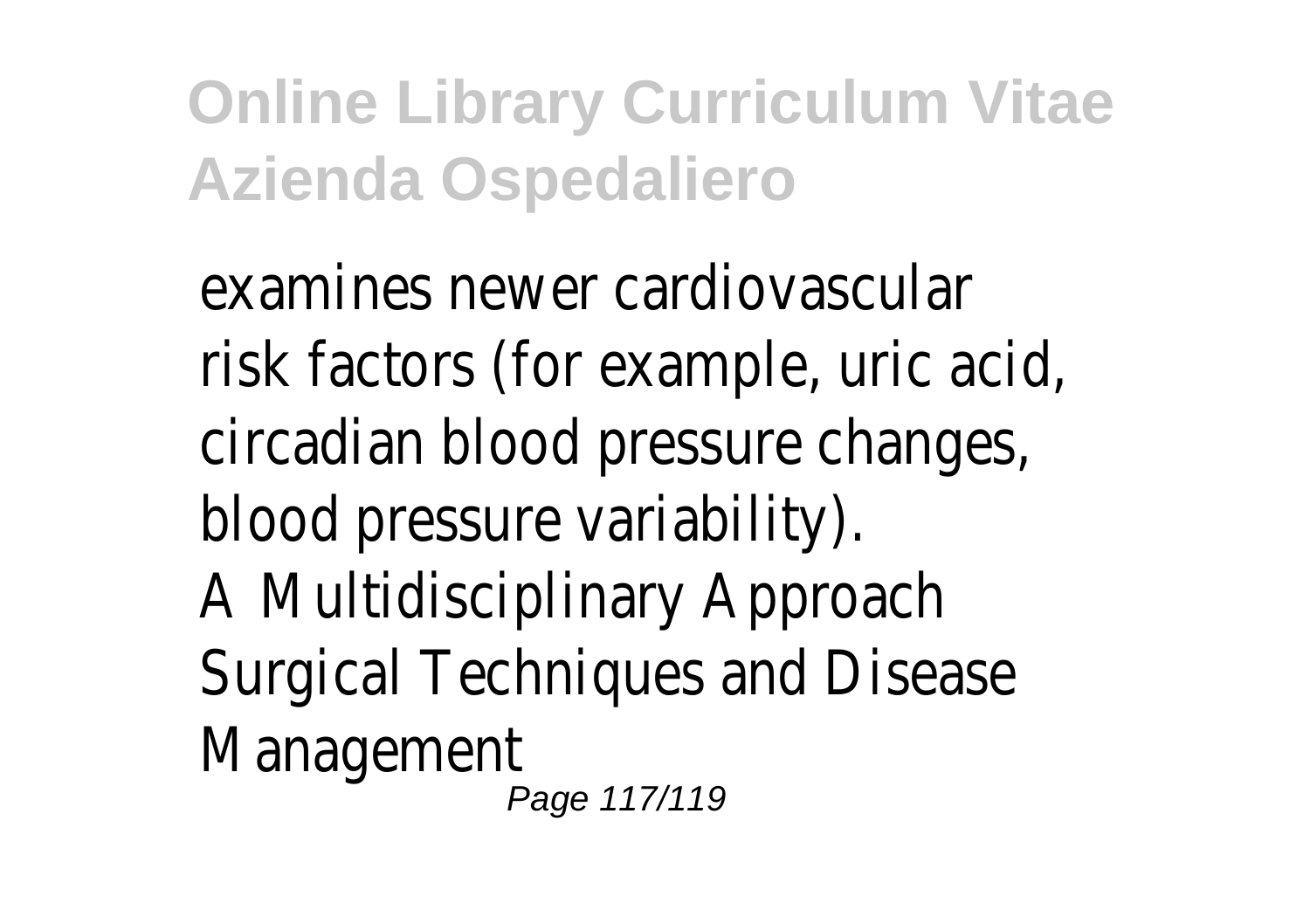examines newer cardiovascular risk factors (for example, uric acid, circadian blood pressure changes, blood pressure variability).

A Multidisciplinary Approach

Surgical Techniques and Disease Management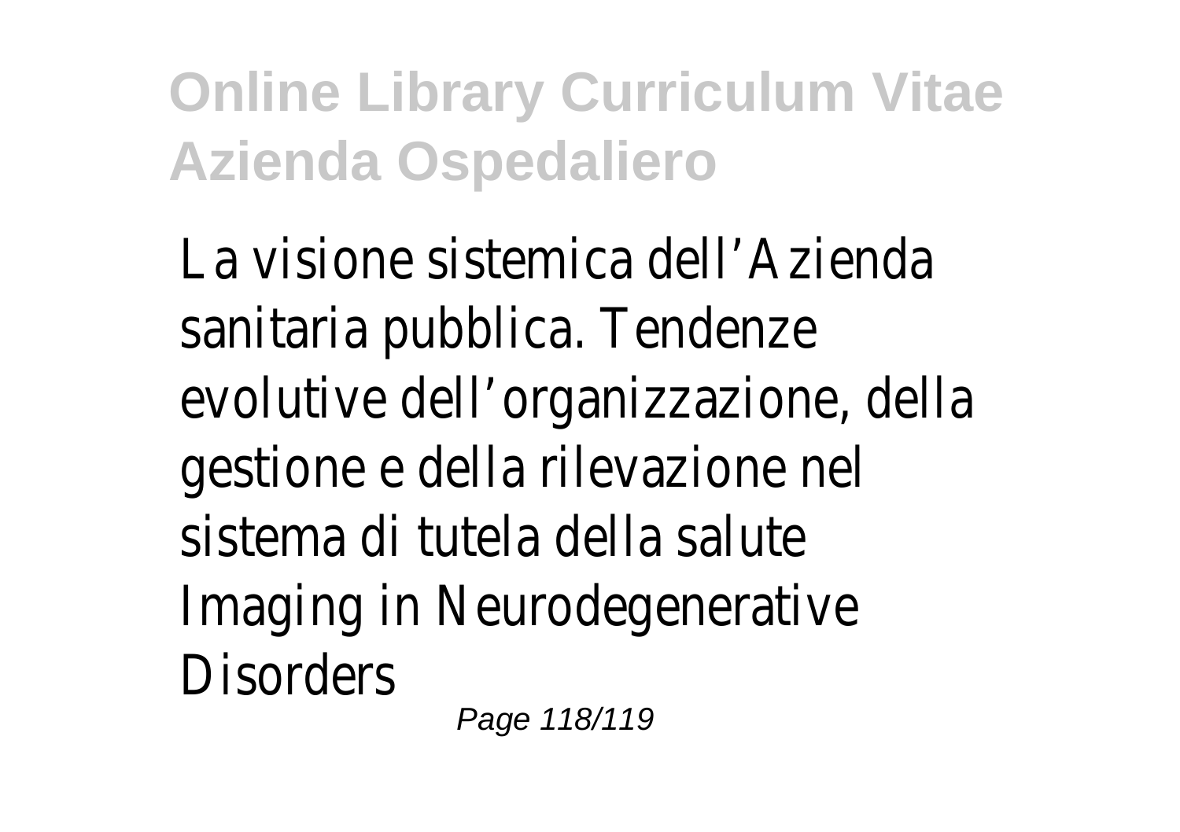La visione sistemica dell'Azienda sanitaria pubblica. Tendenze evolutive dell'organizzazione, della gestione e della rilevazione nel sistema di tutela della salute
Imaging in Neurodegenerative Disorders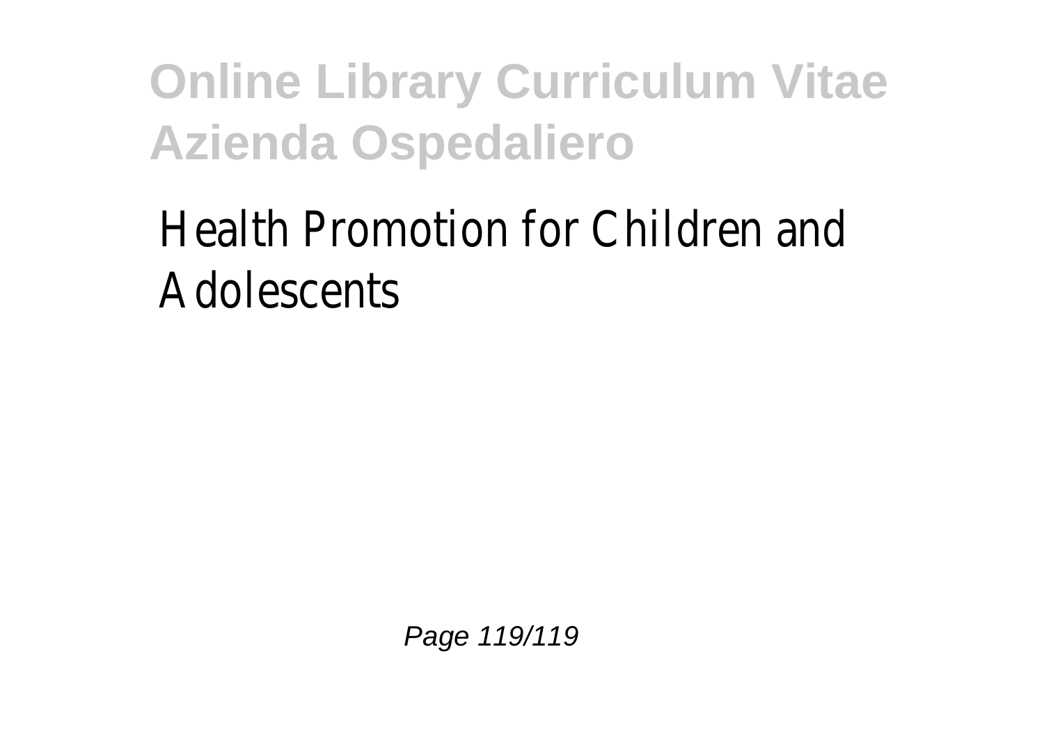Health Promotion for Children and Adolescents